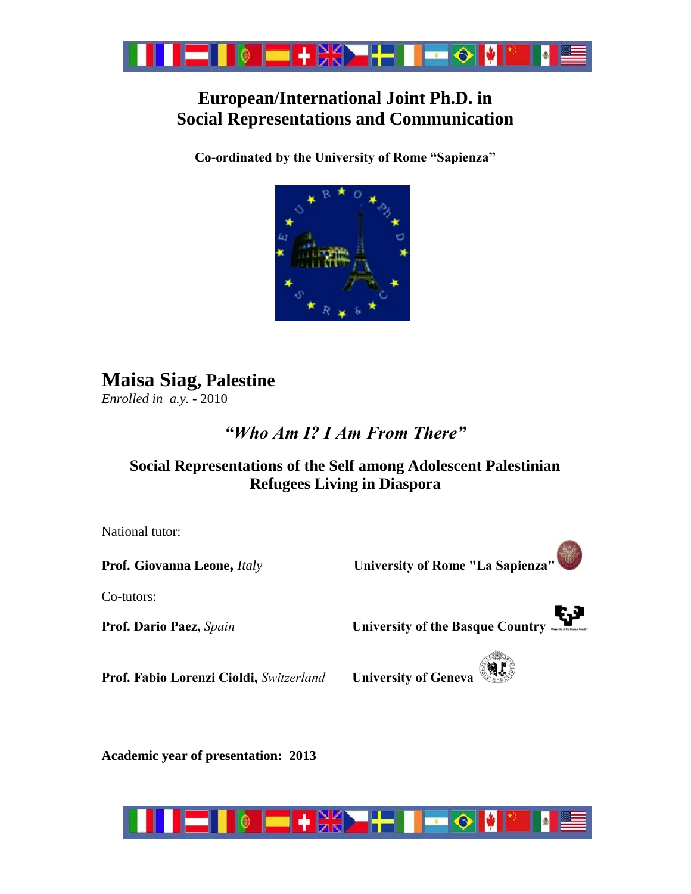# European/International Joint Ph.D. in Social Representations and Communication

**Co-ordinated by the University of Rome "Sapienza"**

## Maisa Siag, Palestine

*Enrolled in a.y.* - 2010

### *"Who Am I? I Am From There"*

### Social Representations of the Self among Adolescent Palestinian Refugees Living in Diaspora

National tutor:

**Prof. Giovanna Leone,** *Italy* — **University of Rome "La Sapienza"**

Co-tutors:

**Prof. Dario Paez,** *Spain* — **University of the Basque Country**

**Prof. Fabio Lorenzi Cioldi,** *Switzerland* — **University of Geneva**

**Academic year of presentation: 2013**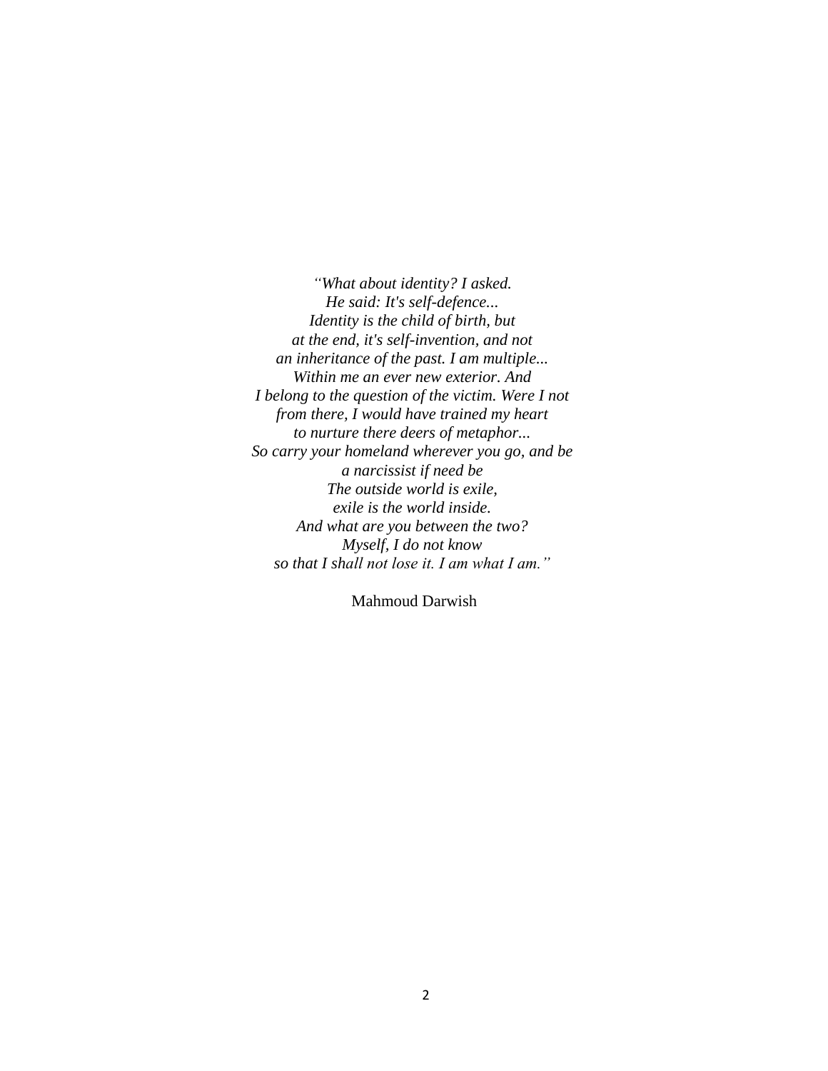*"What about identity? I asked.*
*He said: It's self-defence...*
*Identity is the child of birth, but*
*at the end, it's self-invention, and not*
*an inheritance of the past. I am multiple...*
*Within me an ever new exterior. And*
*I belong to the question of the victim. Were I not*
*from there, I would have trained my heart*
*to nurture there deers of metaphor...*
*So carry your homeland wherever you go, and be*
*a narcissist if need be*
*The outside world is exile,*
*exile is the world inside.*
*And what are you between the two?*
*Myself, I do not know*
*so that I shall not lose it. I am what I am."*

Mahmoud Darwish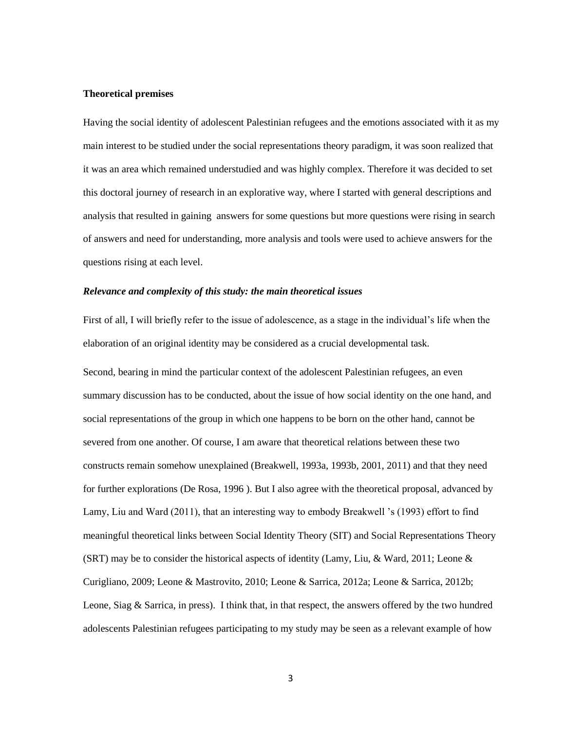**Theoretical premises**

Having the social identity of adolescent Palestinian refugees and the emotions associated with it as my main interest to be studied under the social representations theory paradigm, it was soon realized that it was an area which remained understudied and was highly complex. Therefore it was decided to set this doctoral journey of research in an explorative way, where I started with general descriptions and analysis that resulted in gaining answers for some questions but more questions were rising in search of answers and need for understanding, more analysis and tools were used to achieve answers for the questions rising at each level.

***Relevance and complexity of this study: the main theoretical issues***

First of all, I will briefly refer to the issue of adolescence, as a stage in the individual's life when the elaboration of an original identity may be considered as a crucial developmental task.

Second, bearing in mind the particular context of the adolescent Palestinian refugees, an even summary discussion has to be conducted, about the issue of how social identity on the one hand, and social representations of the group in which one happens to be born on the other hand, cannot be severed from one another. Of course, I am aware that theoretical relations between these two constructs remain somehow unexplained (Breakwell, 1993a, 1993b, 2001, 2011) and that they need for further explorations (De Rosa, 1996 ). But I also agree with the theoretical proposal, advanced by Lamy, Liu and Ward (2011), that an interesting way to embody Breakwell 's (1993) effort to find meaningful theoretical links between Social Identity Theory (SIT) and Social Representations Theory (SRT) may be to consider the historical aspects of identity (Lamy, Liu, & Ward, 2011; Leone & Curigliano, 2009; Leone & Mastrovito, 2010; Leone & Sarrica, 2012a; Leone & Sarrica, 2012b; Leone, Siag & Sarrica, in press). I think that, in that respect, the answers offered by the two hundred adolescents Palestinian refugees participating to my study may be seen as a relevant example of how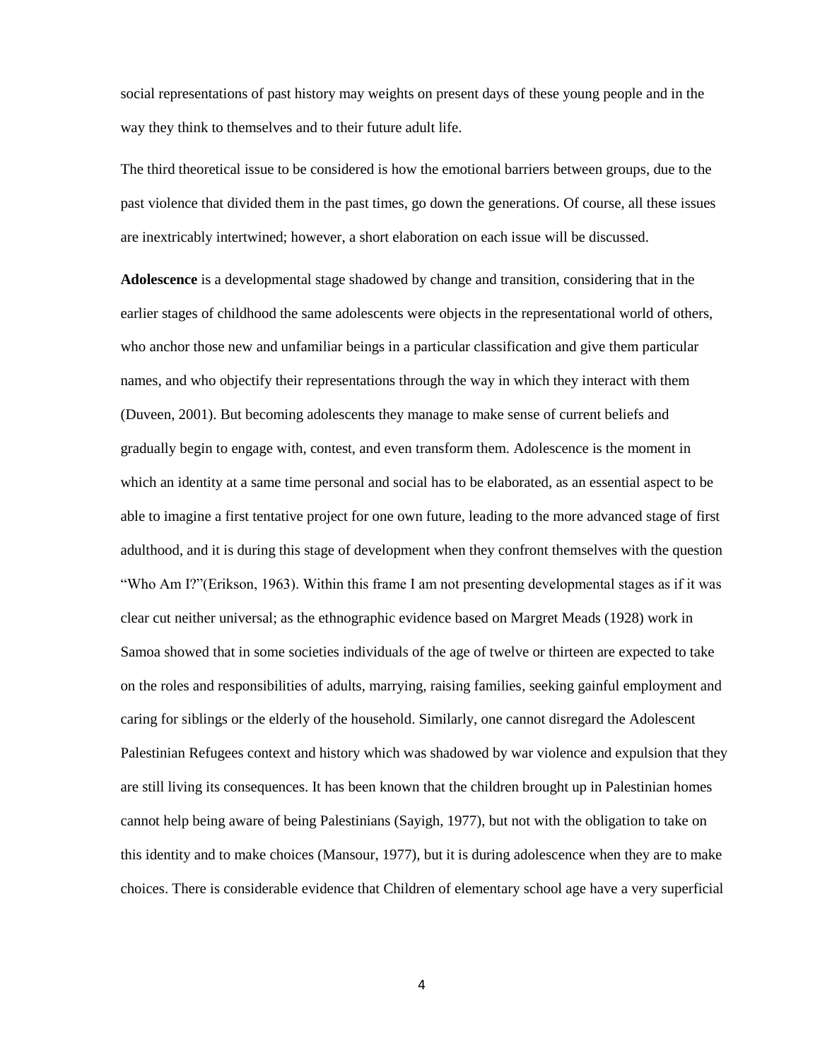social representations of past history may weights on present days of these young people and in the way they think to themselves and to their future adult life.

The third theoretical issue to be considered is how the emotional barriers between groups, due to the past violence that divided them in the past times, go down the generations. Of course, all these issues are inextricably intertwined; however, a short elaboration on each issue will be discussed.

**Adolescence** is a developmental stage shadowed by change and transition, considering that in the earlier stages of childhood the same adolescents were objects in the representational world of others, who anchor those new and unfamiliar beings in a particular classification and give them particular names, and who objectify their representations through the way in which they interact with them (Duveen, 2001). But becoming adolescents they manage to make sense of current beliefs and gradually begin to engage with, contest, and even transform them. Adolescence is the moment in which an identity at a same time personal and social has to be elaborated, as an essential aspect to be able to imagine a first tentative project for one own future, leading to the more advanced stage of first adulthood, and it is during this stage of development when they confront themselves with the question "Who Am I?"(Erikson, 1963). Within this frame I am not presenting developmental stages as if it was clear cut neither universal; as the ethnographic evidence based on Margret Meads (1928) work in Samoa showed that in some societies individuals of the age of twelve or thirteen are expected to take on the roles and responsibilities of adults, marrying, raising families, seeking gainful employment and caring for siblings or the elderly of the household. Similarly, one cannot disregard the Adolescent Palestinian Refugees context and history which was shadowed by war violence and expulsion that they are still living its consequences. It has been known that the children brought up in Palestinian homes cannot help being aware of being Palestinians (Sayigh, 1977), but not with the obligation to take on this identity and to make choices (Mansour, 1977), but it is during adolescence when they are to make choices. There is considerable evidence that Children of elementary school age have a very superficial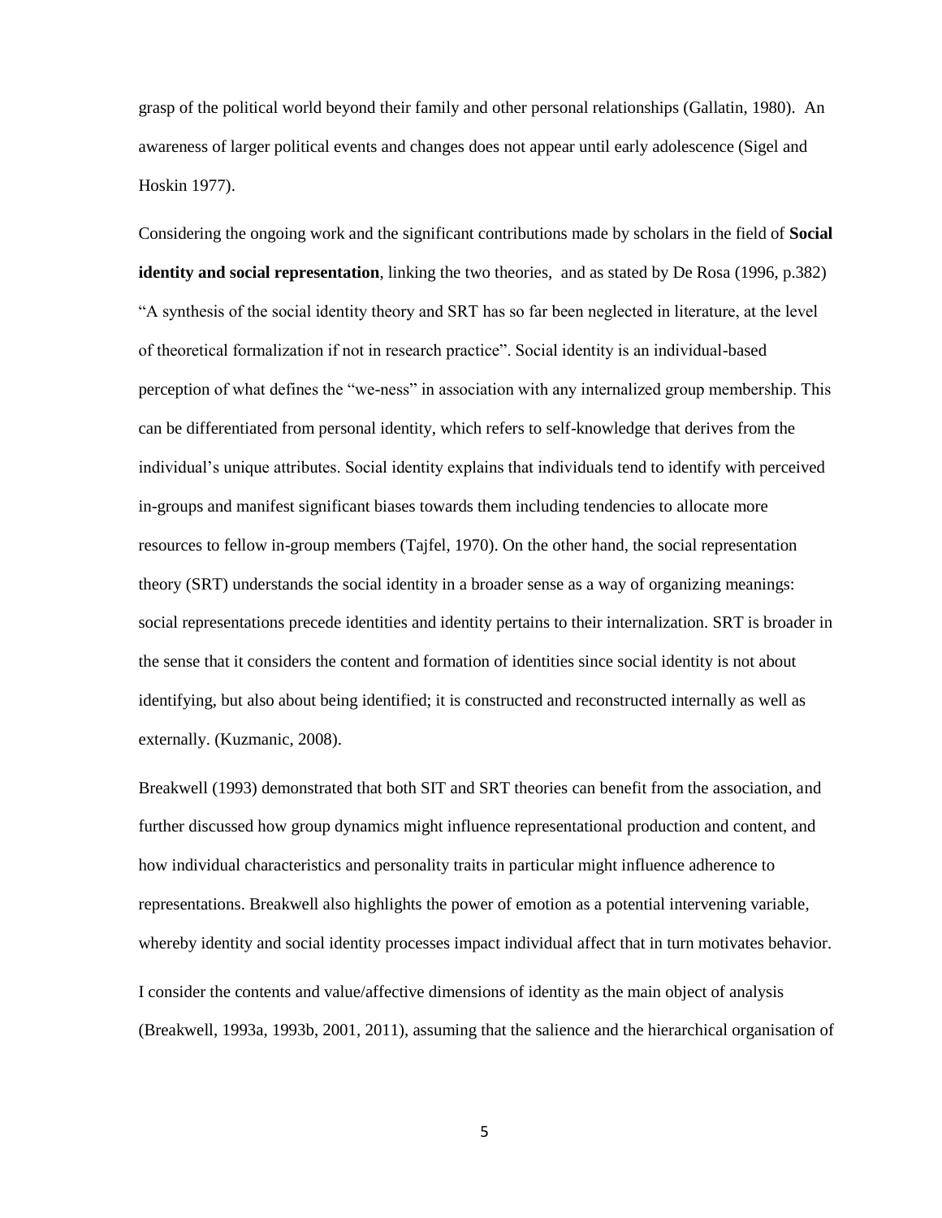grasp of the political world beyond their family and other personal relationships (Gallatin, 1980). An awareness of larger political events and changes does not appear until early adolescence (Sigel and Hoskin 1977).

Considering the ongoing work and the significant contributions made by scholars in the field of **Social identity and social representation**, linking the two theories, and as stated by De Rosa (1996, p.382) "A synthesis of the social identity theory and SRT has so far been neglected in literature, at the level of theoretical formalization if not in research practice". Social identity is an individual-based perception of what defines the "we-ness" in association with any internalized group membership. This can be differentiated from personal identity, which refers to self-knowledge that derives from the individual's unique attributes. Social identity explains that individuals tend to identify with perceived in-groups and manifest significant biases towards them including tendencies to allocate more resources to fellow in-group members (Tajfel, 1970). On the other hand, the social representation theory (SRT) understands the social identity in a broader sense as a way of organizing meanings: social representations precede identities and identity pertains to their internalization. SRT is broader in the sense that it considers the content and formation of identities since social identity is not about identifying, but also about being identified; it is constructed and reconstructed internally as well as externally. (Kuzmanic, 2008).

Breakwell (1993) demonstrated that both SIT and SRT theories can benefit from the association, and further discussed how group dynamics might influence representational production and content, and how individual characteristics and personality traits in particular might influence adherence to representations. Breakwell also highlights the power of emotion as a potential intervening variable, whereby identity and social identity processes impact individual affect that in turn motivates behavior.

I consider the contents and value/affective dimensions of identity as the main object of analysis (Breakwell, 1993a, 1993b, 2001, 2011), assuming that the salience and the hierarchical organisation of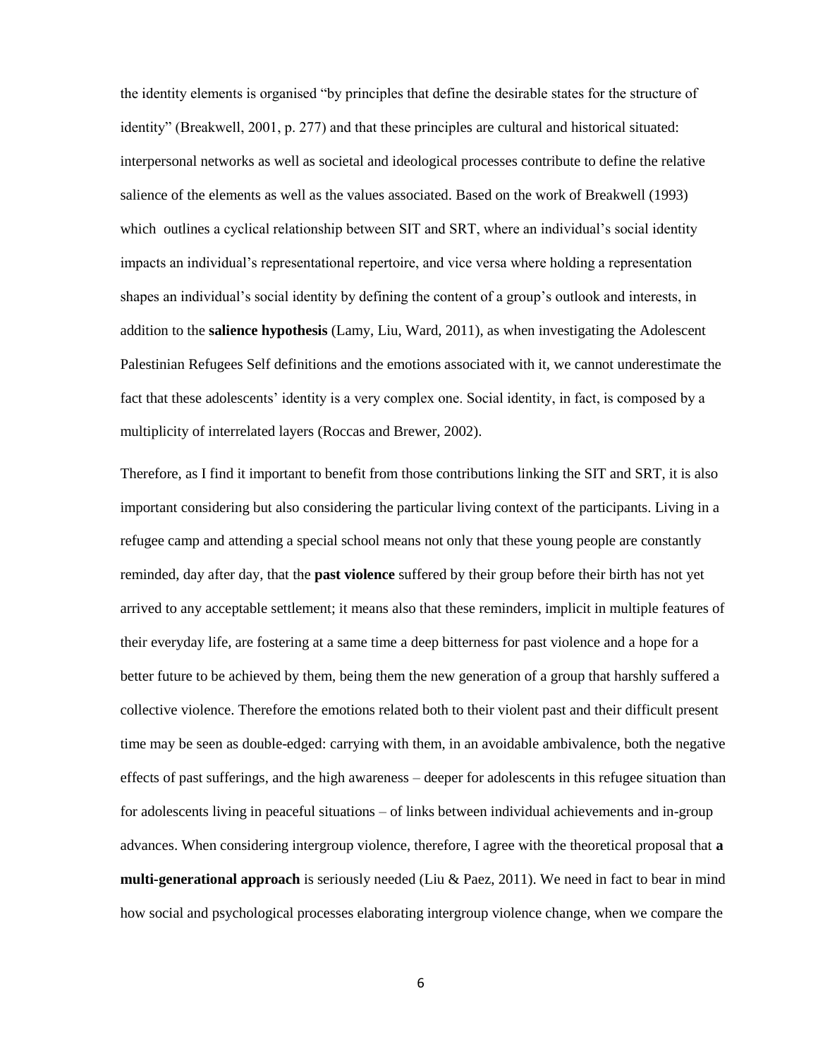the identity elements is organised "by principles that define the desirable states for the structure of identity" (Breakwell, 2001, p. 277) and that these principles are cultural and historical situated: interpersonal networks as well as societal and ideological processes contribute to define the relative salience of the elements as well as the values associated. Based on the work of Breakwell (1993) which outlines a cyclical relationship between SIT and SRT, where an individual's social identity impacts an individual's representational repertoire, and vice versa where holding a representation shapes an individual's social identity by defining the content of a group's outlook and interests, in addition to the **salience hypothesis** (Lamy, Liu, Ward, 2011), as when investigating the Adolescent Palestinian Refugees Self definitions and the emotions associated with it, we cannot underestimate the fact that these adolescents' identity is a very complex one. Social identity, in fact, is composed by a multiplicity of interrelated layers (Roccas and Brewer, 2002).

Therefore, as I find it important to benefit from those contributions linking the SIT and SRT, it is also important considering but also considering the particular living context of the participants. Living in a refugee camp and attending a special school means not only that these young people are constantly reminded, day after day, that the **past violence** suffered by their group before their birth has not yet arrived to any acceptable settlement; it means also that these reminders, implicit in multiple features of their everyday life, are fostering at a same time a deep bitterness for past violence and a hope for a better future to be achieved by them, being them the new generation of a group that harshly suffered a collective violence. Therefore the emotions related both to their violent past and their difficult present time may be seen as double-edged: carrying with them, in an avoidable ambivalence, both the negative effects of past sufferings, and the high awareness – deeper for adolescents in this refugee situation than for adolescents living in peaceful situations – of links between individual achievements and in-group advances. When considering intergroup violence, therefore, I agree with the theoretical proposal that **a multi-generational approach** is seriously needed (Liu & Paez, 2011). We need in fact to bear in mind how social and psychological processes elaborating intergroup violence change, when we compare the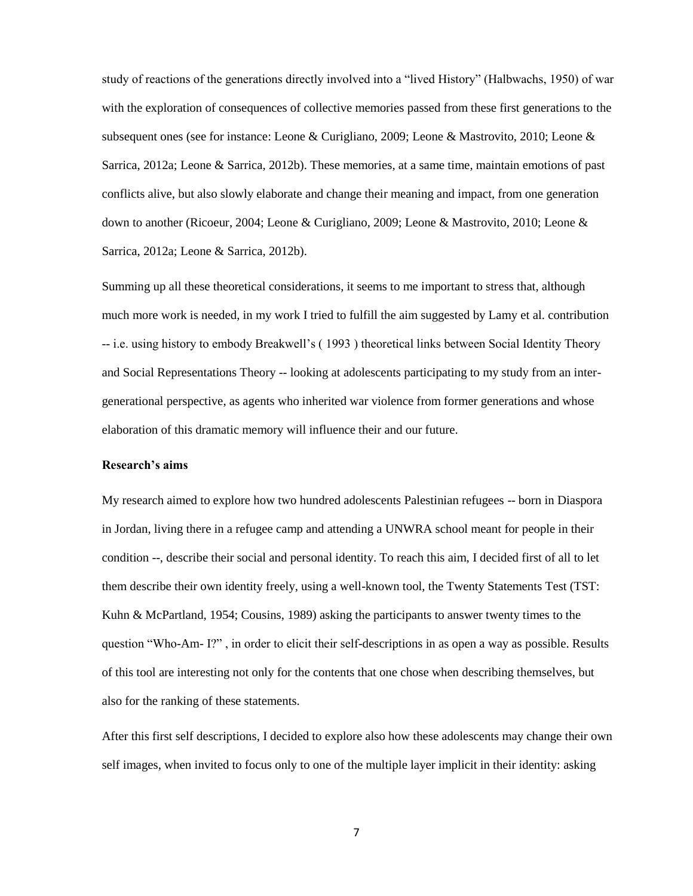study of reactions of the generations directly involved into a "lived History" (Halbwachs, 1950) of war with the exploration of consequences of collective memories passed from these first generations to the subsequent ones (see for instance: Leone & Curigliano, 2009; Leone & Mastrovito, 2010; Leone & Sarrica, 2012a; Leone & Sarrica, 2012b). These memories, at a same time, maintain emotions of past conflicts alive, but also slowly elaborate and change their meaning and impact, from one generation down to another (Ricoeur, 2004; Leone & Curigliano, 2009; Leone & Mastrovito, 2010; Leone & Sarrica, 2012a; Leone & Sarrica, 2012b).

Summing up all these theoretical considerations, it seems to me important to stress that, although much more work is needed, in my work I tried to fulfill the aim suggested by Lamy et al. contribution -- i.e. using history to embody Breakwell's ( 1993 ) theoretical links between Social Identity Theory and Social Representations Theory -- looking at adolescents participating to my study from an inter-generational perspective, as agents who inherited war violence from former generations and whose elaboration of this dramatic memory will influence their and our future.

**Research's aims**

My research aimed to explore how two hundred adolescents Palestinian refugees -- born in Diaspora in Jordan, living there in a refugee camp and attending a UNWRA school meant for people in their condition --, describe their social and personal identity. To reach this aim, I decided first of all to let them describe their own identity freely, using a well-known tool, the Twenty Statements Test (TST: Kuhn & McPartland, 1954; Cousins, 1989) asking the participants to answer twenty times to the question "Who-Am- I?" , in order to elicit their self-descriptions in as open a way as possible. Results of this tool are interesting not only for the contents that one chose when describing themselves, but also for the ranking of these statements.

After this first self descriptions, I decided to explore also how these adolescents may change their own self images, when invited to focus only to one of the multiple layer implicit in their identity: asking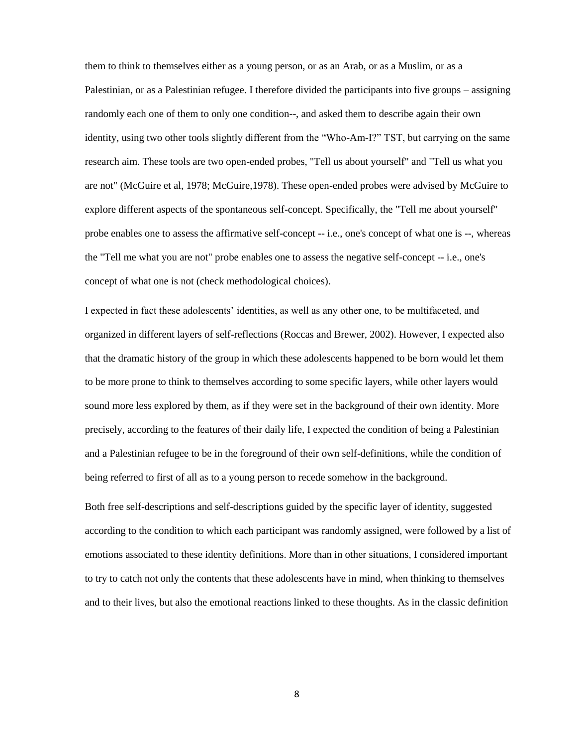them to think to themselves either as a young person, or as an Arab, or as a Muslim, or as a Palestinian, or as a Palestinian refugee. I therefore divided the participants into five groups – assigning randomly each one of them to only one condition--, and asked them to describe again their own identity, using two other tools slightly different from the "Who-Am-I?" TST, but carrying on the same research aim. These tools are two open-ended probes, "Tell us about yourself" and "Tell us what you are not" (McGuire et al, 1978; McGuire,1978). These open-ended probes were advised by McGuire to explore different aspects of the spontaneous self-concept. Specifically, the "Tell me about yourself" probe enables one to assess the affirmative self-concept -- i.e., one's concept of what one is --, whereas the "Tell me what you are not" probe enables one to assess the negative self-concept -- i.e., one's concept of what one is not (check methodological choices).

I expected in fact these adolescents' identities, as well as any other one, to be multifaceted, and organized in different layers of self-reflections (Roccas and Brewer, 2002). However, I expected also that the dramatic history of the group in which these adolescents happened to be born would let them to be more prone to think to themselves according to some specific layers, while other layers would sound more less explored by them, as if they were set in the background of their own identity. More precisely, according to the features of their daily life, I expected the condition of being a Palestinian and a Palestinian refugee to be in the foreground of their own self-definitions, while the condition of being referred to first of all as to a young person to recede somehow in the background.

Both free self-descriptions and self-descriptions guided by the specific layer of identity, suggested according to the condition to which each participant was randomly assigned, were followed by a list of emotions associated to these identity definitions. More than in other situations, I considered important to try to catch not only the contents that these adolescents have in mind, when thinking to themselves and to their lives, but also the emotional reactions linked to these thoughts. As in the classic definition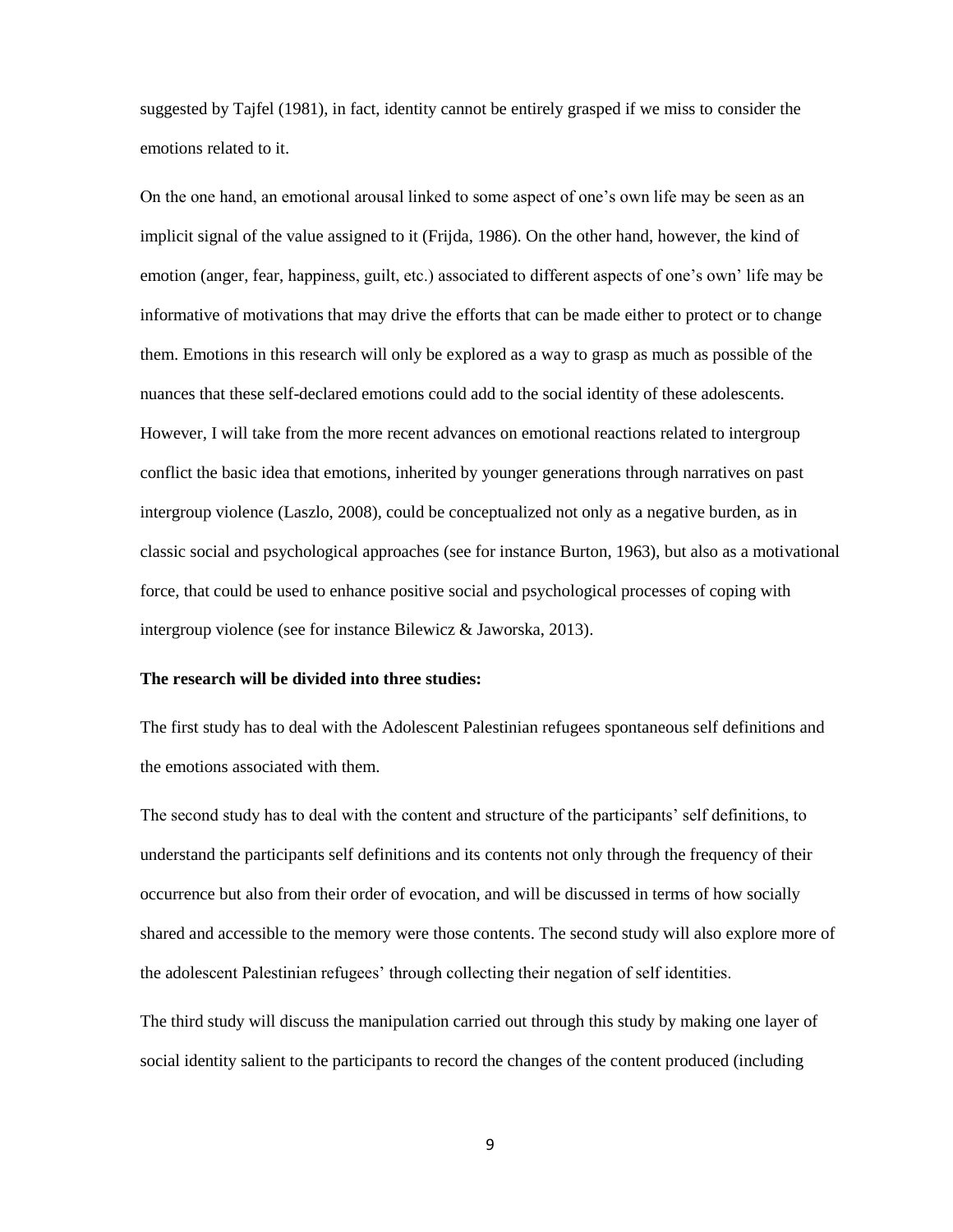suggested by Tajfel (1981), in fact, identity cannot be entirely grasped if we miss to consider the emotions related to it.

On the one hand, an emotional arousal linked to some aspect of one's own life may be seen as an implicit signal of the value assigned to it (Frijda, 1986). On the other hand, however, the kind of emotion (anger, fear, happiness, guilt, etc.) associated to different aspects of one's own' life may be informative of motivations that may drive the efforts that can be made either to protect or to change them. Emotions in this research will only be explored as a way to grasp as much as possible of the nuances that these self-declared emotions could add to the social identity of these adolescents. However, I will take from the more recent advances on emotional reactions related to intergroup conflict the basic idea that emotions, inherited by younger generations through narratives on past intergroup violence (Laszlo, 2008), could be conceptualized not only as a negative burden, as in classic social and psychological approaches (see for instance Burton, 1963), but also as a motivational force, that could be used to enhance positive social and psychological processes of coping with intergroup violence (see for instance Bilewicz & Jaworska, 2013).

**The research will be divided into three studies:**

The first study has to deal with the Adolescent Palestinian refugees spontaneous self definitions and the emotions associated with them.

The second study has to deal with the content and structure of the participants' self definitions, to understand the participants self definitions and its contents not only through the frequency of their occurrence but also from their order of evocation, and will be discussed in terms of how socially shared and accessible to the memory were those contents. The second study will also explore more of the adolescent Palestinian refugees' through collecting their negation of self identities.

The third study will discuss the manipulation carried out through this study by making one layer of social identity salient to the participants to record the changes of the content produced (including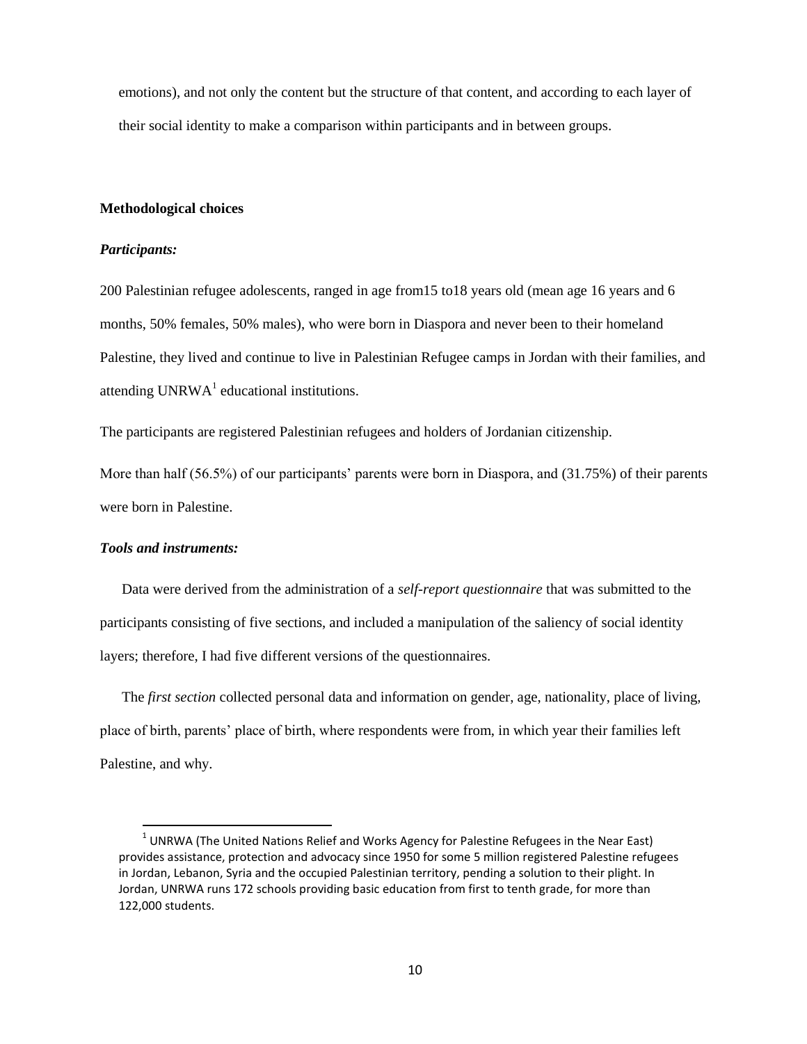emotions), and not only the content but the structure of that content, and according to each layer of their social identity to make a comparison within participants and in between groups.

## Methodological choices

### *Participants:*

200 Palestinian refugee adolescents, ranged in age from15 to18 years old (mean age 16 years and 6 months, 50% females, 50% males), who were born in Diaspora and never been to their homeland Palestine, they lived and continue to live in Palestinian Refugee camps in Jordan with their families, and attending UNRWA[1] educational institutions.

The participants are registered Palestinian refugees and holders of Jordanian citizenship.

More than half (56.5%) of our participants' parents were born in Diaspora, and (31.75%) of their parents were born in Palestine.

### *Tools and instruments:*

Data were derived from the administration of a *self-report questionnaire* that was submitted to the participants consisting of five sections, and included a manipulation of the saliency of social identity layers; therefore, I had five different versions of the questionnaires.

The *first section* collected personal data and information on gender, age, nationality, place of living, place of birth, parents' place of birth, where respondents were from, in which year their families left Palestine, and why.

---

[1] UNRWA (The United Nations Relief and Works Agency for Palestine Refugees in the Near East) provides assistance, protection and advocacy since 1950 for some 5 million registered Palestine refugees in Jordan, Lebanon, Syria and the occupied Palestinian territory, pending a solution to their plight. In Jordan, UNRWA runs 172 schools providing basic education from first to tenth grade, for more than 122,000 students.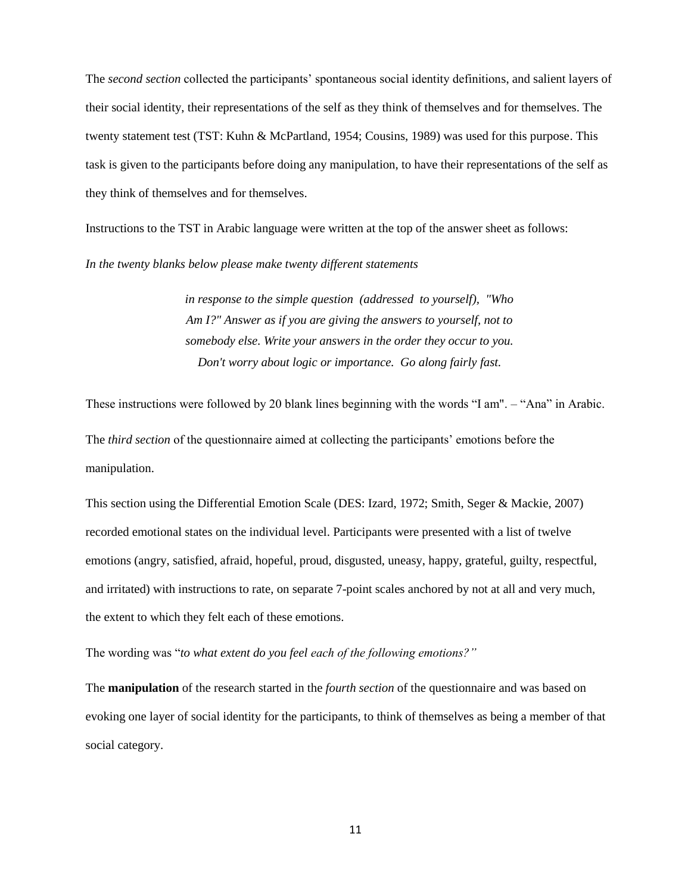The *second section* collected the participants' spontaneous social identity definitions, and salient layers of their social identity, their representations of the self as they think of themselves and for themselves. The twenty statement test (TST: Kuhn & McPartland, 1954; Cousins, 1989) was used for this purpose. This task is given to the participants before doing any manipulation, to have their representations of the self as they think of themselves and for themselves.

Instructions to the TST in Arabic language were written at the top of the answer sheet as follows:

*In the twenty blanks below please make twenty different statements*

> *in response to the simple question (addressed to yourself), "Who Am I?" Answer as if you are giving the answers to yourself, not to somebody else. Write your answers in the order they occur to you. Don't worry about logic or importance. Go along fairly fast.*

These instructions were followed by 20 blank lines beginning with the words "I am". – "Ana" in Arabic.

The *third section* of the questionnaire aimed at collecting the participants' emotions before the manipulation.

This section using the Differential Emotion Scale (DES: Izard, 1972; Smith, Seger & Mackie, 2007) recorded emotional states on the individual level. Participants were presented with a list of twelve emotions (angry, satisfied, afraid, hopeful, proud, disgusted, uneasy, happy, grateful, guilty, respectful, and irritated) with instructions to rate, on separate 7-point scales anchored by not at all and very much, the extent to which they felt each of these emotions.

The wording was "*to what extent do you feel each of the following emotions?"*

The **manipulation** of the research started in the *fourth section* of the questionnaire and was based on evoking one layer of social identity for the participants, to think of themselves as being a member of that social category.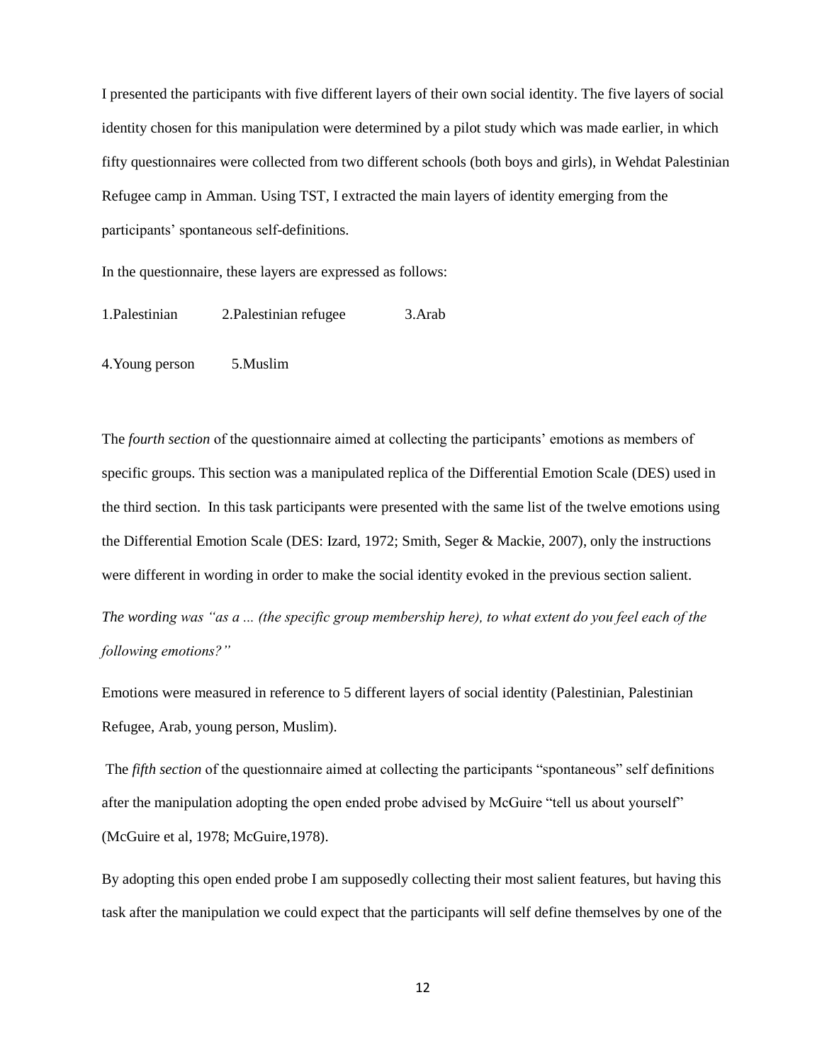I presented the participants with five different layers of their own social identity. The five layers of social identity chosen for this manipulation were determined by a pilot study which was made earlier, in which fifty questionnaires were collected from two different schools (both boys and girls), in Wehdat Palestinian Refugee camp in Amman. Using TST, I extracted the main layers of identity emerging from the participants' spontaneous self-definitions.

In the questionnaire, these layers are expressed as follows:

1.Palestinian    2.Palestinian refugee    3.Arab

4.Young person    5.Muslim

The *fourth section* of the questionnaire aimed at collecting the participants' emotions as members of specific groups. This section was a manipulated replica of the Differential Emotion Scale (DES) used in the third section. In this task participants were presented with the same list of the twelve emotions using the Differential Emotion Scale (DES: Izard, 1972; Smith, Seger & Mackie, 2007), only the instructions were different in wording in order to make the social identity evoked in the previous section salient.

*The wording was "as a ... (the specific group membership here), to what extent do you feel each of the following emotions?"*

Emotions were measured in reference to 5 different layers of social identity (Palestinian, Palestinian Refugee, Arab, young person, Muslim).

The *fifth section* of the questionnaire aimed at collecting the participants "spontaneous" self definitions after the manipulation adopting the open ended probe advised by McGuire "tell us about yourself" (McGuire et al, 1978; McGuire,1978).

By adopting this open ended probe I am supposedly collecting their most salient features, but having this task after the manipulation we could expect that the participants will self define themselves by one of the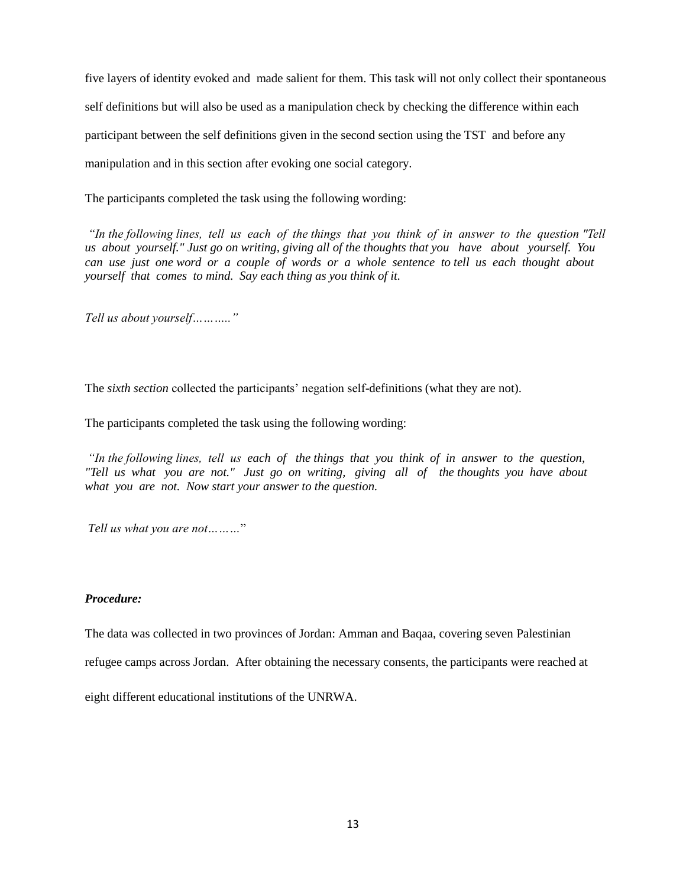five layers of identity evoked and made salient for them. This task will not only collect their spontaneous self definitions but will also be used as a manipulation check by checking the difference within each participant between the self definitions given in the second section using the TST and before any manipulation and in this section after evoking one social category.

The participants completed the task using the following wording:

*"In the following lines, tell us each of the things that you think of in answer to the question "Tell us about yourself." Just go on writing, giving all of the thoughts that you have about yourself. You can use just one word or a couple of words or a whole sentence to tell us each thought about yourself that comes to mind. Say each thing as you think of it.*

*Tell us about yourself……….."*

The *sixth section* collected the participants' negation self-definitions (what they are not).

The participants completed the task using the following wording:

*"In the following lines, tell us each of the things that you think of in answer to the question, "Tell us what you are not." Just go on writing, giving all of the thoughts you have about what you are not. Now start your answer to the question.*

*Tell us what you are not………"*

### *Procedure:*

The data was collected in two provinces of Jordan: Amman and Baqaa, covering seven Palestinian refugee camps across Jordan. After obtaining the necessary consents, the participants were reached at eight different educational institutions of the UNRWA.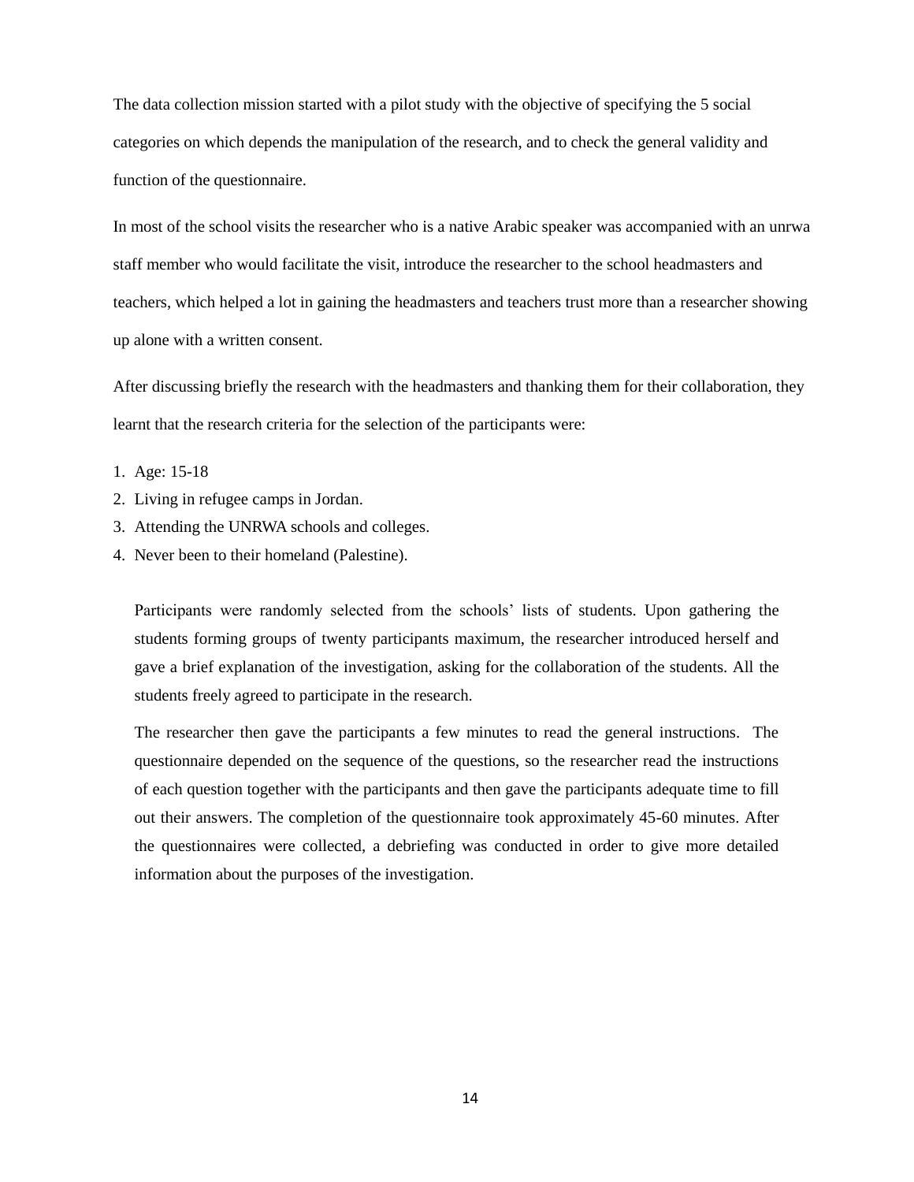The data collection mission started with a pilot study with the objective of specifying the 5 social categories on which depends the manipulation of the research, and to check the general validity and function of the questionnaire.

In most of the school visits the researcher who is a native Arabic speaker was accompanied with an unrwa staff member who would facilitate the visit, introduce the researcher to the school headmasters and teachers, which helped a lot in gaining the headmasters and teachers trust more than a researcher showing up alone with a written consent.

After discussing briefly the research with the headmasters and thanking them for their collaboration, they learnt that the research criteria for the selection of the participants were:

1. Age: 15-18
2. Living in refugee camps in Jordan.
3. Attending the UNRWA schools and colleges.
4. Never been to their homeland (Palestine).

Participants were randomly selected from the schools' lists of students. Upon gathering the students forming groups of twenty participants maximum, the researcher introduced herself and gave a brief explanation of the investigation, asking for the collaboration of the students. All the students freely agreed to participate in the research.

The researcher then gave the participants a few minutes to read the general instructions. The questionnaire depended on the sequence of the questions, so the researcher read the instructions of each question together with the participants and then gave the participants adequate time to fill out their answers. The completion of the questionnaire took approximately 45-60 minutes. After the questionnaires were collected, a debriefing was conducted in order to give more detailed information about the purposes of the investigation.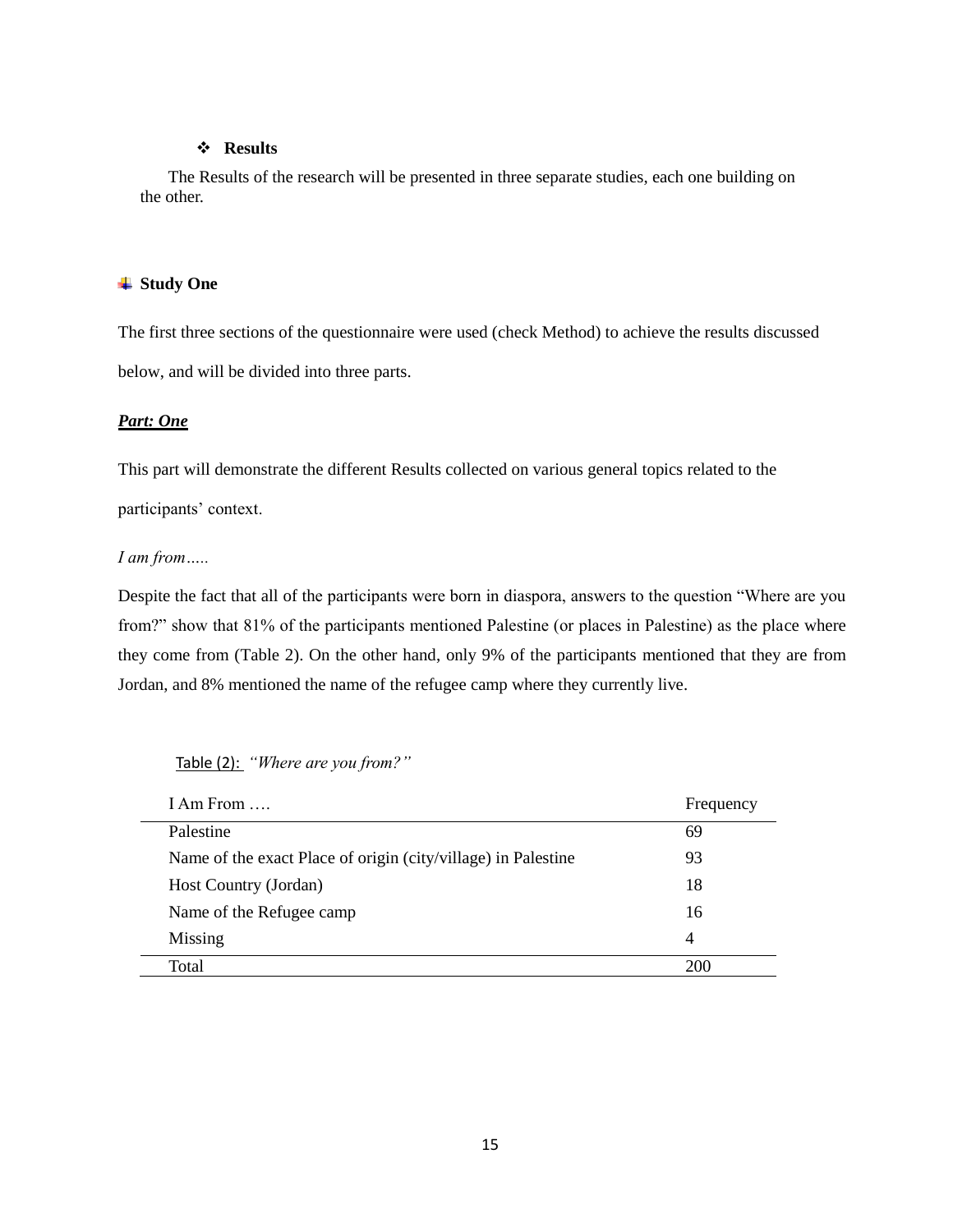## Results

The Results of the research will be presented in three separate studies, each one building on the other.

### Study One

The first three sections of the questionnaire were used (check Method) to achieve the results discussed below, and will be divided into three parts.

***Part: One***

This part will demonstrate the different Results collected on various general topics related to the participants' context.

*I am from…..*

Despite the fact that all of the participants were born in diaspora, answers to the question "Where are you from?" show that 81% of the participants mentioned Palestine (or places in Palestine) as the place where they come from (Table 2). On the other hand, only 9% of the participants mentioned that they are from Jordan, and 8% mentioned the name of the refugee camp where they currently live.

Table (2): *"Where are you from?"*

| I Am From …. | Frequency |
|---|---|
| Palestine | 69 |
| Name of the exact Place of origin (city/village) in Palestine | 93 |
| Host Country (Jordan) | 18 |
| Name of the Refugee camp | 16 |
| Missing | 4 |
| Total | 200 |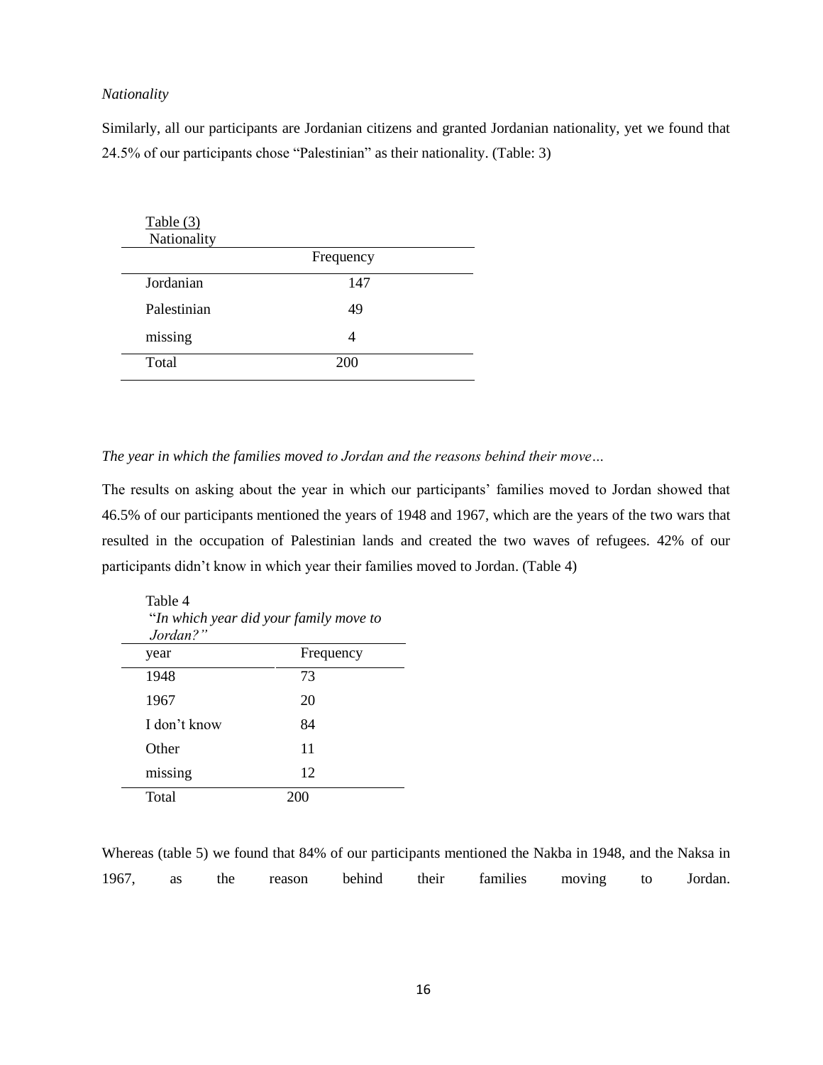*Nationality*

Similarly, all our participants are Jordanian citizens and granted Jordanian nationality, yet we found that 24.5% of our participants chose "Palestinian" as their nationality. (Table: 3)

Table (3)
Nationality

| | Frequency |
|---|---|
| Jordanian | 147 |
| Palestinian | 49 |
| missing | 4 |
| Total | 200 |

*The year in which the families moved to Jordan and the reasons behind their move…*

The results on asking about the year in which our participants' families moved to Jordan showed that 46.5% of our participants mentioned the years of 1948 and 1967, which are the years of the two wars that resulted in the occupation of Palestinian lands and created the two waves of refugees. 42% of our participants didn't know in which year their families moved to Jordan. (Table 4)

Table 4
"*In which year did your family move to Jordan?"*

| year | Frequency |
|---|---|
| 1948 | 73 |
| 1967 | 20 |
| I don't know | 84 |
| Other | 11 |
| missing | 12 |
| Total | 200 |

Whereas (table 5) we found that 84% of our participants mentioned the Nakba in 1948, and the Naksa in 1967, as the reason behind their families moving to Jordan.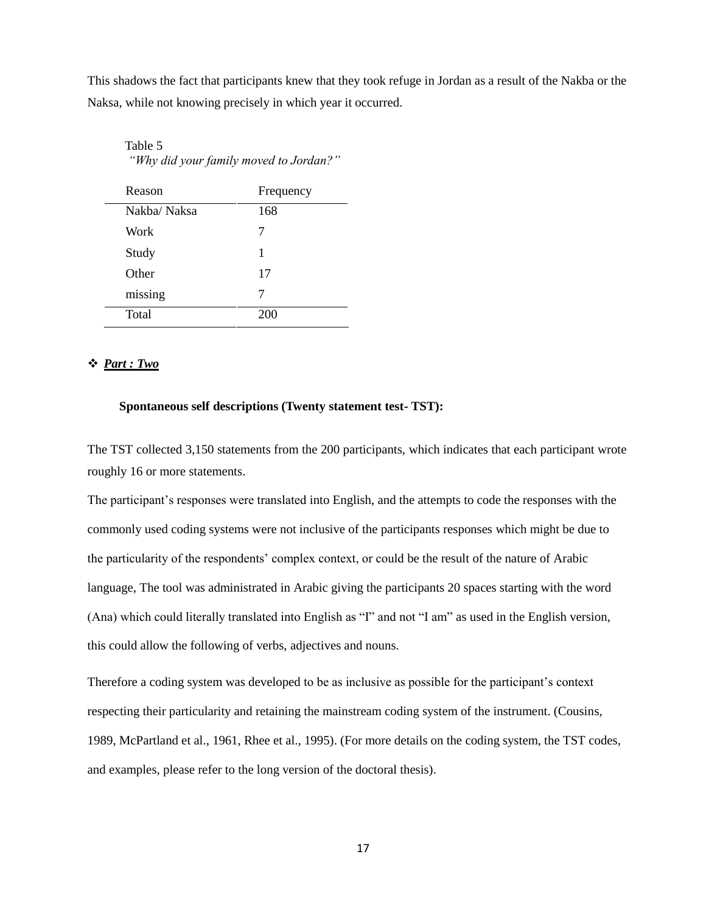This shadows the fact that participants knew that they took refuge in Jordan as a result of the Nakba or the Naksa, while not knowing precisely in which year it occurred.

Table 5

*"Why did your family moved to Jordan?"*

| Reason | Frequency |
|---|---|
| Nakba/ Naksa | 168 |
| Work | 7 |
| Study | 1 |
| Other | 17 |
| missing | 7 |
| Total | 200 |

❖ ***Part : Two***

**Spontaneous self descriptions (Twenty statement test- TST):**

The TST collected 3,150 statements from the 200 participants, which indicates that each participant wrote roughly 16 or more statements.

The participant's responses were translated into English, and the attempts to code the responses with the commonly used coding systems were not inclusive of the participants responses which might be due to the particularity of the respondents' complex context, or could be the result of the nature of Arabic language, The tool was administrated in Arabic giving the participants 20 spaces starting with the word (Ana) which could literally translated into English as "I" and not "I am" as used in the English version, this could allow the following of verbs, adjectives and nouns.

Therefore a coding system was developed to be as inclusive as possible for the participant's context respecting their particularity and retaining the mainstream coding system of the instrument. (Cousins, 1989, McPartland et al., 1961, Rhee et al., 1995). (For more details on the coding system, the TST codes, and examples, please refer to the long version of the doctoral thesis).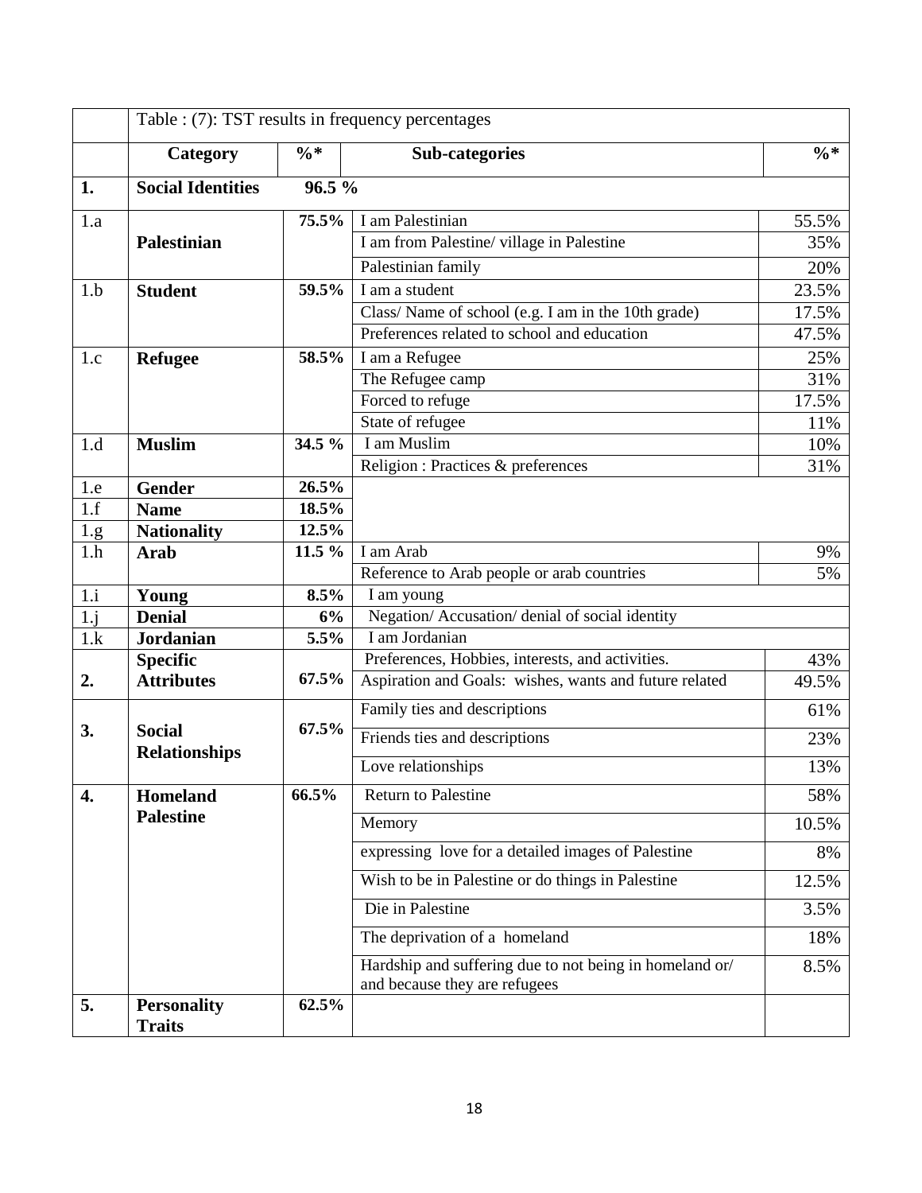Table : (7): TST results in frequency percentages

| | Category | %* | Sub-categories | %* |
|---|---|---|---|---|
| **1.** | **Social Identities** | **96.5 %** | | |
| 1.a | **Palestinian** | **75.5%** | I am Palestinian | 55.5% |
| | | | I am from Palestine/ village in Palestine | 35% |
| | | | Palestinian family | 20% |
| 1.b | **Student** | **59.5%** | I am a student | 23.5% |
| | | | Class/ Name of school (e.g. I am in the 10th grade) | 17.5% |
| | | | Preferences related to school and education | 47.5% |
| 1.c | **Refugee** | **58.5%** | I am a Refugee | 25% |
| | | | The Refugee camp | 31% |
| | | | Forced to refuge | 17.5% |
| | | | State of refugee | 11% |
| 1.d | **Muslim** | **34.5 %** | I am Muslim | 10% |
| | | | Religion : Practices & preferences | 31% |
| 1.e | **Gender** | **26.5%** | | |
| 1.f | **Name** | **18.5%** | | |
| 1.g | **Nationality** | **12.5%** | | |
| 1.h | **Arab** | **11.5 %** | I am Arab | 9% |
| | | | Reference to Arab people or arab countries | 5% |
| 1.i | **Young** | **8.5%** | I am young | |
| 1.j | **Denial** | **6%** | Negation/ Accusation/ denial of social identity | |
| 1.k | **Jordanian** | **5.5%** | I am Jordanian | |
| **2.** | **Specific Attributes** | **67.5%** | Preferences, Hobbies, interests, and activities. | 43% |
| | | | Aspiration and Goals: wishes, wants and future related | 49.5% |
| **3.** | **Social Relationships** | **67.5%** | Family ties and descriptions | 61% |
| | | | Friends ties and descriptions | 23% |
| | | | Love relationships | 13% |
| **4.** | **Homeland Palestine** | **66.5%** | Return to Palestine | 58% |
| | | | Memory | 10.5% |
| | | | expressing love for a detailed images of Palestine | 8% |
| | | | Wish to be in Palestine or do things in Palestine | 12.5% |
| | | | Die in Palestine | 3.5% |
| | | | The deprivation of a homeland | 18% |
| | | | Hardship and suffering due to not being in homeland or/ and because they are refugees | 8.5% |
| **5.** | **Personality Traits** | **62.5%** | | |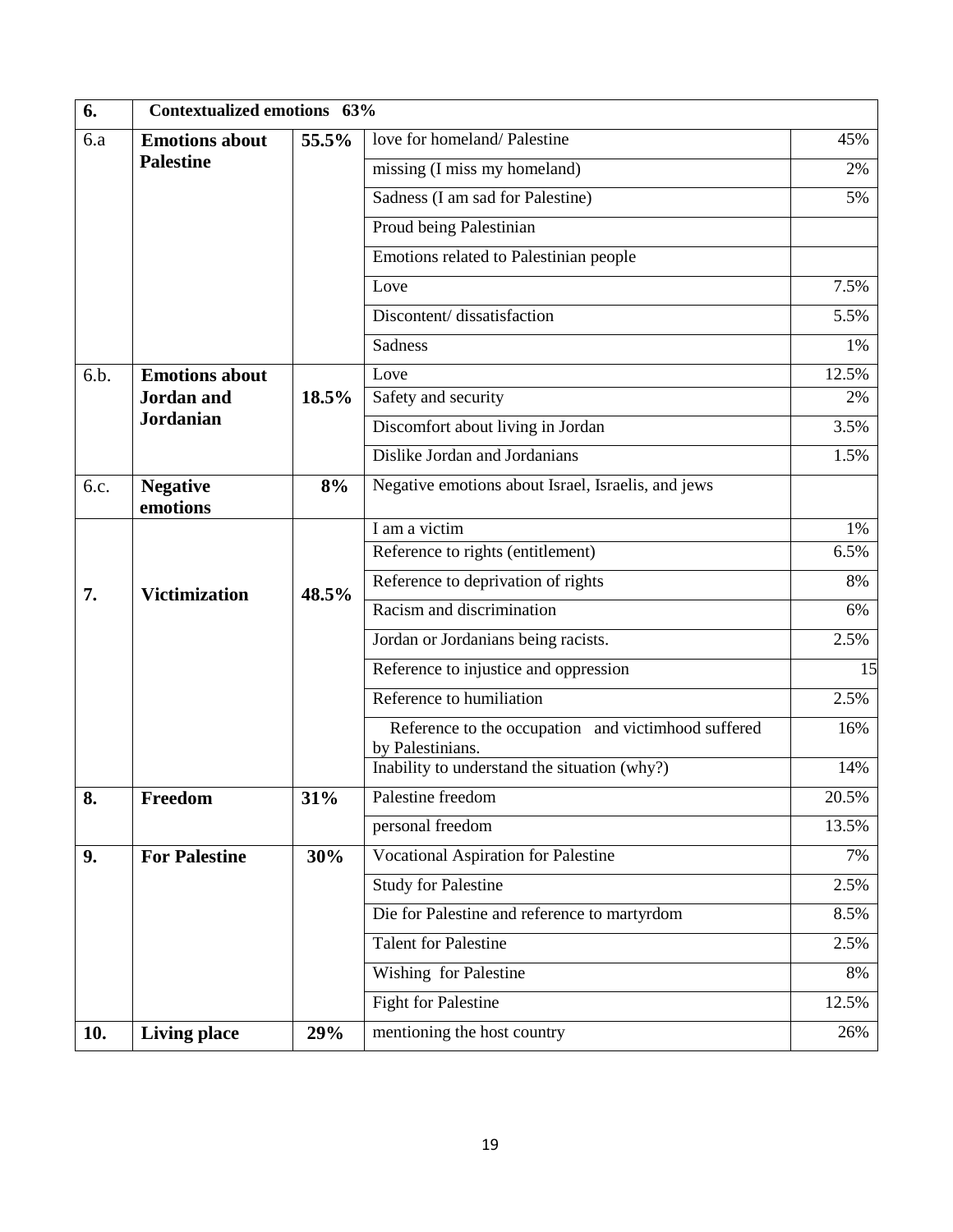| 6. | Contextualized emotions 63% | | | |
|---|---|---|---|---|
| 6.a | **Emotions about Palestine** | **55.5%** | love for homeland/ Palestine | 45% |
| | | | missing (I miss my homeland) | 2% |
| | | | Sadness (I am sad for Palestine) | 5% |
| | | | Proud being Palestinian | |
| | | | Emotions related to Palestinian people | |
| | | | Love | 7.5% |
| | | | Discontent/ dissatisfaction | 5.5% |
| | | | Sadness | 1% |
| 6.b. | **Emotions about Jordan and Jordanian** | **18.5%** | Love | 12.5% |
| | | | Safety and security | 2% |
| | | | Discomfort about living in Jordan | 3.5% |
| | | | Dislike Jordan and Jordanians | 1.5% |
| 6.c. | **Negative emotions** | **8%** | Negative emotions about Israel, Israelis, and jews | |
| **7.** | **Victimization** | **48.5%** | I am a victim | 1% |
| | | | Reference to rights (entitlement) | 6.5% |
| | | | Reference to deprivation of rights | 8% |
| | | | Racism and discrimination | 6% |
| | | | Jordan or Jordanians being racists. | 2.5% |
| | | | Reference to injustice and oppression | 15 |
| | | | Reference to humiliation | 2.5% |
| | | | Reference to the occupation and victimhood suffered by Palestinians. | 16% |
| | | | Inability to understand the situation (why?) | 14% |
| **8.** | **Freedom** | **31%** | Palestine freedom | 20.5% |
| | | | personal freedom | 13.5% |
| **9.** | **For Palestine** | **30%** | Vocational Aspiration for Palestine | 7% |
| | | | Study for Palestine | 2.5% |
| | | | Die for Palestine and reference to martyrdom | 8.5% |
| | | | Talent for Palestine | 2.5% |
| | | | Wishing for Palestine | 8% |
| | | | Fight for Palestine | 12.5% |
| **10.** | **Living place** | **29%** | mentioning the host country | 26% |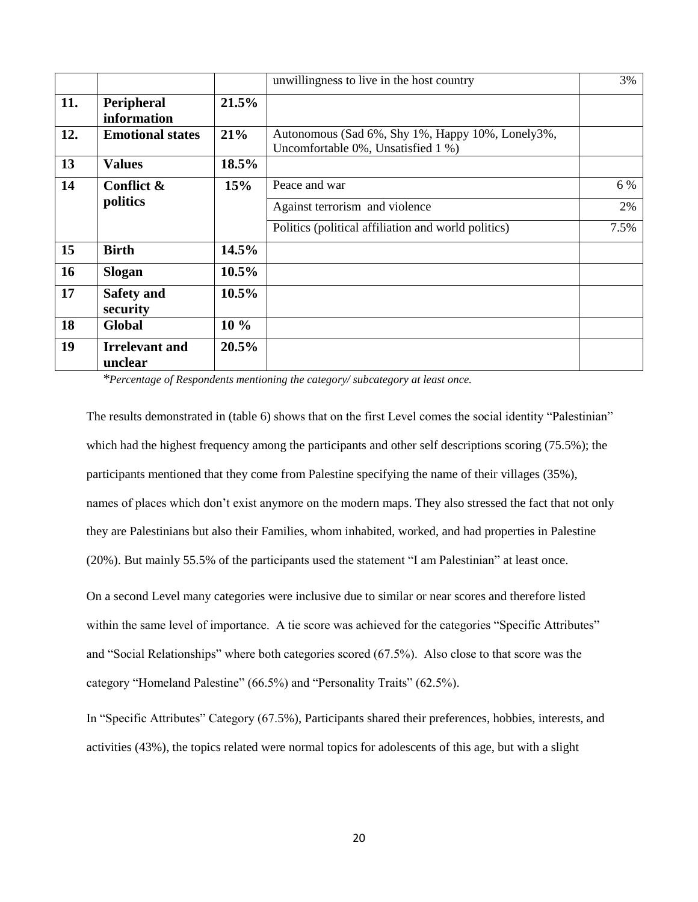| | | | | |
|---|---|---|---|---|
| | | | unwillingness to live in the host country | 3% |
| **11.** | **Peripheral information** | **21.5%** | | |
| **12.** | **Emotional states** | **21%** | Autonomous (Sad 6%, Shy 1%, Happy 10%, Lonely3%, Uncomfortable 0%, Unsatisfied 1 %) | |
| **13** | **Values** | **18.5%** | | |
| **14** | **Conflict & politics** | **15%** | Peace and war | 6 % |
| | | | Against terrorism and violence | 2% |
| | | | Politics (political affiliation and world politics) | 7.5% |
| **15** | **Birth** | **14.5%** | | |
| **16** | **Slogan** | **10.5%** | | |
| **17** | **Safety and security** | **10.5%** | | |
| **18** | **Global** | **10 %** | | |
| **19** | **Irrelevant and unclear** | **20.5%** | | |

**Percentage of Respondents mentioning the category/ subcategory at least once.*

The results demonstrated in (table 6) shows that on the first Level comes the social identity "Palestinian" which had the highest frequency among the participants and other self descriptions scoring (75.5%); the participants mentioned that they come from Palestine specifying the name of their villages (35%), names of places which don't exist anymore on the modern maps. They also stressed the fact that not only they are Palestinians but also their Families, whom inhabited, worked, and had properties in Palestine (20%). But mainly 55.5% of the participants used the statement "I am Palestinian" at least once.

On a second Level many categories were inclusive due to similar or near scores and therefore listed within the same level of importance. A tie score was achieved for the categories "Specific Attributes" and "Social Relationships" where both categories scored (67.5%). Also close to that score was the category "Homeland Palestine" (66.5%) and "Personality Traits" (62.5%).

In "Specific Attributes" Category (67.5%), Participants shared their preferences, hobbies, interests, and activities (43%), the topics related were normal topics for adolescents of this age, but with a slight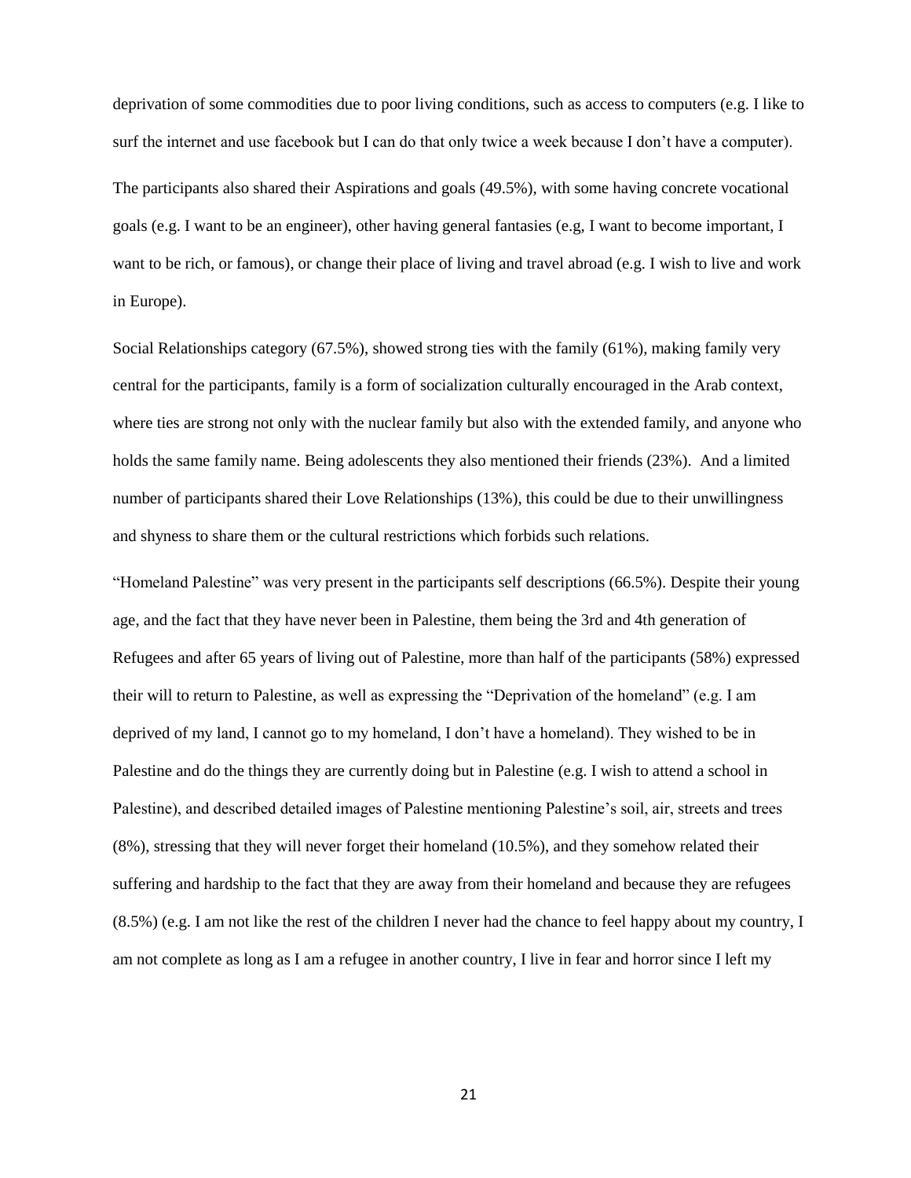deprivation of some commodities due to poor living conditions, such as access to computers (e.g. I like to surf the internet and use facebook but I can do that only twice a week because I don't have a computer).

The participants also shared their Aspirations and goals (49.5%), with some having concrete vocational goals (e.g. I want to be an engineer), other having general fantasies (e.g, I want to become important, I want to be rich, or famous), or change their place of living and travel abroad (e.g. I wish to live and work in Europe).

Social Relationships category (67.5%), showed strong ties with the family (61%), making family very central for the participants, family is a form of socialization culturally encouraged in the Arab context, where ties are strong not only with the nuclear family but also with the extended family, and anyone who holds the same family name. Being adolescents they also mentioned their friends (23%). And a limited number of participants shared their Love Relationships (13%), this could be due to their unwillingness and shyness to share them or the cultural restrictions which forbids such relations.

"Homeland Palestine" was very present in the participants self descriptions (66.5%). Despite their young age, and the fact that they have never been in Palestine, them being the 3rd and 4th generation of Refugees and after 65 years of living out of Palestine, more than half of the participants (58%) expressed their will to return to Palestine, as well as expressing the "Deprivation of the homeland" (e.g. I am deprived of my land, I cannot go to my homeland, I don't have a homeland). They wished to be in Palestine and do the things they are currently doing but in Palestine (e.g. I wish to attend a school in Palestine), and described detailed images of Palestine mentioning Palestine's soil, air, streets and trees (8%), stressing that they will never forget their homeland (10.5%), and they somehow related their suffering and hardship to the fact that they are away from their homeland and because they are refugees (8.5%) (e.g. I am not like the rest of the children I never had the chance to feel happy about my country, I am not complete as long as I am a refugee in another country, I live in fear and horror since I left my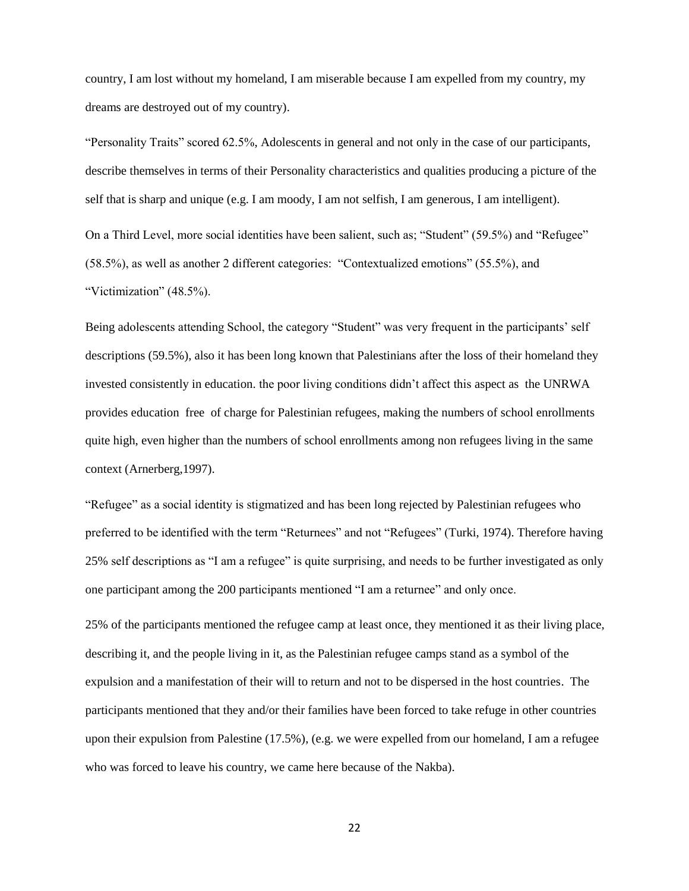country, I am lost without my homeland, I am miserable because I am expelled from my country, my dreams are destroyed out of my country).

"Personality Traits" scored 62.5%, Adolescents in general and not only in the case of our participants, describe themselves in terms of their Personality characteristics and qualities producing a picture of the self that is sharp and unique (e.g. I am moody, I am not selfish, I am generous, I am intelligent).

On a Third Level, more social identities have been salient, such as; "Student" (59.5%) and "Refugee" (58.5%), as well as another 2 different categories: "Contextualized emotions" (55.5%), and "Victimization" (48.5%).

Being adolescents attending School, the category "Student" was very frequent in the participants' self descriptions (59.5%), also it has been long known that Palestinians after the loss of their homeland they invested consistently in education. the poor living conditions didn't affect this aspect as the UNRWA provides education free of charge for Palestinian refugees, making the numbers of school enrollments quite high, even higher than the numbers of school enrollments among non refugees living in the same context (Arnerberg,1997).

"Refugee" as a social identity is stigmatized and has been long rejected by Palestinian refugees who preferred to be identified with the term "Returnees" and not "Refugees" (Turki, 1974). Therefore having 25% self descriptions as "I am a refugee" is quite surprising, and needs to be further investigated as only one participant among the 200 participants mentioned "I am a returnee" and only once.

25% of the participants mentioned the refugee camp at least once, they mentioned it as their living place, describing it, and the people living in it, as the Palestinian refugee camps stand as a symbol of the expulsion and a manifestation of their will to return and not to be dispersed in the host countries. The participants mentioned that they and/or their families have been forced to take refuge in other countries upon their expulsion from Palestine (17.5%), (e.g. we were expelled from our homeland, I am a refugee who was forced to leave his country, we came here because of the Nakba).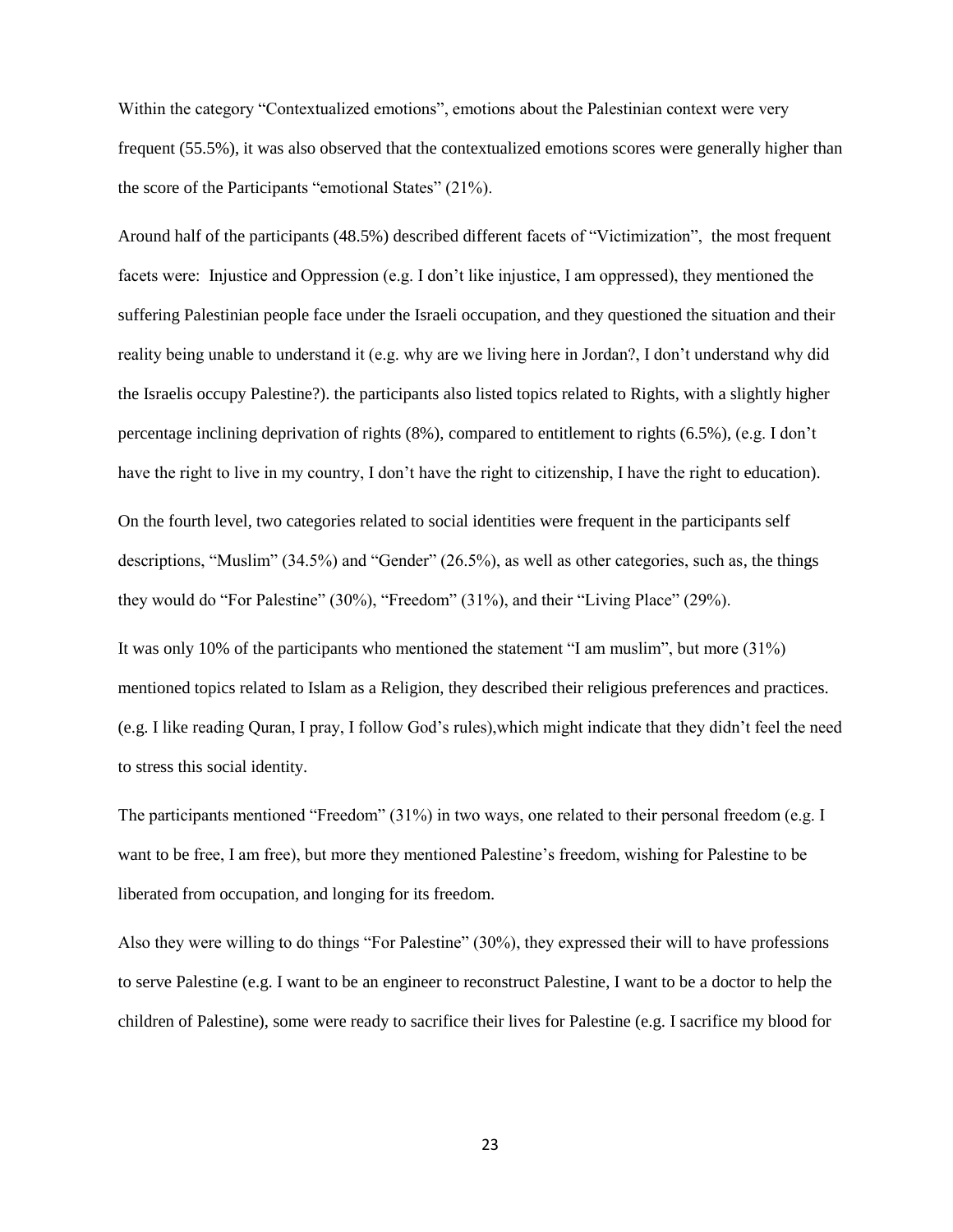Within the category "Contextualized emotions", emotions about the Palestinian context were very frequent (55.5%), it was also observed that the contextualized emotions scores were generally higher than the score of the Participants "emotional States" (21%).

Around half of the participants (48.5%) described different facets of "Victimization", the most frequent facets were: Injustice and Oppression (e.g. I don't like injustice, I am oppressed), they mentioned the suffering Palestinian people face under the Israeli occupation, and they questioned the situation and their reality being unable to understand it (e.g. why are we living here in Jordan?, I don't understand why did the Israelis occupy Palestine?). the participants also listed topics related to Rights, with a slightly higher percentage inclining deprivation of rights (8%), compared to entitlement to rights (6.5%), (e.g. I don't have the right to live in my country, I don't have the right to citizenship, I have the right to education).

On the fourth level, two categories related to social identities were frequent in the participants self descriptions, "Muslim" (34.5%) and "Gender" (26.5%), as well as other categories, such as, the things they would do "For Palestine" (30%), "Freedom" (31%), and their "Living Place" (29%).

It was only 10% of the participants who mentioned the statement "I am muslim", but more (31%) mentioned topics related to Islam as a Religion, they described their religious preferences and practices. (e.g. I like reading Quran, I pray, I follow God's rules),which might indicate that they didn't feel the need to stress this social identity.

The participants mentioned "Freedom" (31%) in two ways, one related to their personal freedom (e.g. I want to be free, I am free), but more they mentioned Palestine's freedom, wishing for Palestine to be liberated from occupation, and longing for its freedom.

Also they were willing to do things "For Palestine" (30%), they expressed their will to have professions to serve Palestine (e.g. I want to be an engineer to reconstruct Palestine, I want to be a doctor to help the children of Palestine), some were ready to sacrifice their lives for Palestine (e.g. I sacrifice my blood for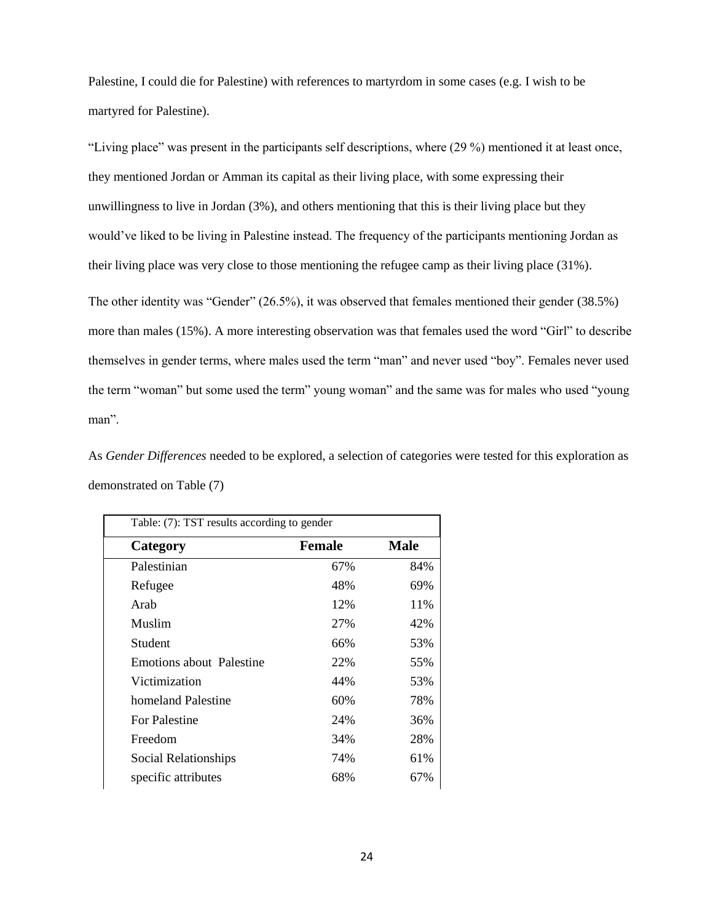Palestine, I could die for Palestine) with references to martyrdom in some cases (e.g. I wish to be martyred for Palestine).

"Living place" was present in the participants self descriptions, where (29 %) mentioned it at least once, they mentioned Jordan or Amman its capital as their living place, with some expressing their unwillingness to live in Jordan (3%), and others mentioning that this is their living place but they would've liked to be living in Palestine instead. The frequency of the participants mentioning Jordan as their living place was very close to those mentioning the refugee camp as their living place (31%).

The other identity was "Gender" (26.5%), it was observed that females mentioned their gender (38.5%) more than males (15%). A more interesting observation was that females used the word "Girl" to describe themselves in gender terms, where males used the term "man" and never used "boy". Females never used the term "woman" but some used the term" young woman" and the same was for males who used "young man".

As *Gender Differences* needed to be explored, a selection of categories were tested for this exploration as demonstrated on Table (7)

Table: (7): TST results according to gender

| **Category** | **Female** | **Male** |
|---|---|---|
| Palestinian | 67% | 84% |
| Refugee | 48% | 69% |
| Arab | 12% | 11% |
| Muslim | 27% | 42% |
| Student | 66% | 53% |
| Emotions about Palestine | 22% | 55% |
| Victimization | 44% | 53% |
| homeland Palestine | 60% | 78% |
| For Palestine | 24% | 36% |
| Freedom | 34% | 28% |
| Social Relationships | 74% | 61% |
| specific attributes | 68% | 67% |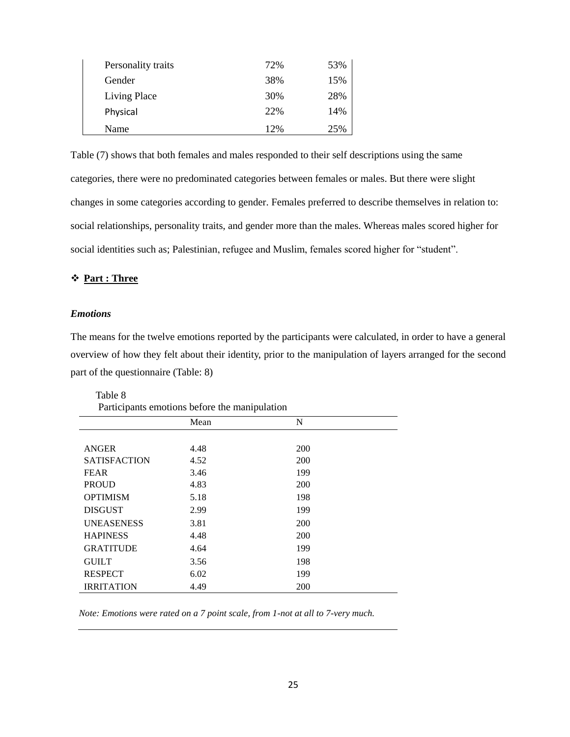| | | |
|---|---|---|
| Personality traits | 72% | 53% |
| Gender | 38% | 15% |
| Living Place | 30% | 28% |
| Physical | 22% | 14% |
| Name | 12% | 25% |

Table (7) shows that both females and males responded to their self descriptions using the same categories, there were no predominated categories between females or males. But there were slight changes in some categories according to gender. Females preferred to describe themselves in relation to: social relationships, personality traits, and gender more than the males. Whereas males scored higher for social identities such as; Palestinian, refugee and Muslim, females scored higher for "student".

❖ **<u>Part : Three</u>**

***Emotions***

The means for the twelve emotions reported by the participants were calculated, in order to have a general overview of how they felt about their identity, prior to the manipulation of layers arranged for the second part of the questionnaire (Table: 8)

Table 8
Participants emotions before the manipulation

| | Mean | N |
|---|---|---|
| ANGER | 4.48 | 200 |
| SATISFACTION | 4.52 | 200 |
| FEAR | 3.46 | 199 |
| PROUD | 4.83 | 200 |
| OPTIMISM | 5.18 | 198 |
| DISGUST | 2.99 | 199 |
| UNEASENESS | 3.81 | 200 |
| HAPINESS | 4.48 | 200 |
| GRATITUDE | 4.64 | 199 |
| GUILT | 3.56 | 198 |
| RESPECT | 6.02 | 199 |
| IRRITATION | 4.49 | 200 |

*Note: Emotions were rated on a 7 point scale, from 1-not at all to 7-very much.*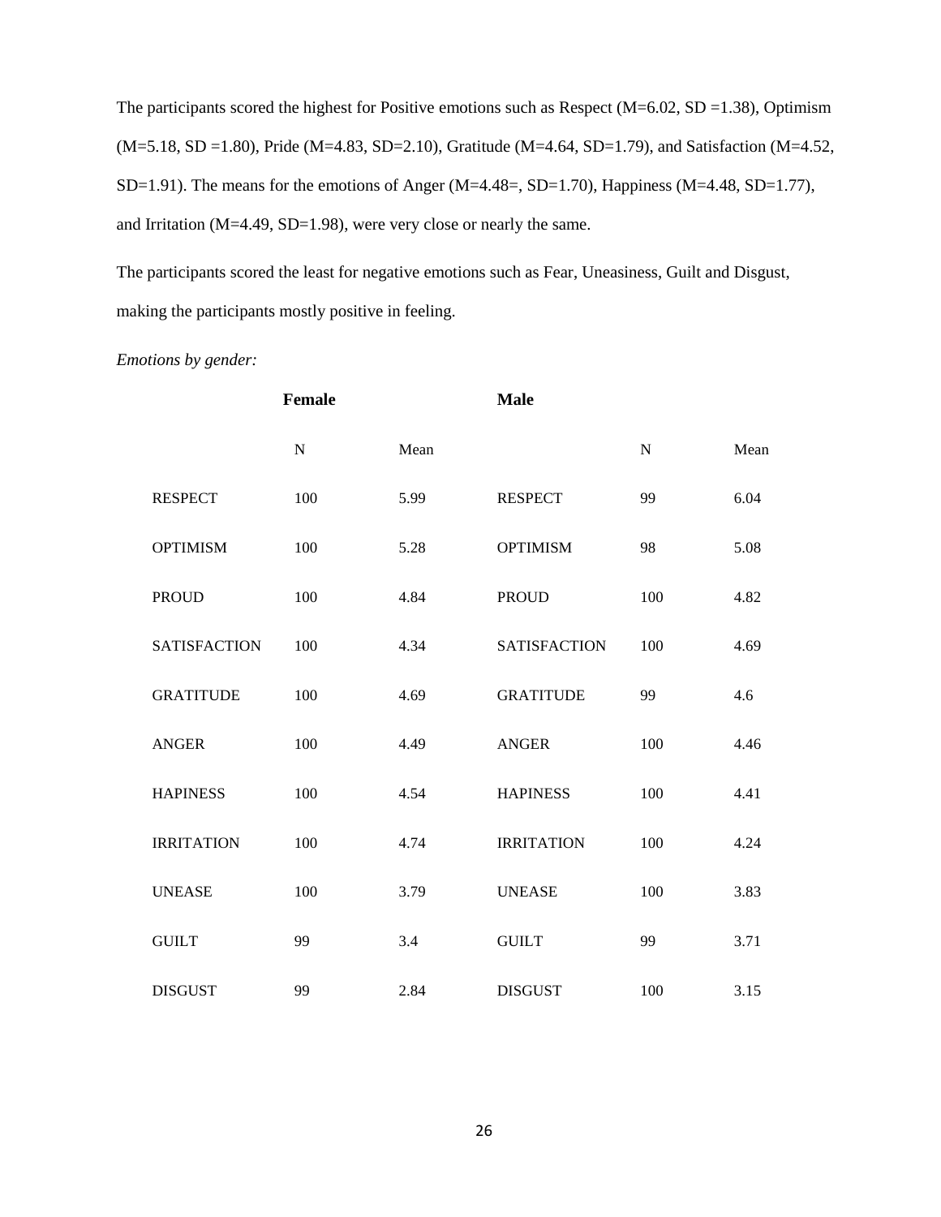The participants scored the highest for Positive emotions such as Respect (M=6.02, SD =1.38), Optimism (M=5.18, SD =1.80), Pride (M=4.83, SD=2.10), Gratitude (M=4.64, SD=1.79), and Satisfaction (M=4.52, SD=1.91). The means for the emotions of Anger (M=4.48=, SD=1.70), Happiness (M=4.48, SD=1.77), and Irritation (M=4.49, SD=1.98), were very close or nearly the same.

The participants scored the least for negative emotions such as Fear, Uneasiness, Guilt and Disgust, making the participants mostly positive in feeling.

*Emotions by gender:*

| | **Female** | | **Male** | | |
|---|---|---|---|---|---|
| | N | Mean | | N | Mean |
| RESPECT | 100 | 5.99 | RESPECT | 99 | 6.04 |
| OPTIMISM | 100 | 5.28 | OPTIMISM | 98 | 5.08 |
| PROUD | 100 | 4.84 | PROUD | 100 | 4.82 |
| SATISFACTION | 100 | 4.34 | SATISFACTION | 100 | 4.69 |
| GRATITUDE | 100 | 4.69 | GRATITUDE | 99 | 4.6 |
| ANGER | 100 | 4.49 | ANGER | 100 | 4.46 |
| HAPINESS | 100 | 4.54 | HAPINESS | 100 | 4.41 |
| IRRITATION | 100 | 4.74 | IRRITATION | 100 | 4.24 |
| UNEASE | 100 | 3.79 | UNEASE | 100 | 3.83 |
| GUILT | 99 | 3.4 | GUILT | 99 | 3.71 |
| DISGUST | 99 | 2.84 | DISGUST | 100 | 3.15 |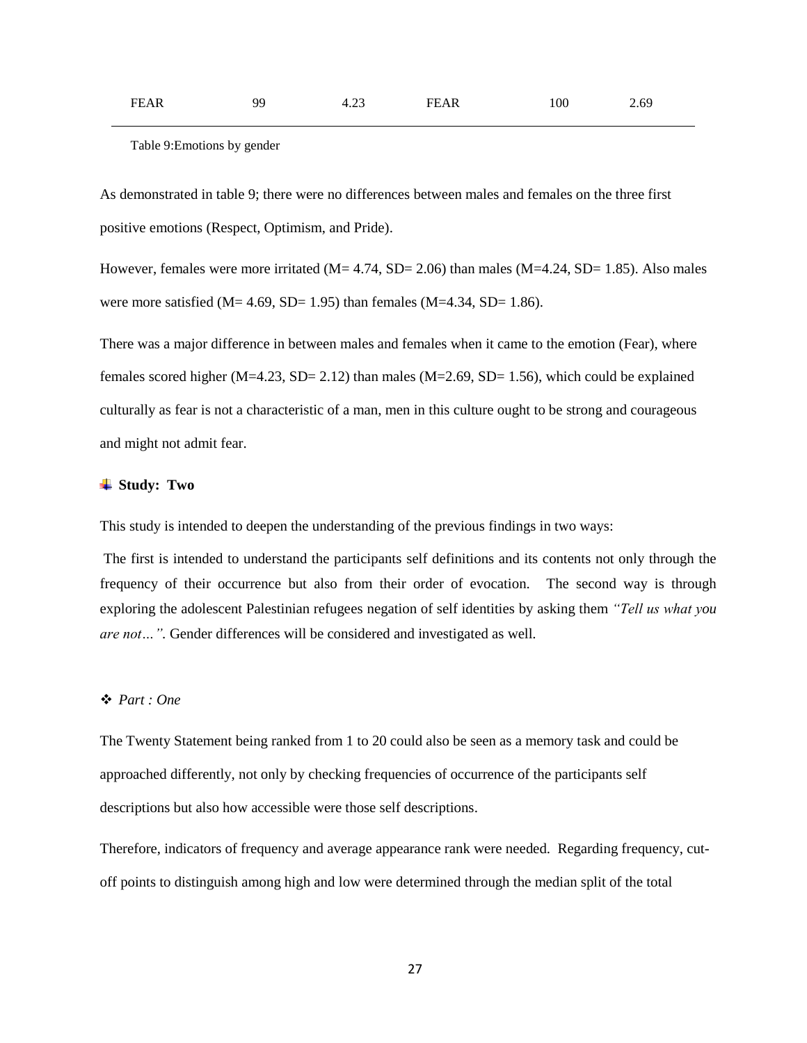| FEAR | 99 | 4.23 | FEAR | 100 | 2.69 |
|---|---|---|---|---|---|

Table 9:Emotions by gender

As demonstrated in table 9; there were no differences between males and females on the three first positive emotions (Respect, Optimism, and Pride).

However, females were more irritated (M= 4.74, SD= 2.06) than males (M=4.24, SD= 1.85). Also males were more satisfied (M= 4.69, SD= 1.95) than females (M=4.34, SD= 1.86).

There was a major difference in between males and females when it came to the emotion (Fear), where females scored higher (M=4.23, SD= 2.12) than males (M=2.69, SD= 1.56), which could be explained culturally as fear is not a characteristic of a man, men in this culture ought to be strong and courageous and might not admit fear.

## Study: Two

This study is intended to deepen the understanding of the previous findings in two ways:

The first is intended to understand the participants self definitions and its contents not only through the frequency of their occurrence but also from their order of evocation. The second way is through exploring the adolescent Palestinian refugees negation of self identities by asking them *"Tell us what you are not…"*. Gender differences will be considered and investigated as well.

### *Part : One*

The Twenty Statement being ranked from 1 to 20 could also be seen as a memory task and could be approached differently, not only by checking frequencies of occurrence of the participants self descriptions but also how accessible were those self descriptions.

Therefore, indicators of frequency and average appearance rank were needed. Regarding frequency, cut-off points to distinguish among high and low were determined through the median split of the total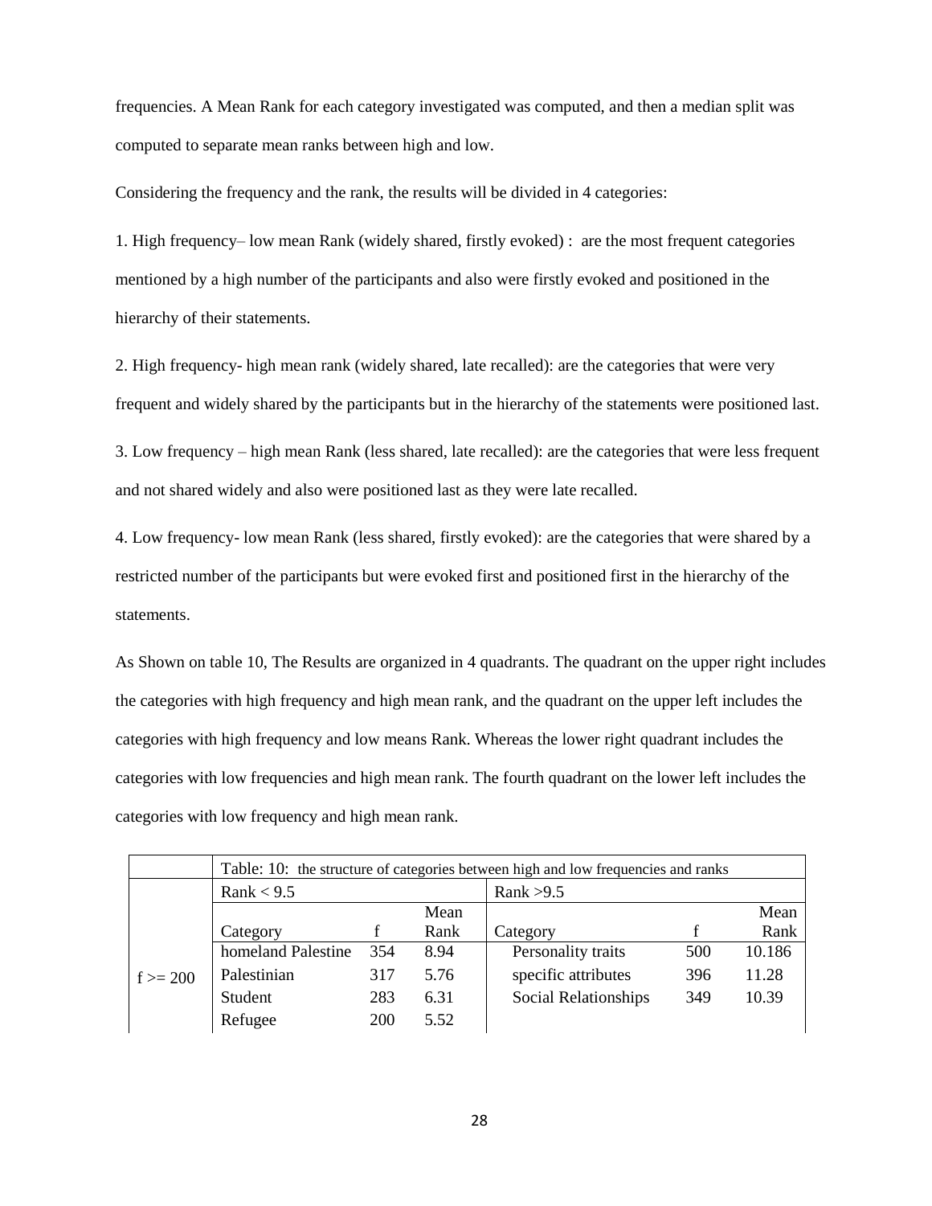frequencies. A Mean Rank for each category investigated was computed, and then a median split was computed to separate mean ranks between high and low.

Considering the frequency and the rank, the results will be divided in 4 categories:

1. High frequency– low mean Rank (widely shared, firstly evoked) : are the most frequent categories mentioned by a high number of the participants and also were firstly evoked and positioned in the hierarchy of their statements.

2. High frequency- high mean rank (widely shared, late recalled): are the categories that were very frequent and widely shared by the participants but in the hierarchy of the statements were positioned last.

3. Low frequency – high mean Rank (less shared, late recalled): are the categories that were less frequent and not shared widely and also were positioned last as they were late recalled.

4. Low frequency- low mean Rank (less shared, firstly evoked): are the categories that were shared by a restricted number of the participants but were evoked first and positioned first in the hierarchy of the statements.

As Shown on table 10, The Results are organized in 4 quadrants. The quadrant on the upper right includes the categories with high frequency and high mean rank, and the quadrant on the upper left includes the categories with high frequency and low means Rank. Whereas the lower right quadrant includes the categories with low frequencies and high mean rank. The fourth quadrant on the lower left includes the categories with low frequency and high mean rank.

| | Table: 10: the structure of categories between high and low frequencies and ranks | | | | | |
|---|---|---|---|---|---|---|
| | Rank < 9.5 | | | Rank >9.5 | | |
| | Category | f | Mean Rank | Category | f | Mean Rank |
| f >= 200 | homeland Palestine | 354 | 8.94 | Personality traits | 500 | 10.186 |
| | Palestinian | 317 | 5.76 | specific attributes | 396 | 11.28 |
| | Student | 283 | 6.31 | Social Relationships | 349 | 10.39 |
| | Refugee | 200 | 5.52 | | | |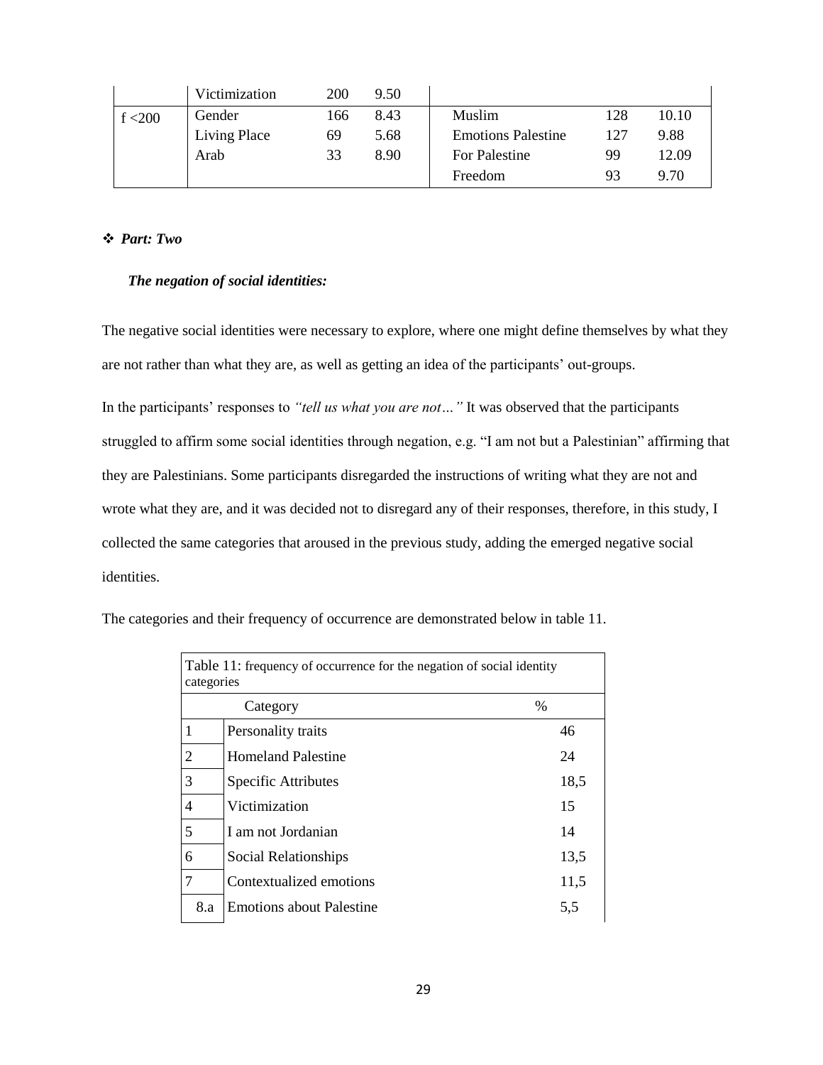| | | | | | | |
|---|---|---|---|---|---|---|
| | Victimization | 200 | 9.50 | | | |
| f <200 | Gender | 166 | 8.43 | Muslim | 128 | 10.10 |
| | Living Place | 69 | 5.68 | Emotions Palestine | 127 | 9.88 |
| | Arab | 33 | 8.90 | For Palestine | 99 | 12.09 |
| | | | | Freedom | 93 | 9.70 |

❖ ***Part: Two***

***The negation of social identities:***

The negative social identities were necessary to explore, where one might define themselves by what they are not rather than what they are, as well as getting an idea of the participants' out-groups.

In the participants' responses to *"tell us what you are not…"* It was observed that the participants struggled to affirm some social identities through negation, e.g. "I am not but a Palestinian" affirming that they are Palestinians. Some participants disregarded the instructions of writing what they are not and wrote what they are, and it was decided not to disregard any of their responses, therefore, in this study, I collected the same categories that aroused in the previous study, adding the emerged negative social identities.

The categories and their frequency of occurrence are demonstrated below in table 11.

Table 11: frequency of occurrence for the negation of social identity categories

| | Category | % |
|---|---|---|
| 1 | Personality traits | 46 |
| 2 | Homeland Palestine | 24 |
| 3 | Specific Attributes | 18,5 |
| 4 | Victimization | 15 |
| 5 | I am not Jordanian | 14 |
| 6 | Social Relationships | 13,5 |
| 7 | Contextualized emotions | 11,5 |
| 8.a | Emotions about Palestine | 5,5 |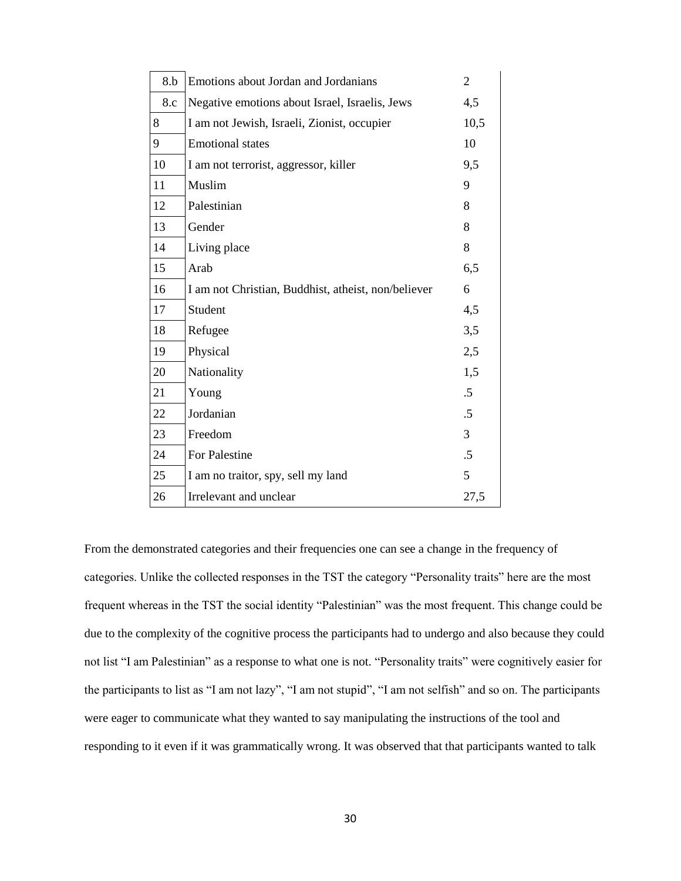| 8.b | Emotions about Jordan and Jordanians | 2 |
|---|---|---|
| 8.c | Negative emotions about Israel, Israelis, Jews | 4,5 |
| 8 | I am not Jewish, Israeli, Zionist, occupier | 10,5 |
| 9 | Emotional states | 10 |
| 10 | I am not terrorist, aggressor, killer | 9,5 |
| 11 | Muslim | 9 |
| 12 | Palestinian | 8 |
| 13 | Gender | 8 |
| 14 | Living place | 8 |
| 15 | Arab | 6,5 |
| 16 | I am not Christian, Buddhist, atheist, non/believer | 6 |
| 17 | Student | 4,5 |
| 18 | Refugee | 3,5 |
| 19 | Physical | 2,5 |
| 20 | Nationality | 1,5 |
| 21 | Young | .5 |
| 22 | Jordanian | .5 |
| 23 | Freedom | 3 |
| 24 | For Palestine | .5 |
| 25 | I am no traitor, spy, sell my land | 5 |
| 26 | Irrelevant and unclear | 27,5 |

From the demonstrated categories and their frequencies one can see a change in the frequency of categories. Unlike the collected responses in the TST the category "Personality traits" here are the most frequent whereas in the TST the social identity "Palestinian" was the most frequent. This change could be due to the complexity of the cognitive process the participants had to undergo and also because they could not list "I am Palestinian" as a response to what one is not. "Personality traits" were cognitively easier for the participants to list as "I am not lazy", "I am not stupid", "I am not selfish" and so on. The participants were eager to communicate what they wanted to say manipulating the instructions of the tool and responding to it even if it was grammatically wrong. It was observed that that participants wanted to talk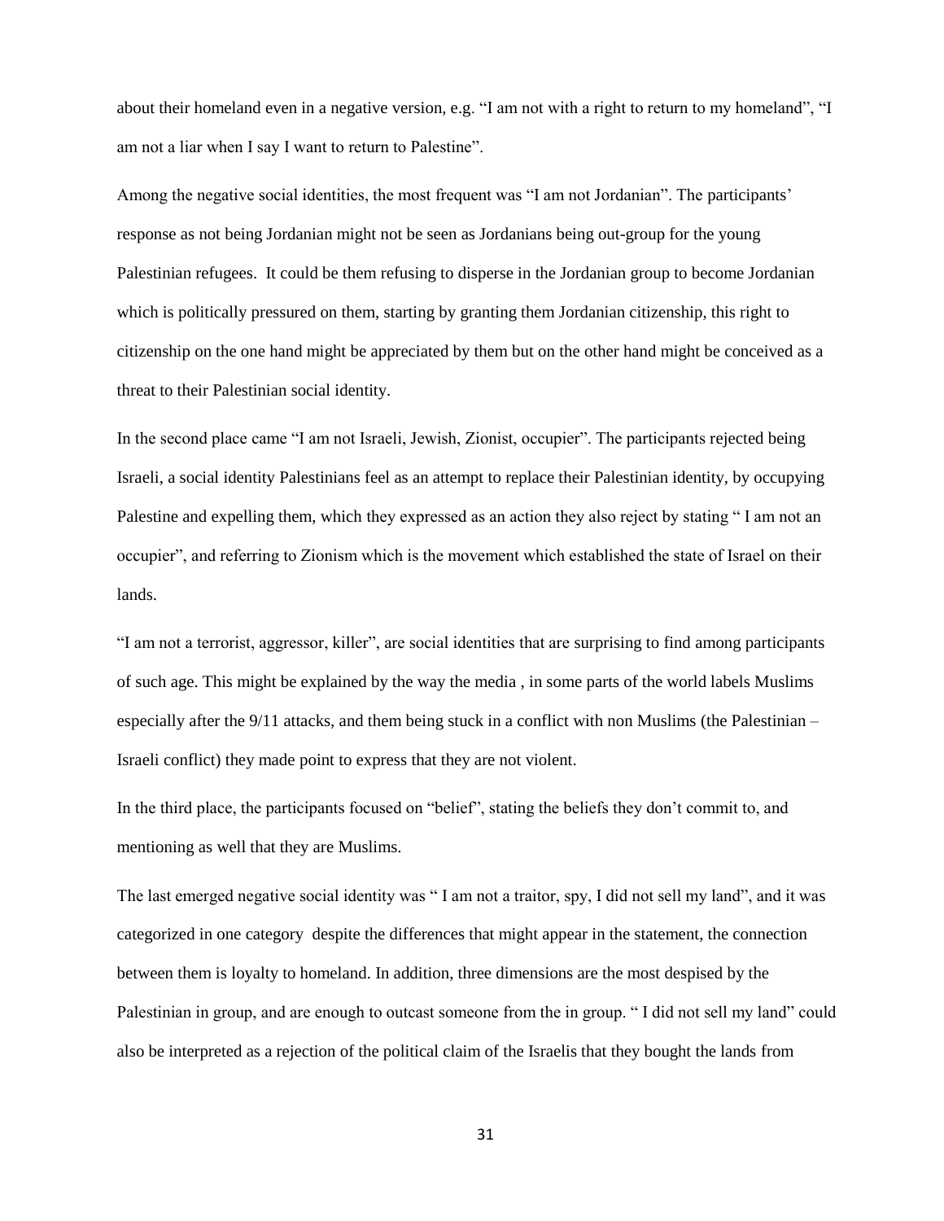about their homeland even in a negative version, e.g. "I am not with a right to return to my homeland", "I am not a liar when I say I want to return to Palestine".

Among the negative social identities, the most frequent was "I am not Jordanian". The participants' response as not being Jordanian might not be seen as Jordanians being out-group for the young Palestinian refugees. It could be them refusing to disperse in the Jordanian group to become Jordanian which is politically pressured on them, starting by granting them Jordanian citizenship, this right to citizenship on the one hand might be appreciated by them but on the other hand might be conceived as a threat to their Palestinian social identity.

In the second place came "I am not Israeli, Jewish, Zionist, occupier". The participants rejected being Israeli, a social identity Palestinians feel as an attempt to replace their Palestinian identity, by occupying Palestine and expelling them, which they expressed as an action they also reject by stating " I am not an occupier", and referring to Zionism which is the movement which established the state of Israel on their lands.

"I am not a terrorist, aggressor, killer", are social identities that are surprising to find among participants of such age. This might be explained by the way the media , in some parts of the world labels Muslims especially after the 9/11 attacks, and them being stuck in a conflict with non Muslims (the Palestinian – Israeli conflict) they made point to express that they are not violent.

In the third place, the participants focused on "belief", stating the beliefs they don't commit to, and mentioning as well that they are Muslims.

The last emerged negative social identity was " I am not a traitor, spy, I did not sell my land", and it was categorized in one category despite the differences that might appear in the statement, the connection between them is loyalty to homeland. In addition, three dimensions are the most despised by the Palestinian in group, and are enough to outcast someone from the in group. " I did not sell my land" could also be interpreted as a rejection of the political claim of the Israelis that they bought the lands from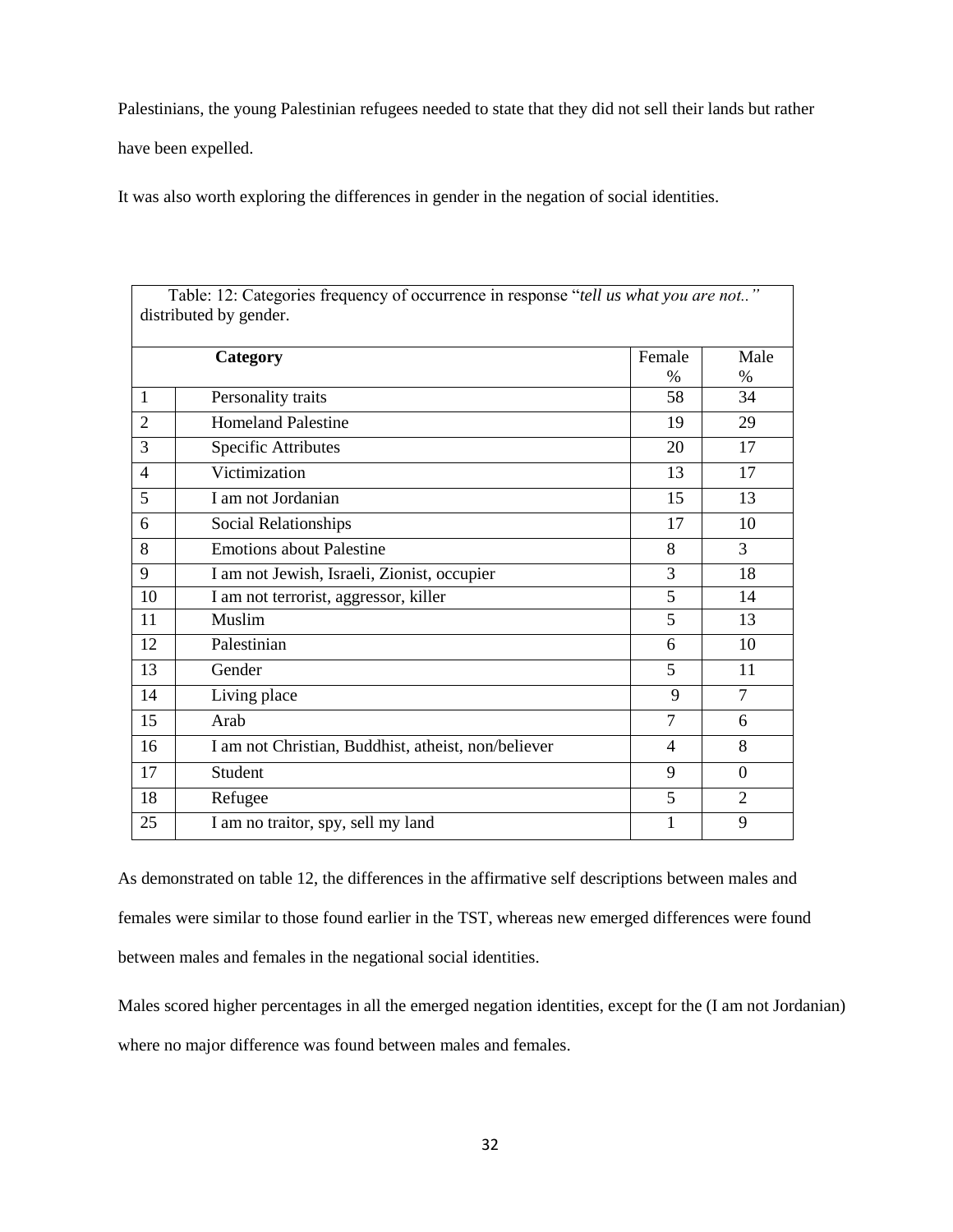Palestinians, the young Palestinian refugees needed to state that they did not sell their lands but rather have been expelled.

It was also worth exploring the differences in gender in the negation of social identities.

Table: 12: Categories frequency of occurrence in response "*tell us what you are not..*" distributed by gender.

| | Category | Female % | Male % |
|---|---|---|---|
| 1 | Personality traits | 58 | 34 |
| 2 | Homeland Palestine | 19 | 29 |
| 3 | Specific Attributes | 20 | 17 |
| 4 | Victimization | 13 | 17 |
| 5 | I am not Jordanian | 15 | 13 |
| 6 | Social Relationships | 17 | 10 |
| 8 | Emotions about Palestine | 8 | 3 |
| 9 | I am not Jewish, Israeli, Zionist, occupier | 3 | 18 |
| 10 | I am not terrorist, aggressor, killer | 5 | 14 |
| 11 | Muslim | 5 | 13 |
| 12 | Palestinian | 6 | 10 |
| 13 | Gender | 5 | 11 |
| 14 | Living place | 9 | 7 |
| 15 | Arab | 7 | 6 |
| 16 | I am not Christian, Buddhist, atheist, non/believer | 4 | 8 |
| 17 | Student | 9 | 0 |
| 18 | Refugee | 5 | 2 |
| 25 | I am no traitor, spy, sell my land | 1 | 9 |

As demonstrated on table 12, the differences in the affirmative self descriptions between males and females were similar to those found earlier in the TST, whereas new emerged differences were found between males and females in the negational social identities.

Males scored higher percentages in all the emerged negation identities, except for the (I am not Jordanian) where no major difference was found between males and females.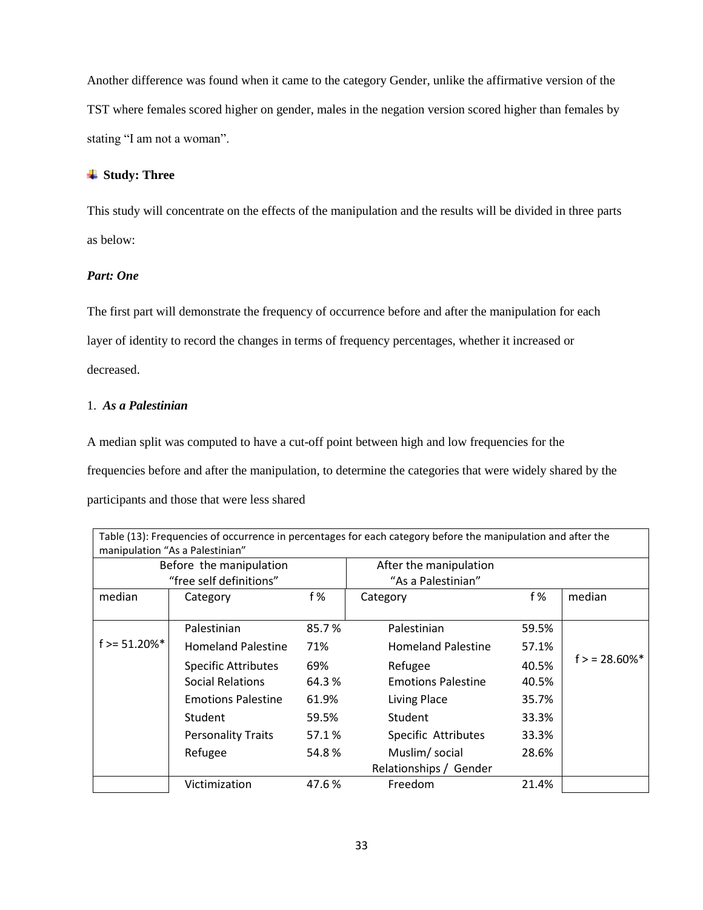Another difference was found when it came to the category Gender, unlike the affirmative version of the TST where females scored higher on gender, males in the negation version scored higher than females by stating "I am not a woman".

### Study: Three

This study will concentrate on the effects of the manipulation and the results will be divided in three parts as below:

***Part: One***

The first part will demonstrate the frequency of occurrence before and after the manipulation for each layer of identity to record the changes in terms of frequency percentages, whether it increased or decreased.

1. ***As a Palestinian***

A median split was computed to have a cut-off point between high and low frequencies for the frequencies before and after the manipulation, to determine the categories that were widely shared by the participants and those that were less shared

Table (13): Frequencies of occurrence in percentages for each category before the manipulation and after the manipulation "As a Palestinian"

| | Before the manipulation "free self definitions" | | After the manipulation "As a Palestinian" | | |
|---|---|---|---|---|---|
| median | Category | f % | Category | f % | median |
| f >= 51.20%* | Palestinian | 85.7 % | Palestinian | 59.5% | f > = 28.60%* |
| | Homeland Palestine | 71% | Homeland Palestine | 57.1% | |
| | Specific Attributes | 69% | Refugee | 40.5% | |
| | Social Relations | 64.3 % | Emotions Palestine | 40.5% | |
| | Emotions Palestine | 61.9% | Living Place | 35.7% | |
| | Student | 59.5% | Student | 33.3% | |
| | Personality Traits | 57.1 % | Specific Attributes | 33.3% | |
| | Refugee | 54.8 % | Muslim/ social Relationships / Gender | 28.6% | |
| | Victimization | 47.6 % | Freedom | 21.4% | |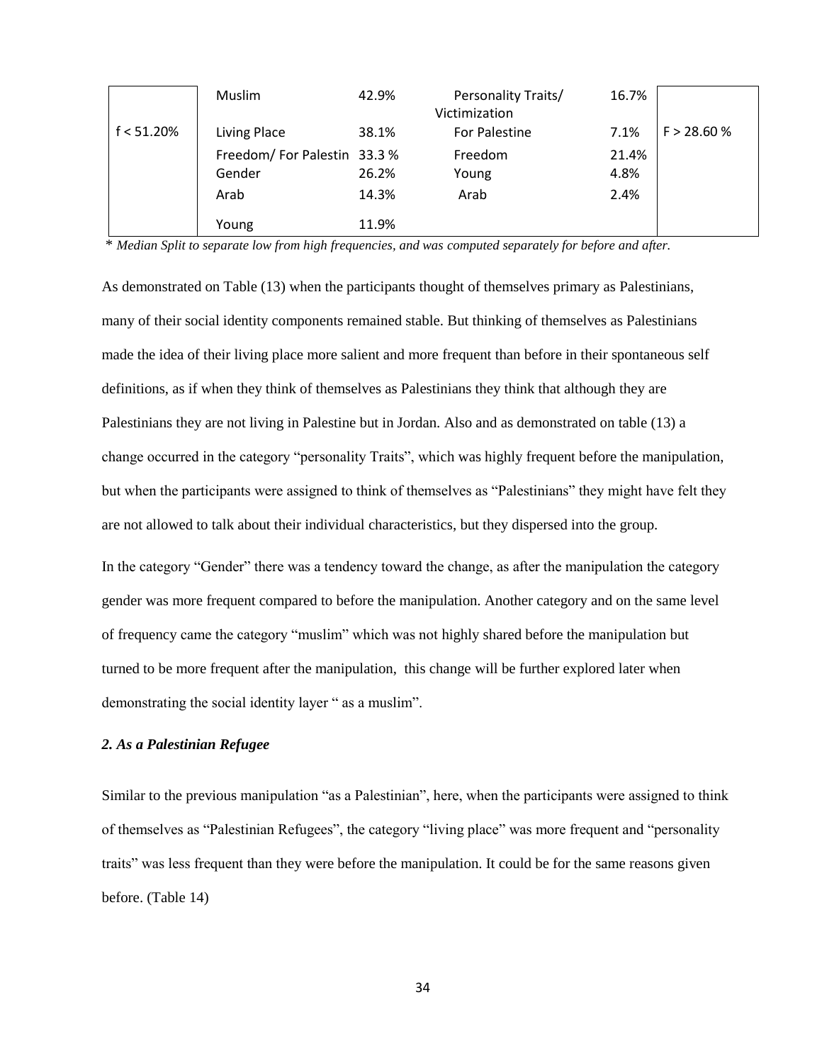| | | | | | |
|---|---|---|---|---|---|
| f < 51.20% | Muslim | 42.9% | Personality Traits/ Victimization | 16.7% | F > 28.60 % |
| | Living Place | 38.1% | For Palestine | 7.1% | |
| | Freedom/ For Palestin | 33.3 % | Freedom | 21.4% | |
| | Gender | 26.2% | Young | 4.8% | |
| | Arab | 14.3% | Arab | 2.4% | |
| | Young | 11.9% | | | |

\* *Median Split to separate low from high frequencies, and was computed separately for before and after.*

As demonstrated on Table (13) when the participants thought of themselves primary as Palestinians, many of their social identity components remained stable. But thinking of themselves as Palestinians made the idea of their living place more salient and more frequent than before in their spontaneous self definitions, as if when they think of themselves as Palestinians they think that although they are Palestinians they are not living in Palestine but in Jordan. Also and as demonstrated on table (13) a change occurred in the category "personality Traits", which was highly frequent before the manipulation, but when the participants were assigned to think of themselves as "Palestinians" they might have felt they are not allowed to talk about their individual characteristics, but they dispersed into the group.

In the category "Gender" there was a tendency toward the change, as after the manipulation the category gender was more frequent compared to before the manipulation. Another category and on the same level of frequency came the category "muslim" which was not highly shared before the manipulation but turned to be more frequent after the manipulation, this change will be further explored later when demonstrating the social identity layer " as a muslim".

### *2. As a Palestinian Refugee*

Similar to the previous manipulation "as a Palestinian", here, when the participants were assigned to think of themselves as "Palestinian Refugees", the category "living place" was more frequent and "personality traits" was less frequent than they were before the manipulation. It could be for the same reasons given before. (Table 14)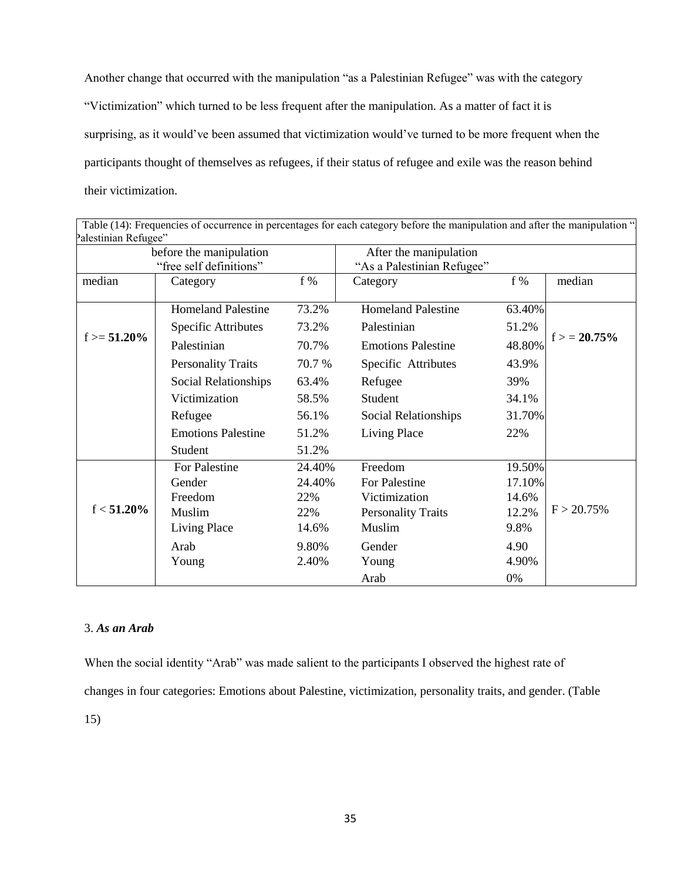Another change that occurred with the manipulation "as a Palestinian Refugee" was with the category "Victimization" which turned to be less frequent after the manipulation. As a matter of fact it is surprising, as it would've been assumed that victimization would've turned to be more frequent when the participants thought of themselves as refugees, if their status of refugee and exile was the reason behind their victimization.

Table (14): Frequencies of occurrence in percentages for each category before the manipulation and after the manipulation "As a Palestinian Refugee"

| before the manipulation "free self definitions" | | | After the manipulation "As a Palestinian Refugee" | | |
|---|---|---|---|---|---|
| median | Category | f % | Category | f % | median |
| f >= **51.20%** | Homeland Palestine | 73.2% | Homeland Palestine | 63.40% | f > = **20.75%** |
| | Specific Attributes | 73.2% | Palestinian | 51.2% | |
| | Palestinian | 70.7% | Emotions Palestine | 48.80% | |
| | Personality Traits | 70.7 % | Specific Attributes | 43.9% | |
| | Social Relationships | 63.4% | Refugee | 39% | |
| | Victimization | 58.5% | Student | 34.1% | |
| | Refugee | 56.1% | Social Relationships | 31.70% | |
| | Emotions Palestine | 51.2% | Living Place | 22% | |
| | Student | 51.2% | | | |
| f < **51.20%** | For Palestine | 24.40% | Freedom | 19.50% | F > 20.75% |
| | Gender | 24.40% | For Palestine | 17.10% | |
| | Freedom | 22% | Victimization | 14.6% | |
| | Muslim | 22% | Personality Traits | 12.2% | |
| | Living Place | 14.6% | Muslim | 9.8% | |
| | Arab | 9.80% | Gender | 4.90 | |
| | Young | 2.40% | Young | 4.90% | |
| | | | Arab | 0% | |

3. ***As an Arab***

When the social identity "Arab" was made salient to the participants I observed the highest rate of changes in four categories: Emotions about Palestine, victimization, personality traits, and gender. (Table 15)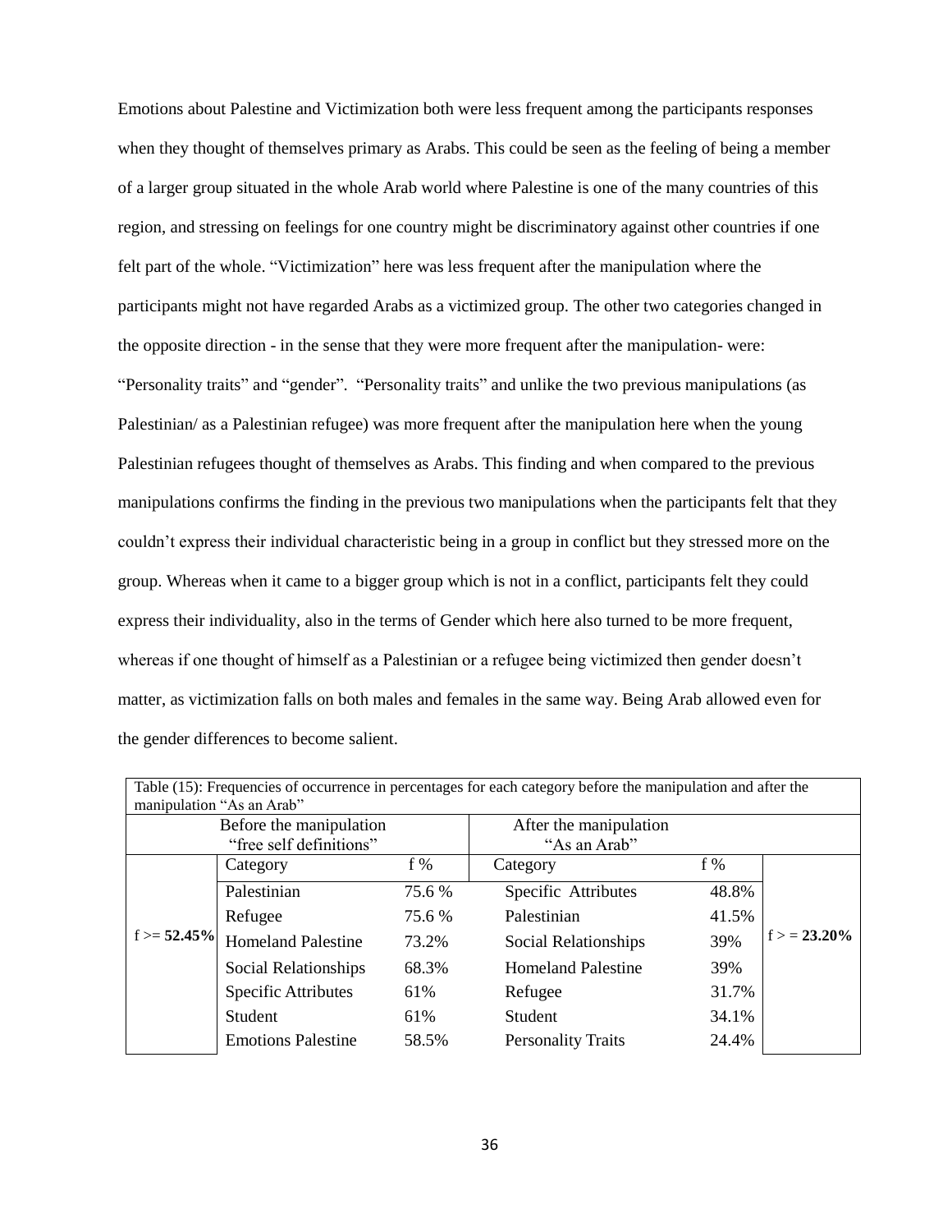Emotions about Palestine and Victimization both were less frequent among the participants responses when they thought of themselves primary as Arabs. This could be seen as the feeling of being a member of a larger group situated in the whole Arab world where Palestine is one of the many countries of this region, and stressing on feelings for one country might be discriminatory against other countries if one felt part of the whole. "Victimization" here was less frequent after the manipulation where the participants might not have regarded Arabs as a victimized group. The other two categories changed in the opposite direction - in the sense that they were more frequent after the manipulation- were: "Personality traits" and "gender". "Personality traits" and unlike the two previous manipulations (as Palestinian/ as a Palestinian refugee) was more frequent after the manipulation here when the young Palestinian refugees thought of themselves as Arabs. This finding and when compared to the previous manipulations confirms the finding in the previous two manipulations when the participants felt that they couldn't express their individual characteristic being in a group in conflict but they stressed more on the group. Whereas when it came to a bigger group which is not in a conflict, participants felt they could express their individuality, also in the terms of Gender which here also turned to be more frequent, whereas if one thought of himself as a Palestinian or a refugee being victimized then gender doesn't matter, as victimization falls on both males and females in the same way. Being Arab allowed even for the gender differences to become salient.

Table (15): Frequencies of occurrence in percentages for each category before the manipulation and after the manipulation "As an Arab"

| | Before the manipulation "free self definitions" | | After the manipulation "As an Arab" | | |
|---|---|---|---|---|---|
| | Category | f % | Category | f % | |
| f >= **52.45%** | Palestinian | 75.6 % | Specific Attributes | 48.8% | f > = **23.20%** |
| | Refugee | 75.6 % | Palestinian | 41.5% | |
| | Homeland Palestine | 73.2% | Social Relationships | 39% | |
| | Social Relationships | 68.3% | Homeland Palestine | 39% | |
| | Specific Attributes | 61% | Refugee | 31.7% | |
| | Student | 61% | Student | 34.1% | |
| | Emotions Palestine | 58.5% | Personality Traits | 24.4% | |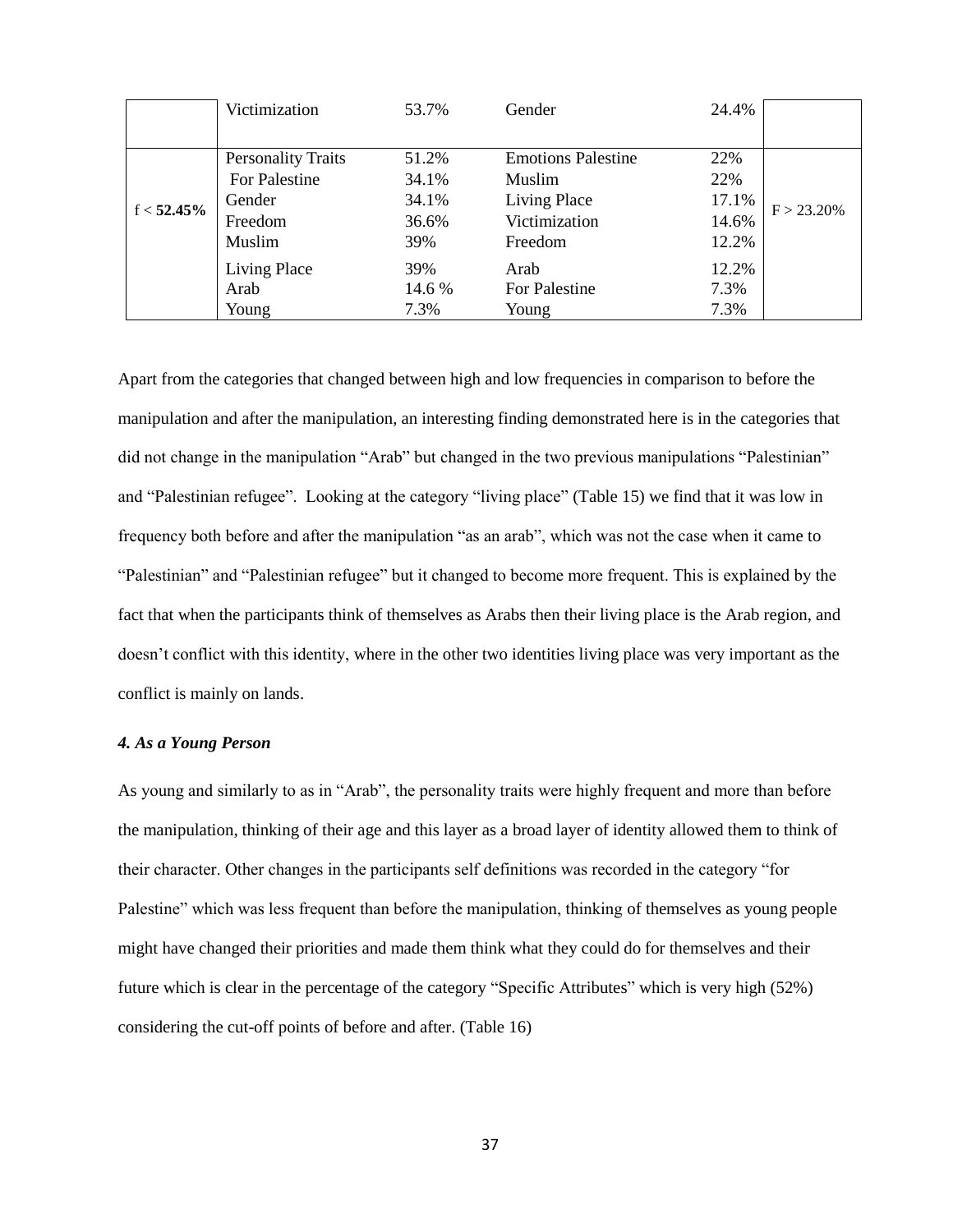| | | | | | |
|---|---|---|---|---|---|
| | Victimization | 53.7% | Gender | 24.4% | |
| f < **52.45%** | Personality Traits<br>For Palestine<br>Gender<br>Freedom<br>Muslim<br>Living Place<br>Arab<br>Young | 51.2%<br>34.1%<br>34.1%<br>36.6%<br>39%<br>39%<br>14.6 %<br>7.3% | Emotions Palestine<br>Muslim<br>Living Place<br>Victimization<br>Freedom<br>Arab<br>For Palestine<br>Young | 22%<br>22%<br>17.1%<br>14.6%<br>12.2%<br>12.2%<br>7.3%<br>7.3% | F > 23.20% |

Apart from the categories that changed between high and low frequencies in comparison to before the manipulation and after the manipulation, an interesting finding demonstrated here is in the categories that did not change in the manipulation "Arab" but changed in the two previous manipulations "Palestinian" and "Palestinian refugee". Looking at the category "living place" (Table 15) we find that it was low in frequency both before and after the manipulation "as an arab", which was not the case when it came to "Palestinian" and "Palestinian refugee" but it changed to become more frequent. This is explained by the fact that when the participants think of themselves as Arabs then their living place is the Arab region, and doesn't conflict with this identity, where in the other two identities living place was very important as the conflict is mainly on lands.

#### *4. As a Young Person*

As young and similarly to as in "Arab", the personality traits were highly frequent and more than before the manipulation, thinking of their age and this layer as a broad layer of identity allowed them to think of their character. Other changes in the participants self definitions was recorded in the category "for Palestine" which was less frequent than before the manipulation, thinking of themselves as young people might have changed their priorities and made them think what they could do for themselves and their future which is clear in the percentage of the category "Specific Attributes" which is very high (52%) considering the cut-off points of before and after. (Table 16)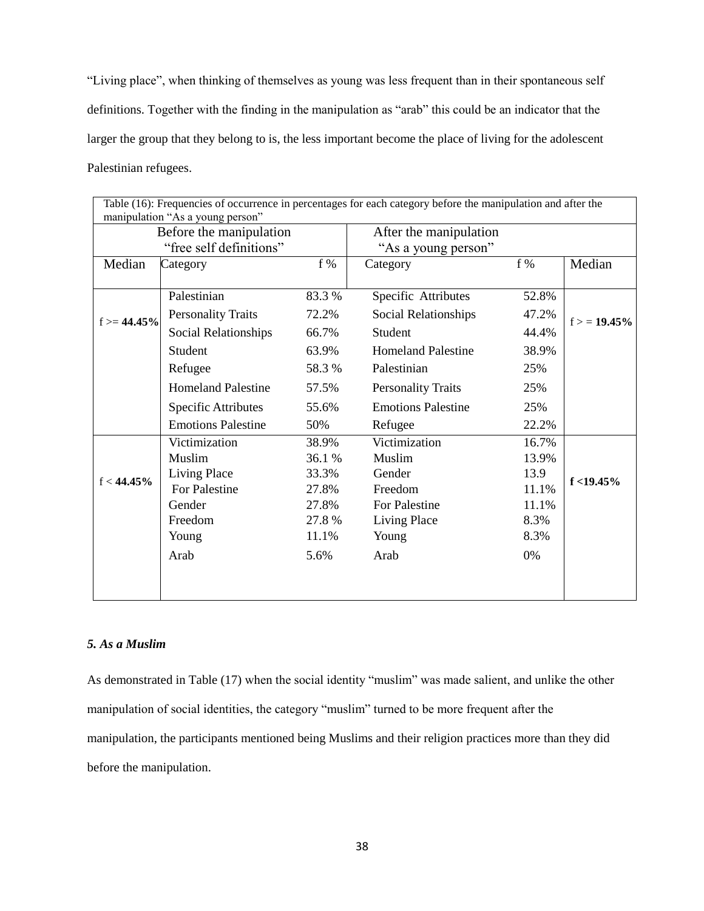"Living place", when thinking of themselves as young was less frequent than in their spontaneous self definitions. Together with the finding in the manipulation as "arab" this could be an indicator that the larger the group that they belong to is, the less important become the place of living for the adolescent Palestinian refugees.

Table (16): Frequencies of occurrence in percentages for each category before the manipulation and after the manipulation "As a young person"

| Before the manipulation "free self definitions" | | | After the manipulation "As a young person" | | |
|---|---|---|---|---|---|
| Median | Category | f % | Category | f % | Median |
| f >= **44.45%** | Palestinian | 83.3 % | Specific Attributes | 52.8% | f > = **19.45%** |
| | Personality Traits | 72.2% | Social Relationships | 47.2% | |
| | Social Relationships | 66.7% | Student | 44.4% | |
| | Student | 63.9% | Homeland Palestine | 38.9% | |
| | Refugee | 58.3 % | Palestinian | 25% | |
| | Homeland Palestine | 57.5% | Personality Traits | 25% | |
| | Specific Attributes | 55.6% | Emotions Palestine | 25% | |
| | Emotions Palestine | 50% | Refugee | 22.2% | |
| f < **44.45%** | Victimization | 38.9% | Victimization | 16.7% | **f <19.45%** |
| | Muslim | 36.1 % | Muslim | 13.9% | |
| | Living Place | 33.3% | Gender | 13.9 | |
| | For Palestine | 27.8% | Freedom | 11.1% | |
| | Gender | 27.8% | For Palestine | 11.1% | |
| | Freedom | 27.8 % | Living Place | 8.3% | |
| | Young | 11.1% | Young | 8.3% | |
| | Arab | 5.6% | Arab | 0% | |

### *5. As a Muslim*

As demonstrated in Table (17) when the social identity "muslim" was made salient, and unlike the other manipulation of social identities, the category "muslim" turned to be more frequent after the manipulation, the participants mentioned being Muslims and their religion practices more than they did before the manipulation.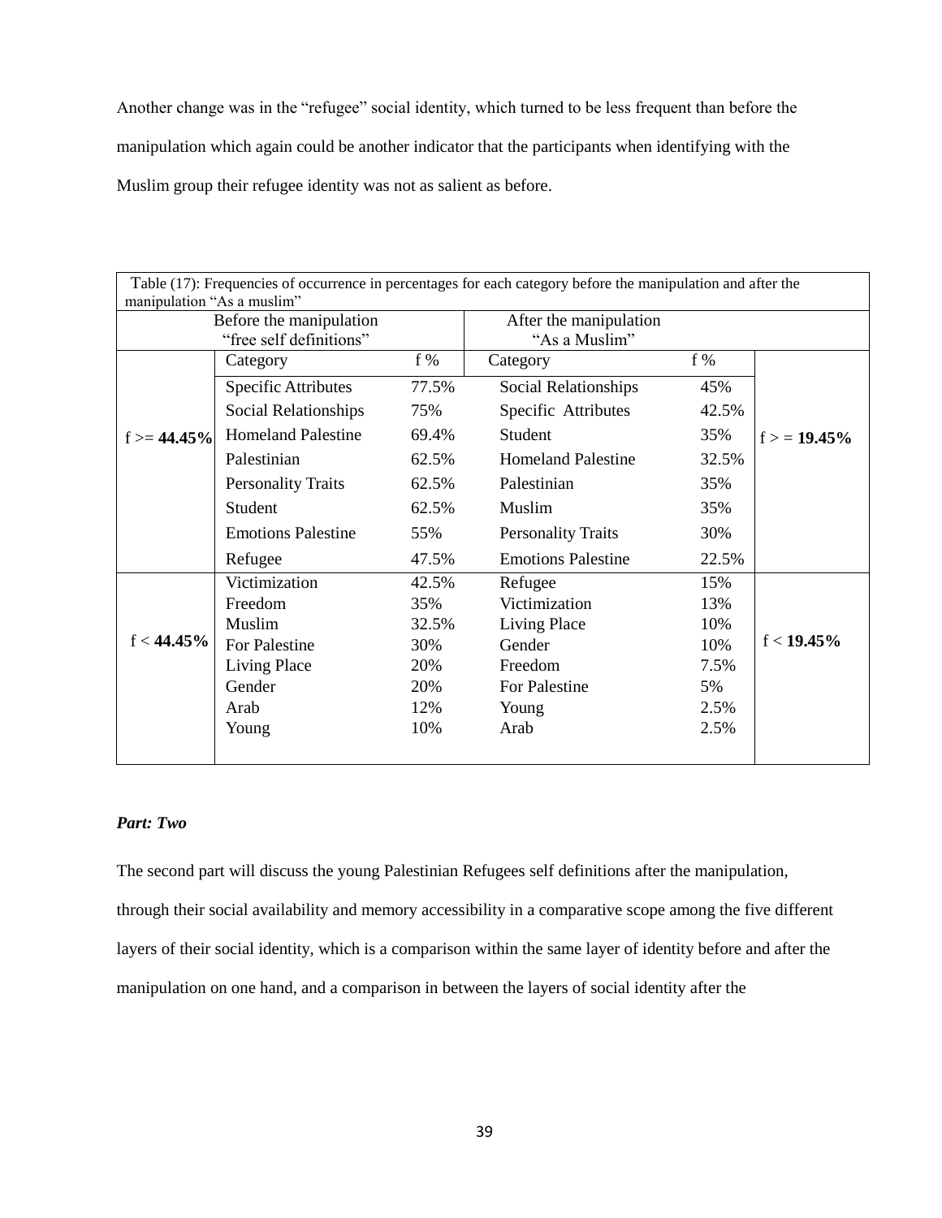Another change was in the "refugee" social identity, which turned to be less frequent than before the manipulation which again could be another indicator that the participants when identifying with the Muslim group their refugee identity was not as salient as before.

Table (17): Frequencies of occurrence in percentages for each category before the manipulation and after the manipulation "As a muslim"

| | Before the manipulation "free self definitions" | | After the manipulation "As a Muslim" | | |
|---|---|---|---|---|---|
| | Category | f % | Category | f % | |
| f >= **44.45%** | Specific Attributes | 77.5% | Social Relationships | 45% | f > = **19.45%** |
| | Social Relationships | 75% | Specific Attributes | 42.5% | |
| | Homeland Palestine | 69.4% | Student | 35% | |
| | Palestinian | 62.5% | Homeland Palestine | 32.5% | |
| | Personality Traits | 62.5% | Palestinian | 35% | |
| | Student | 62.5% | Muslim | 35% | |
| | Emotions Palestine | 55% | Personality Traits | 30% | |
| | Refugee | 47.5% | Emotions Palestine | 22.5% | |
| f < **44.45%** | Victimization | 42.5% | Refugee | 15% | f < **19.45%** |
| | Freedom | 35% | Victimization | 13% | |
| | Muslim | 32.5% | Living Place | 10% | |
| | For Palestine | 30% | Gender | 10% | |
| | Living Place | 20% | Freedom | 7.5% | |
| | Gender | 20% | For Palestine | 5% | |
| | Arab | 12% | Young | 2.5% | |
| | Young | 10% | Arab | 2.5% | |

### *Part: Two*

The second part will discuss the young Palestinian Refugees self definitions after the manipulation, through their social availability and memory accessibility in a comparative scope among the five different layers of their social identity, which is a comparison within the same layer of identity before and after the manipulation on one hand, and a comparison in between the layers of social identity after the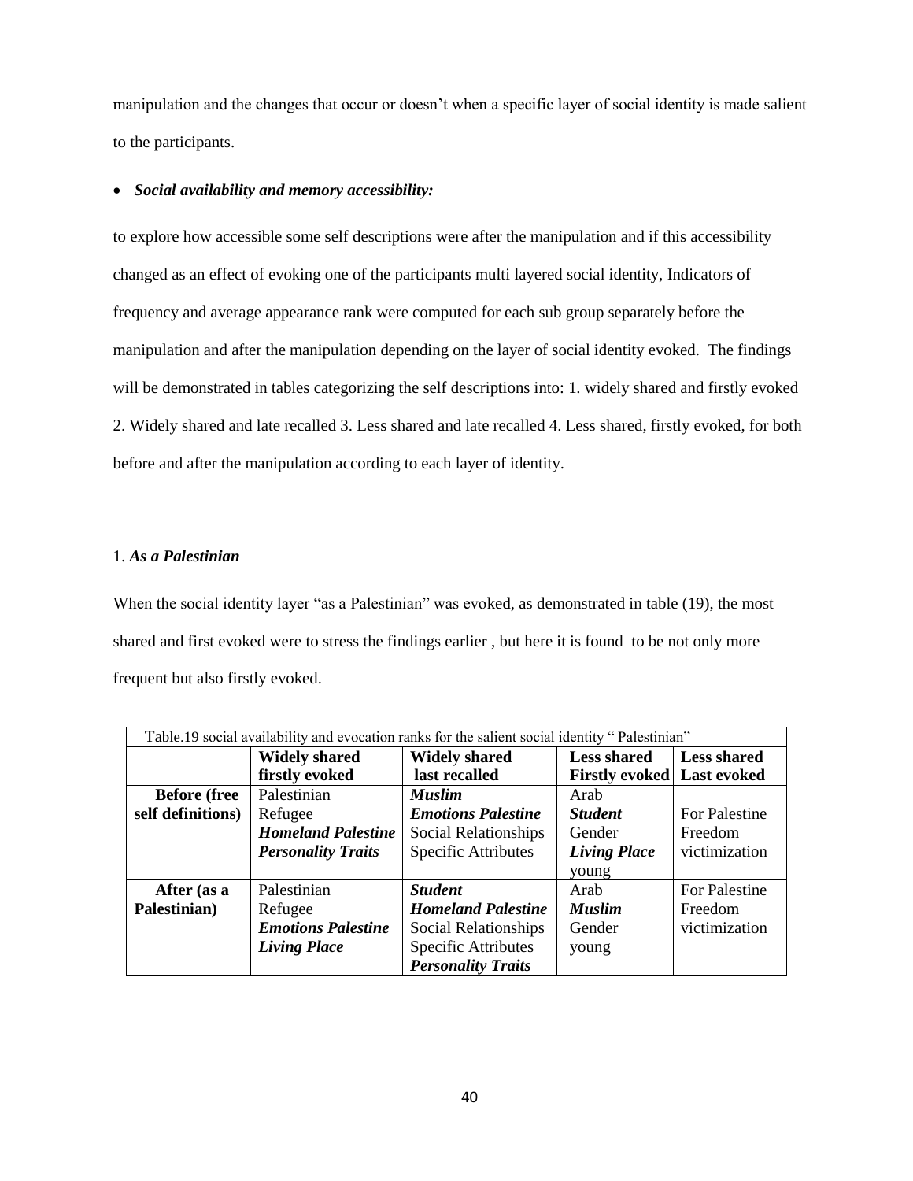manipulation and the changes that occur or doesn't when a specific layer of social identity is made salient to the participants.

- ***Social availability and memory accessibility:***

to explore how accessible some self descriptions were after the manipulation and if this accessibility changed as an effect of evoking one of the participants multi layered social identity, Indicators of frequency and average appearance rank were computed for each sub group separately before the manipulation and after the manipulation depending on the layer of social identity evoked. The findings will be demonstrated in tables categorizing the self descriptions into: 1. widely shared and firstly evoked 2. Widely shared and late recalled 3. Less shared and late recalled 4. Less shared, firstly evoked, for both before and after the manipulation according to each layer of identity.

1. ***As a Palestinian***

When the social identity layer "as a Palestinian" was evoked, as demonstrated in table (19), the most shared and first evoked were to stress the findings earlier , but here it is found to be not only more frequent but also firstly evoked.

Table.19 social availability and evocation ranks for the salient social identity " Palestinian"

| | **Widely shared firstly evoked** | **Widely shared last recalled** | **Less shared Firstly evoked** | **Less shared Last evoked** |
|---|---|---|---|---|
| **Before (free self definitions)** | Palestinian<br>Refugee<br>***Homeland Palestine***<br>***Personality Traits*** | ***Muslim***<br>***Emotions Palestine***<br>Social Relationships<br>Specific Attributes | Arab<br>***Student***<br>Gender<br>***Living Place***<br>young | For Palestine<br>Freedom<br>victimization |
| **After (as a Palestinian)** | Palestinian<br>Refugee<br>***Emotions Palestine***<br>***Living Place*** | ***Student***<br>***Homeland Palestine***<br>Social Relationships<br>Specific Attributes<br>***Personality Traits*** | Arab<br>***Muslim***<br>Gender<br>young | For Palestine<br>Freedom<br>victimization |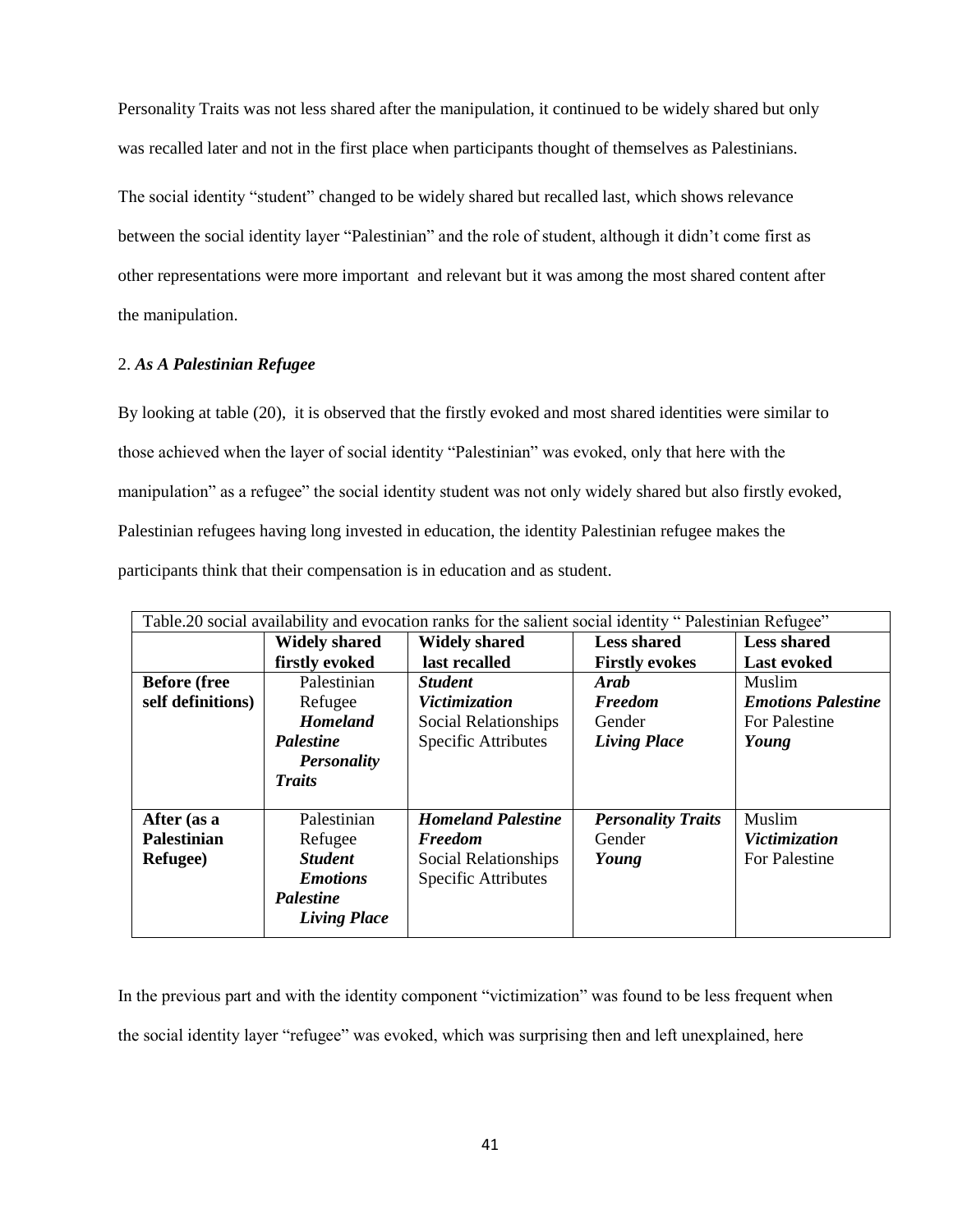Personality Traits was not less shared after the manipulation, it continued to be widely shared but only was recalled later and not in the first place when participants thought of themselves as Palestinians.

The social identity "student" changed to be widely shared but recalled last, which shows relevance between the social identity layer "Palestinian" and the role of student, although it didn't come first as other representations were more important and relevant but it was among the most shared content after the manipulation.

2. ***As A Palestinian Refugee***

By looking at table (20), it is observed that the firstly evoked and most shared identities were similar to those achieved when the layer of social identity "Palestinian" was evoked, only that here with the manipulation" as a refugee" the social identity student was not only widely shared but also firstly evoked, Palestinian refugees having long invested in education, the identity Palestinian refugee makes the participants think that their compensation is in education and as student.

Table.20 social availability and evocation ranks for the salient social identity " Palestinian Refugee"

| | **Widely shared firstly evoked** | **Widely shared last recalled** | **Less shared Firstly evokes** | **Less shared Last evoked** |
|---|---|---|---|---|
| **Before (free self definitions)** | Palestinian<br>Refugee<br>***Homeland Palestine***<br>***Personality Traits*** | ***Student***<br>***Victimization***<br>Social Relationships<br>Specific Attributes | ***Arab***<br>***Freedom***<br>Gender<br>***Living Place*** | Muslim<br>***Emotions Palestine***<br>For Palestine<br>***Young*** |
| **After (as a Palestinian Refugee)** | Palestinian<br>Refugee<br>***Student***<br>***Emotions Palestine***<br>***Living Place*** | ***Homeland Palestine***<br>***Freedom***<br>Social Relationships<br>Specific Attributes | ***Personality Traits***<br>Gender<br>***Young*** | Muslim<br>***Victimization***<br>For Palestine |

In the previous part and with the identity component "victimization" was found to be less frequent when the social identity layer "refugee" was evoked, which was surprising then and left unexplained, here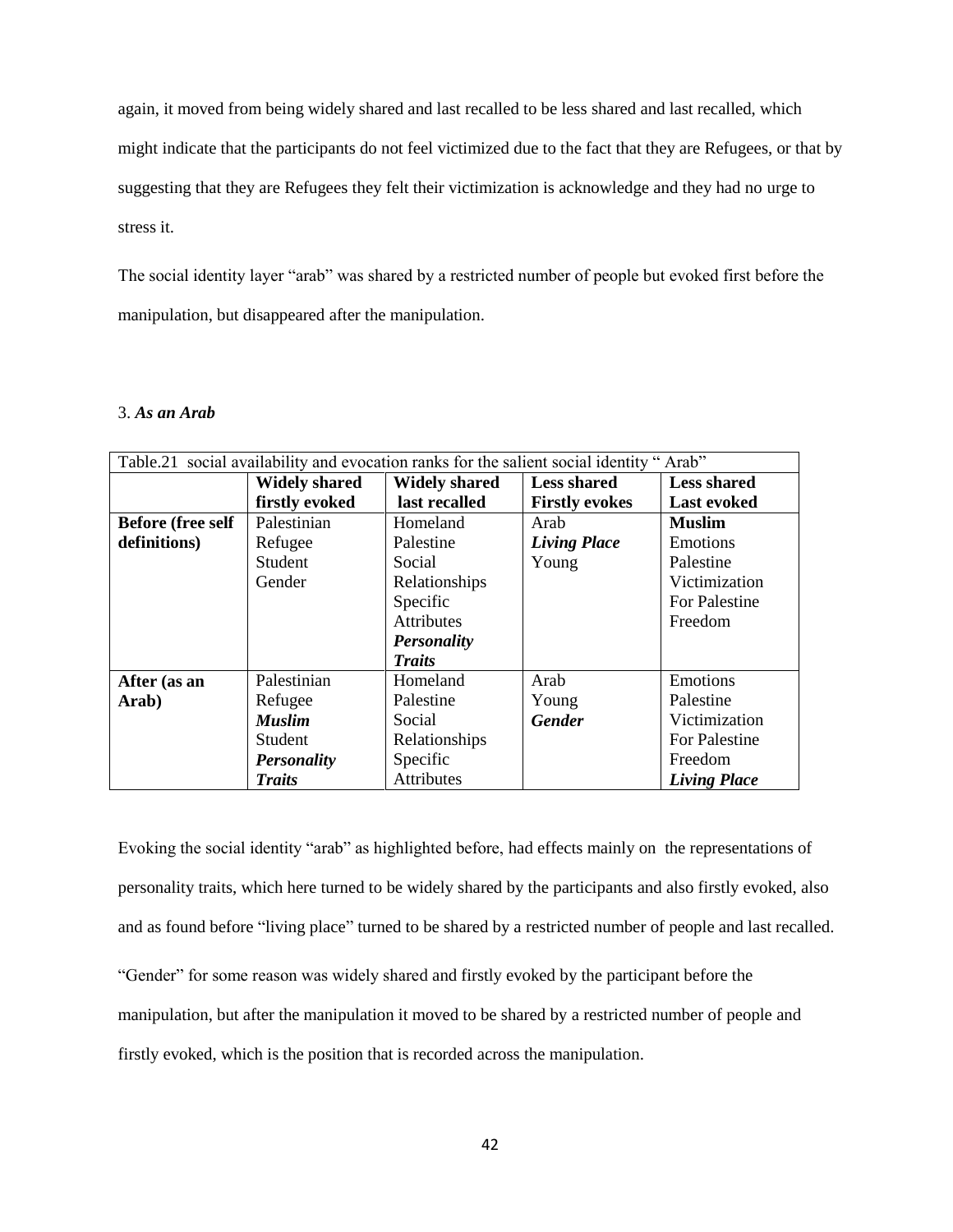again, it moved from being widely shared and last recalled to be less shared and last recalled, which might indicate that the participants do not feel victimized due to the fact that they are Refugees, or that by suggesting that they are Refugees they felt their victimization is acknowledge and they had no urge to stress it.

The social identity layer “arab” was shared by a restricted number of people but evoked first before the manipulation, but disappeared after the manipulation.

3. ***As an Arab***

| Table.21 social availability and evocation ranks for the salient social identity “ Arab” | | | | |
|---|---|---|---|---|
| | **Widely shared firstly evoked** | **Widely shared last recalled** | **Less shared Firstly evokes** | **Less shared Last evoked** |
| **Before (free self definitions)** | Palestinian<br>Refugee<br>Student<br>Gender | Homeland<br>Palestine<br>Social Relationships<br>Specific Attributes<br>***Personality Traits*** | Arab<br>***Living Place***<br>Young | **Muslim**<br>Emotions<br>Palestine<br>Victimization<br>For Palestine<br>Freedom |
| **After (as an Arab)** | Palestinian<br>Refugee<br>***Muslim***<br>Student<br>***Personality Traits*** | Homeland<br>Palestine<br>Social Relationships<br>Specific Attributes | Arab<br>Young<br>***Gender*** | Emotions<br>Palestine<br>Victimization<br>For Palestine<br>Freedom<br>***Living Place*** |

Evoking the social identity “arab” as highlighted before, had effects mainly on the representations of personality traits, which here turned to be widely shared by the participants and also firstly evoked, also and as found before “living place” turned to be shared by a restricted number of people and last recalled.

“Gender” for some reason was widely shared and firstly evoked by the participant before the manipulation, but after the manipulation it moved to be shared by a restricted number of people and firstly evoked, which is the position that is recorded across the manipulation.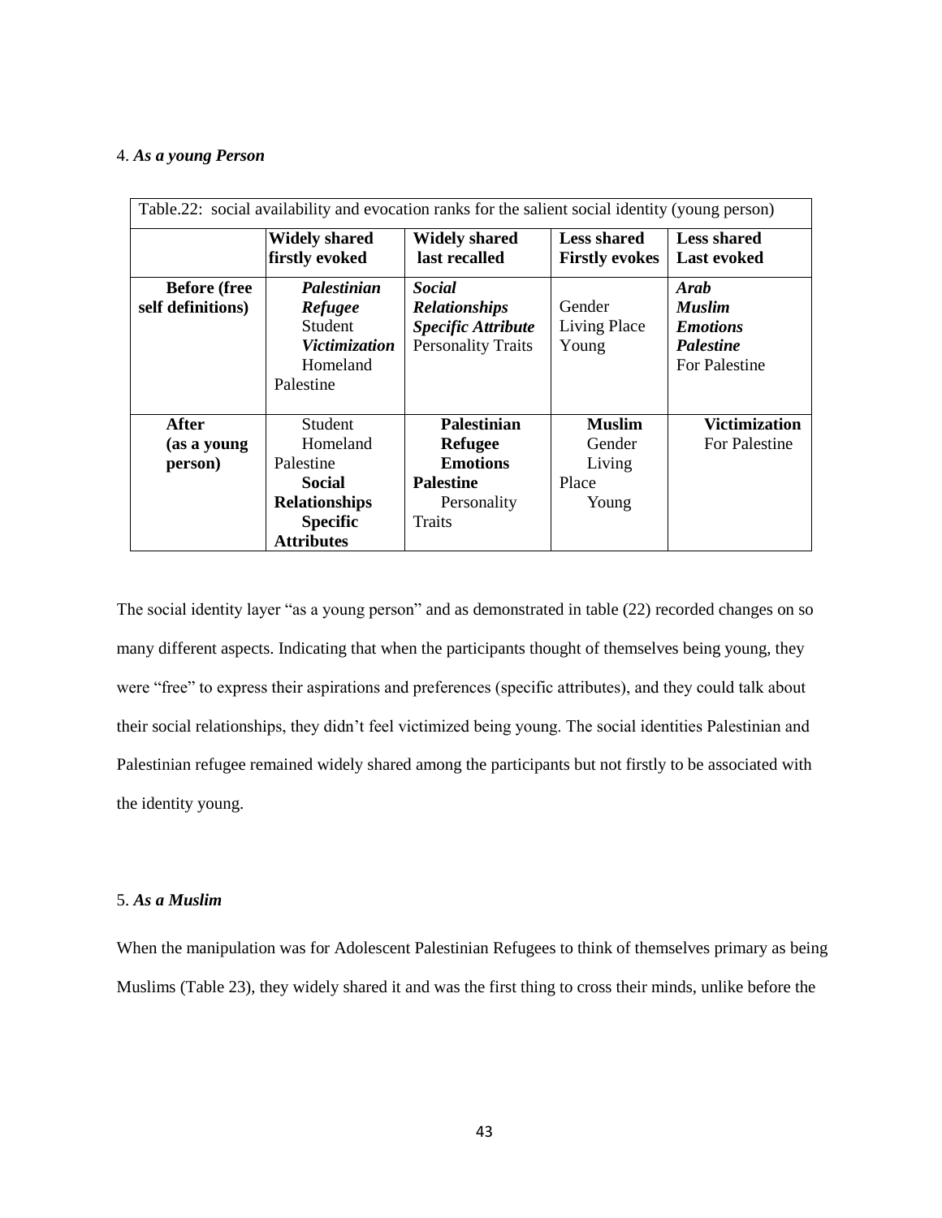4. ***As a young Person***

| Table.22: social availability and evocation ranks for the salient social identity (young person) | | | | |
|---|---|---|---|---|
| | **Widely shared firstly evoked** | **Widely shared last recalled** | **Less shared Firstly evokes** | **Less shared Last evoked** |
| **Before (free self definitions)** | ***Palestinian*** ***Refugee*** Student ***Victimization*** Homeland Palestine | ***Social Relationships*** ***Specific Attribute*** Personality Traits | Gender Living Place Young | ***Arab*** ***Muslim*** ***Emotions*** ***Palestine*** For Palestine |
| **After (as a young person)** | Student Homeland Palestine **Social Relationships** **Specific Attributes** | **Palestinian** **Refugee** **Emotions** **Palestine** Personality Traits | **Muslim** Gender Living Place Young | **Victimization** For Palestine |

The social identity layer "as a young person" and as demonstrated in table (22) recorded changes on so many different aspects. Indicating that when the participants thought of themselves being young, they were "free" to express their aspirations and preferences (specific attributes), and they could talk about their social relationships, they didn't feel victimized being young. The social identities Palestinian and Palestinian refugee remained widely shared among the participants but not firstly to be associated with the identity young.

5. ***As a Muslim***

When the manipulation was for Adolescent Palestinian Refugees to think of themselves primary as being Muslims (Table 23), they widely shared it and was the first thing to cross their minds, unlike before the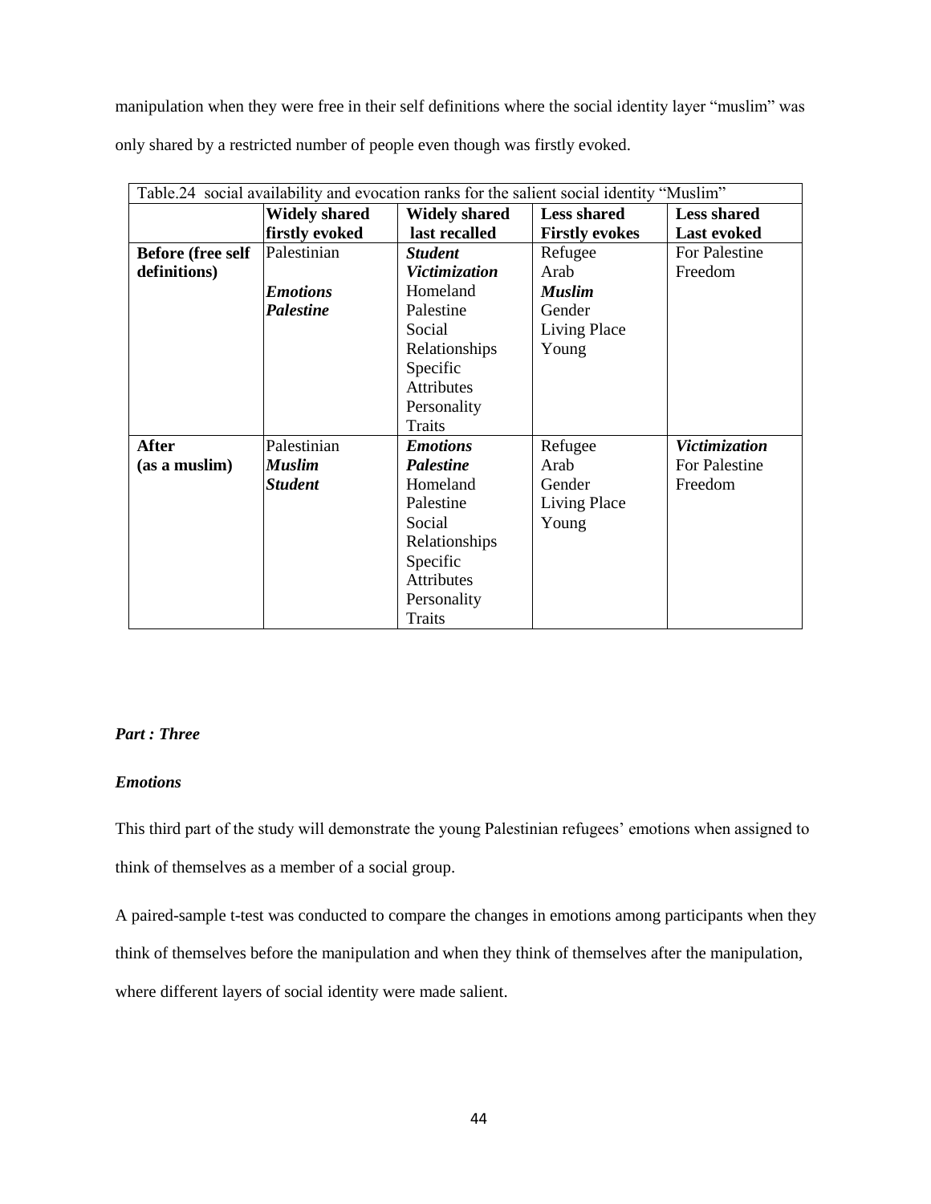manipulation when they were free in their self definitions where the social identity layer "muslim" was only shared by a restricted number of people even though was firstly evoked.

Table.24 social availability and evocation ranks for the salient social identity "Muslim"

| | **Widely shared firstly evoked** | **Widely shared last recalled** | **Less shared Firstly evokes** | **Less shared Last evoked** |
|---|---|---|---|---|
| **Before (free self definitions)** | Palestinian<br><br>***Emotions***<br>***Palestine*** | ***Student***<br>***Victimization***<br>Homeland<br>Palestine<br>Social Relationships<br>Specific Attributes<br>Personality Traits | Refugee<br>Arab<br>***Muslim***<br>Gender<br>Living Place<br>Young | For Palestine<br>Freedom |
| **After (as a muslim)** | Palestinian<br>***Muslim***<br>***Student*** | ***Emotions***<br>***Palestine***<br>Homeland<br>Palestine<br>Social Relationships<br>Specific Attributes<br>Personality Traits | Refugee<br>Arab<br>Gender<br>Living Place<br>Young | ***Victimization***<br>For Palestine<br>Freedom |

***Part : Three***

***Emotions***

This third part of the study will demonstrate the young Palestinian refugees' emotions when assigned to think of themselves as a member of a social group.

A paired-sample t-test was conducted to compare the changes in emotions among participants when they think of themselves before the manipulation and when they think of themselves after the manipulation, where different layers of social identity were made salient.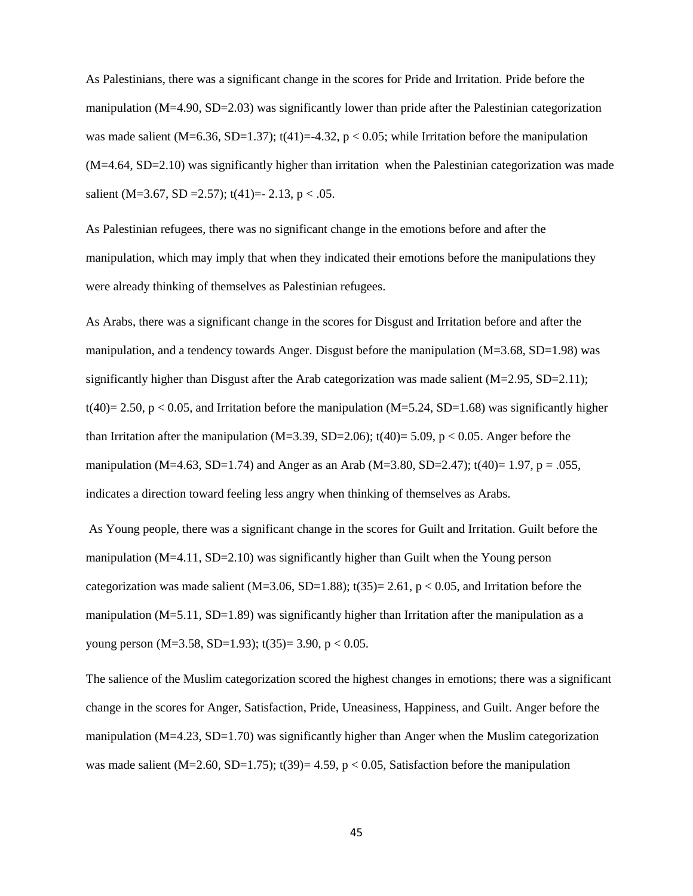As Palestinians, there was a significant change in the scores for Pride and Irritation. Pride before the manipulation ($M=4.90$, $SD=2.03$) was significantly lower than pride after the Palestinian categorization was made salient ($M=6.36$, $SD=1.37$); $t(41)=-4.32$, $p < 0.05$; while Irritation before the manipulation ($M=4.64$, $SD=2.10$) was significantly higher than irritation when the Palestinian categorization was made salient ($M=3.67$, $SD=2.57$); $t(41)=-2.13$, $p < .05$.

As Palestinian refugees, there was no significant change in the emotions before and after the manipulation, which may imply that when they indicated their emotions before the manipulations they were already thinking of themselves as Palestinian refugees.

As Arabs, there was a significant change in the scores for Disgust and Irritation before and after the manipulation, and a tendency towards Anger. Disgust before the manipulation ($M=3.68$, $SD=1.98$) was significantly higher than Disgust after the Arab categorization was made salient ($M=2.95$, $SD=2.11$); $t(40)= 2.50$, $p < 0.05$, and Irritation before the manipulation ($M=5.24$, $SD=1.68$) was significantly higher than Irritation after the manipulation ($M=3.39$, $SD=2.06$); $t(40)= 5.09$, $p < 0.05$. Anger before the manipulation ($M=4.63$, $SD=1.74$) and Anger as an Arab ($M=3.80$, $SD=2.47$); $t(40)= 1.97$, $p = .055$, indicates a direction toward feeling less angry when thinking of themselves as Arabs.

As Young people, there was a significant change in the scores for Guilt and Irritation. Guilt before the manipulation ($M=4.11$, $SD=2.10$) was significantly higher than Guilt when the Young person categorization was made salient ($M=3.06$, $SD=1.88$); $t(35)= 2.61$, $p < 0.05$, and Irritation before the manipulation ($M=5.11$, $SD=1.89$) was significantly higher than Irritation after the manipulation as a young person ($M=3.58$, $SD=1.93$); $t(35)= 3.90$, $p < 0.05$.

The salience of the Muslim categorization scored the highest changes in emotions; there was a significant change in the scores for Anger, Satisfaction, Pride, Uneasiness, Happiness, and Guilt. Anger before the manipulation ($M=4.23$, $SD=1.70$) was significantly higher than Anger when the Muslim categorization was made salient ($M=2.60$, $SD=1.75$); $t(39)= 4.59$, $p < 0.05$, Satisfaction before the manipulation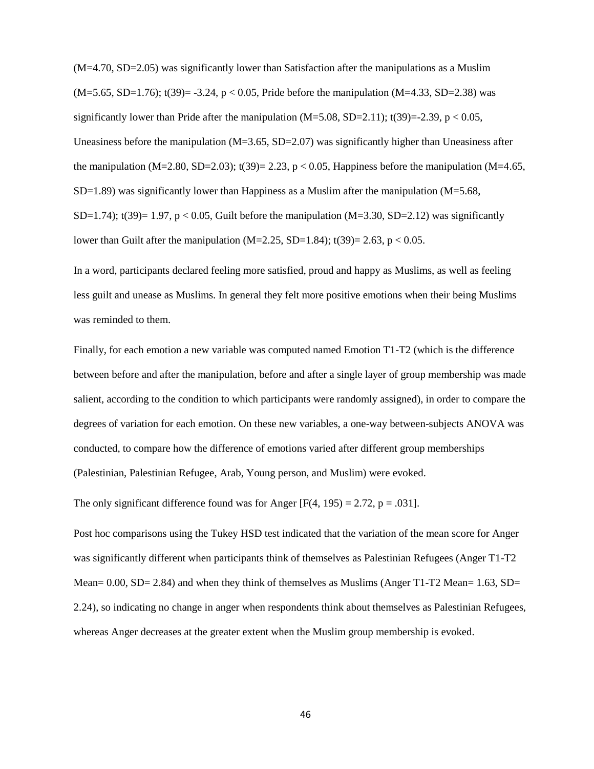(M=4.70, SD=2.05) was significantly lower than Satisfaction after the manipulations as a Muslim (M=5.65, SD=1.76); $t(39) = -3.24$, $p < 0.05$, Pride before the manipulation (M=4.33, SD=2.38) was significantly lower than Pride after the manipulation (M=5.08, SD=2.11); $t(39) = -2.39$, $p < 0.05$, Uneasiness before the manipulation (M=3.65, SD=2.07) was significantly higher than Uneasiness after the manipulation (M=2.80, SD=2.03); $t(39) = 2.23$, $p < 0.05$, Happiness before the manipulation (M=4.65, SD=1.89) was significantly lower than Happiness as a Muslim after the manipulation (M=5.68, SD=1.74); $t(39) = 1.97$, $p < 0.05$, Guilt before the manipulation (M=3.30, SD=2.12) was significantly lower than Guilt after the manipulation (M=2.25, SD=1.84); $t(39) = 2.63$, $p < 0.05$.

In a word, participants declared feeling more satisfied, proud and happy as Muslims, as well as feeling less guilt and unease as Muslims. In general they felt more positive emotions when their being Muslims was reminded to them.

Finally, for each emotion a new variable was computed named Emotion T1-T2 (which is the difference between before and after the manipulation, before and after a single layer of group membership was made salient, according to the condition to which participants were randomly assigned), in order to compare the degrees of variation for each emotion. On these new variables, a one-way between-subjects ANOVA was conducted, to compare how the difference of emotions varied after different group memberships (Palestinian, Palestinian Refugee, Arab, Young person, and Muslim) were evoked.

The only significant difference found was for Anger [$F(4, 195) = 2.72$, $p = .031$].

Post hoc comparisons using the Tukey HSD test indicated that the variation of the mean score for Anger was significantly different when participants think of themselves as Palestinian Refugees (Anger T1-T2 Mean= 0.00, SD= 2.84) and when they think of themselves as Muslims (Anger T1-T2 Mean= 1.63, SD= 2.24), so indicating no change in anger when respondents think about themselves as Palestinian Refugees, whereas Anger decreases at the greater extent when the Muslim group membership is evoked.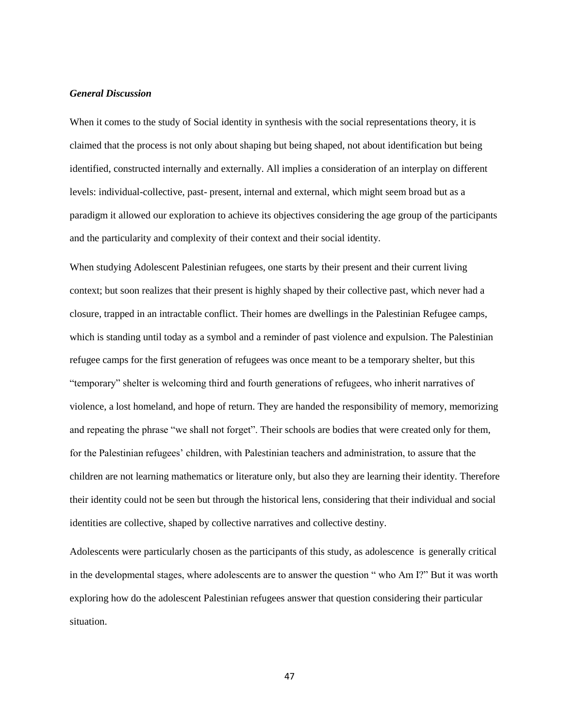### *General Discussion*

When it comes to the study of Social identity in synthesis with the social representations theory, it is claimed that the process is not only about shaping but being shaped, not about identification but being identified, constructed internally and externally. All implies a consideration of an interplay on different levels: individual-collective, past- present, internal and external, which might seem broad but as a paradigm it allowed our exploration to achieve its objectives considering the age group of the participants and the particularity and complexity of their context and their social identity.

When studying Adolescent Palestinian refugees, one starts by their present and their current living context; but soon realizes that their present is highly shaped by their collective past, which never had a closure, trapped in an intractable conflict. Their homes are dwellings in the Palestinian Refugee camps, which is standing until today as a symbol and a reminder of past violence and expulsion. The Palestinian refugee camps for the first generation of refugees was once meant to be a temporary shelter, but this "temporary" shelter is welcoming third and fourth generations of refugees, who inherit narratives of violence, a lost homeland, and hope of return. They are handed the responsibility of memory, memorizing and repeating the phrase "we shall not forget". Their schools are bodies that were created only for them, for the Palestinian refugees' children, with Palestinian teachers and administration, to assure that the children are not learning mathematics or literature only, but also they are learning their identity. Therefore their identity could not be seen but through the historical lens, considering that their individual and social identities are collective, shaped by collective narratives and collective destiny.

Adolescents were particularly chosen as the participants of this study, as adolescence is generally critical in the developmental stages, where adolescents are to answer the question " who Am I?" But it was worth exploring how do the adolescent Palestinian refugees answer that question considering their particular situation.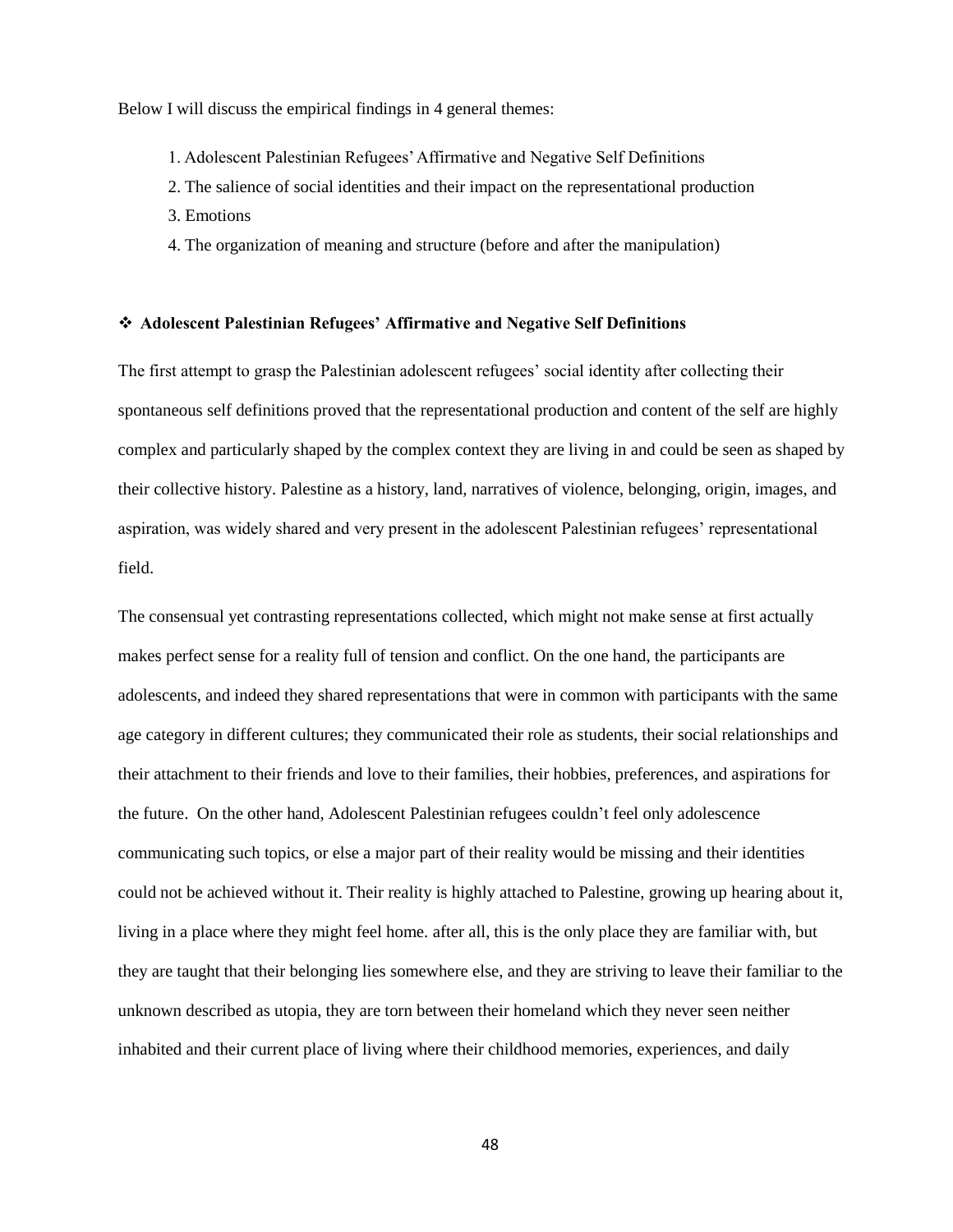Below I will discuss the empirical findings in 4 general themes:

1. Adolescent Palestinian Refugees' Affirmative and Negative Self Definitions
2. The salience of social identities and their impact on the representational production
3. Emotions
4. The organization of meaning and structure (before and after the manipulation)

### ❖ Adolescent Palestinian Refugees' Affirmative and Negative Self Definitions

The first attempt to grasp the Palestinian adolescent refugees' social identity after collecting their spontaneous self definitions proved that the representational production and content of the self are highly complex and particularly shaped by the complex context they are living in and could be seen as shaped by their collective history. Palestine as a history, land, narratives of violence, belonging, origin, images, and aspiration, was widely shared and very present in the adolescent Palestinian refugees' representational field.

The consensual yet contrasting representations collected, which might not make sense at first actually makes perfect sense for a reality full of tension and conflict. On the one hand, the participants are adolescents, and indeed they shared representations that were in common with participants with the same age category in different cultures; they communicated their role as students, their social relationships and their attachment to their friends and love to their families, their hobbies, preferences, and aspirations for the future. On the other hand, Adolescent Palestinian refugees couldn't feel only adolescence communicating such topics, or else a major part of their reality would be missing and their identities could not be achieved without it. Their reality is highly attached to Palestine, growing up hearing about it, living in a place where they might feel home. after all, this is the only place they are familiar with, but they are taught that their belonging lies somewhere else, and they are striving to leave their familiar to the unknown described as utopia, they are torn between their homeland which they never seen neither inhabited and their current place of living where their childhood memories, experiences, and daily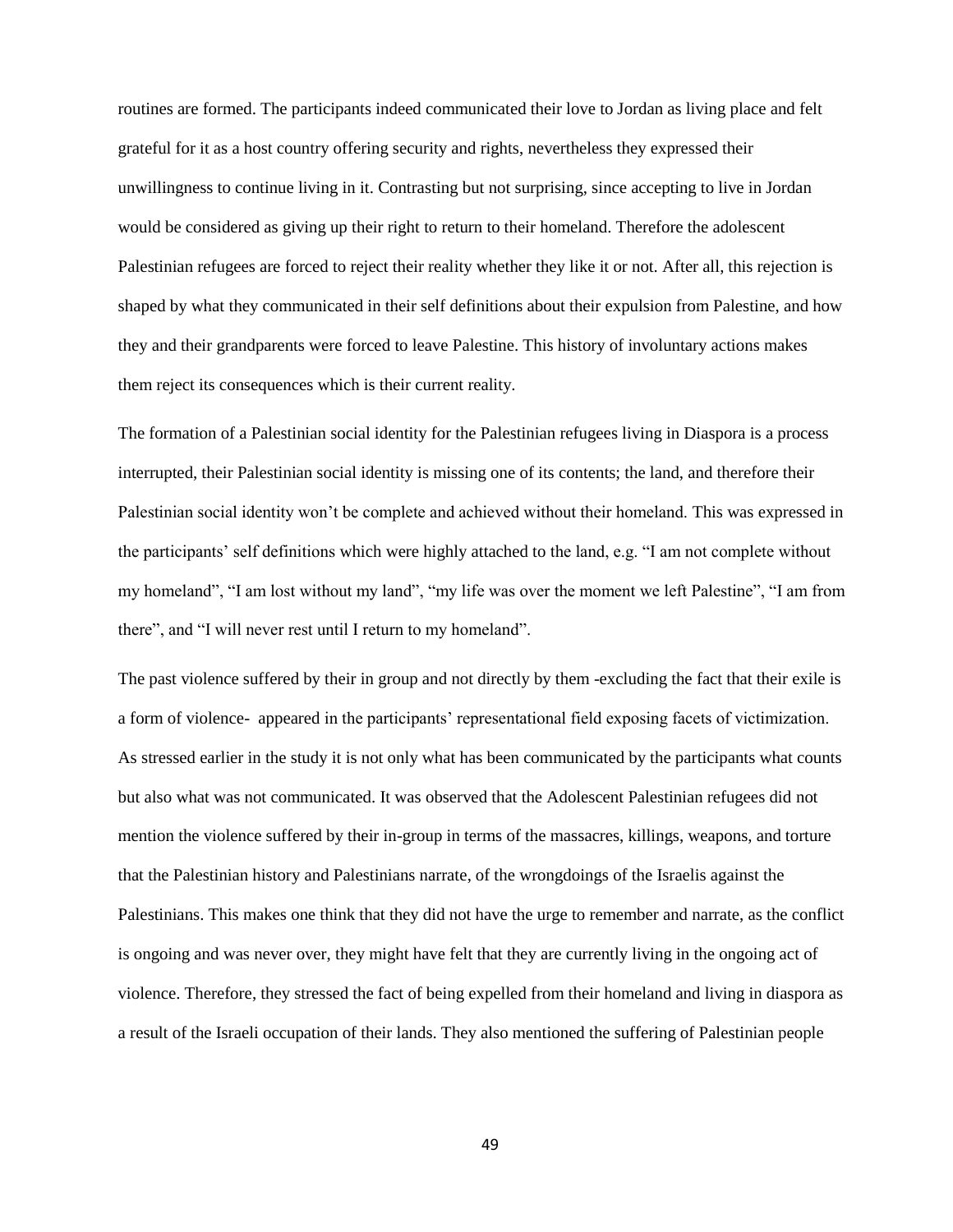routines are formed. The participants indeed communicated their love to Jordan as living place and felt grateful for it as a host country offering security and rights, nevertheless they expressed their unwillingness to continue living in it. Contrasting but not surprising, since accepting to live in Jordan would be considered as giving up their right to return to their homeland. Therefore the adolescent Palestinian refugees are forced to reject their reality whether they like it or not. After all, this rejection is shaped by what they communicated in their self definitions about their expulsion from Palestine, and how they and their grandparents were forced to leave Palestine. This history of involuntary actions makes them reject its consequences which is their current reality.

The formation of a Palestinian social identity for the Palestinian refugees living in Diaspora is a process interrupted, their Palestinian social identity is missing one of its contents; the land, and therefore their Palestinian social identity won't be complete and achieved without their homeland. This was expressed in the participants' self definitions which were highly attached to the land, e.g. "I am not complete without my homeland", "I am lost without my land", "my life was over the moment we left Palestine", "I am from there", and "I will never rest until I return to my homeland".

The past violence suffered by their in group and not directly by them -excluding the fact that their exile is a form of violence- appeared in the participants' representational field exposing facets of victimization. As stressed earlier in the study it is not only what has been communicated by the participants what counts but also what was not communicated. It was observed that the Adolescent Palestinian refugees did not mention the violence suffered by their in-group in terms of the massacres, killings, weapons, and torture that the Palestinian history and Palestinians narrate, of the wrongdoings of the Israelis against the Palestinians. This makes one think that they did not have the urge to remember and narrate, as the conflict is ongoing and was never over, they might have felt that they are currently living in the ongoing act of violence. Therefore, they stressed the fact of being expelled from their homeland and living in diaspora as a result of the Israeli occupation of their lands. They also mentioned the suffering of Palestinian people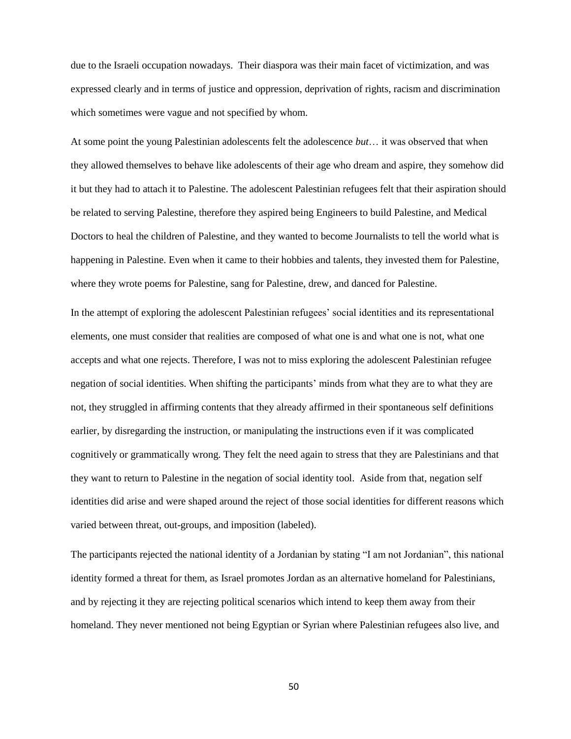due to the Israeli occupation nowadays. Their diaspora was their main facet of victimization, and was expressed clearly and in terms of justice and oppression, deprivation of rights, racism and discrimination which sometimes were vague and not specified by whom.

At some point the young Palestinian adolescents felt the adolescence *but*… it was observed that when they allowed themselves to behave like adolescents of their age who dream and aspire, they somehow did it but they had to attach it to Palestine. The adolescent Palestinian refugees felt that their aspiration should be related to serving Palestine, therefore they aspired being Engineers to build Palestine, and Medical Doctors to heal the children of Palestine, and they wanted to become Journalists to tell the world what is happening in Palestine. Even when it came to their hobbies and talents, they invested them for Palestine, where they wrote poems for Palestine, sang for Palestine, drew, and danced for Palestine.

In the attempt of exploring the adolescent Palestinian refugees' social identities and its representational elements, one must consider that realities are composed of what one is and what one is not, what one accepts and what one rejects. Therefore, I was not to miss exploring the adolescent Palestinian refugee negation of social identities. When shifting the participants' minds from what they are to what they are not, they struggled in affirming contents that they already affirmed in their spontaneous self definitions earlier, by disregarding the instruction, or manipulating the instructions even if it was complicated cognitively or grammatically wrong. They felt the need again to stress that they are Palestinians and that they want to return to Palestine in the negation of social identity tool. Aside from that, negation self identities did arise and were shaped around the reject of those social identities for different reasons which varied between threat, out-groups, and imposition (labeled).

The participants rejected the national identity of a Jordanian by stating "I am not Jordanian", this national identity formed a threat for them, as Israel promotes Jordan as an alternative homeland for Palestinians, and by rejecting it they are rejecting political scenarios which intend to keep them away from their homeland. They never mentioned not being Egyptian or Syrian where Palestinian refugees also live, and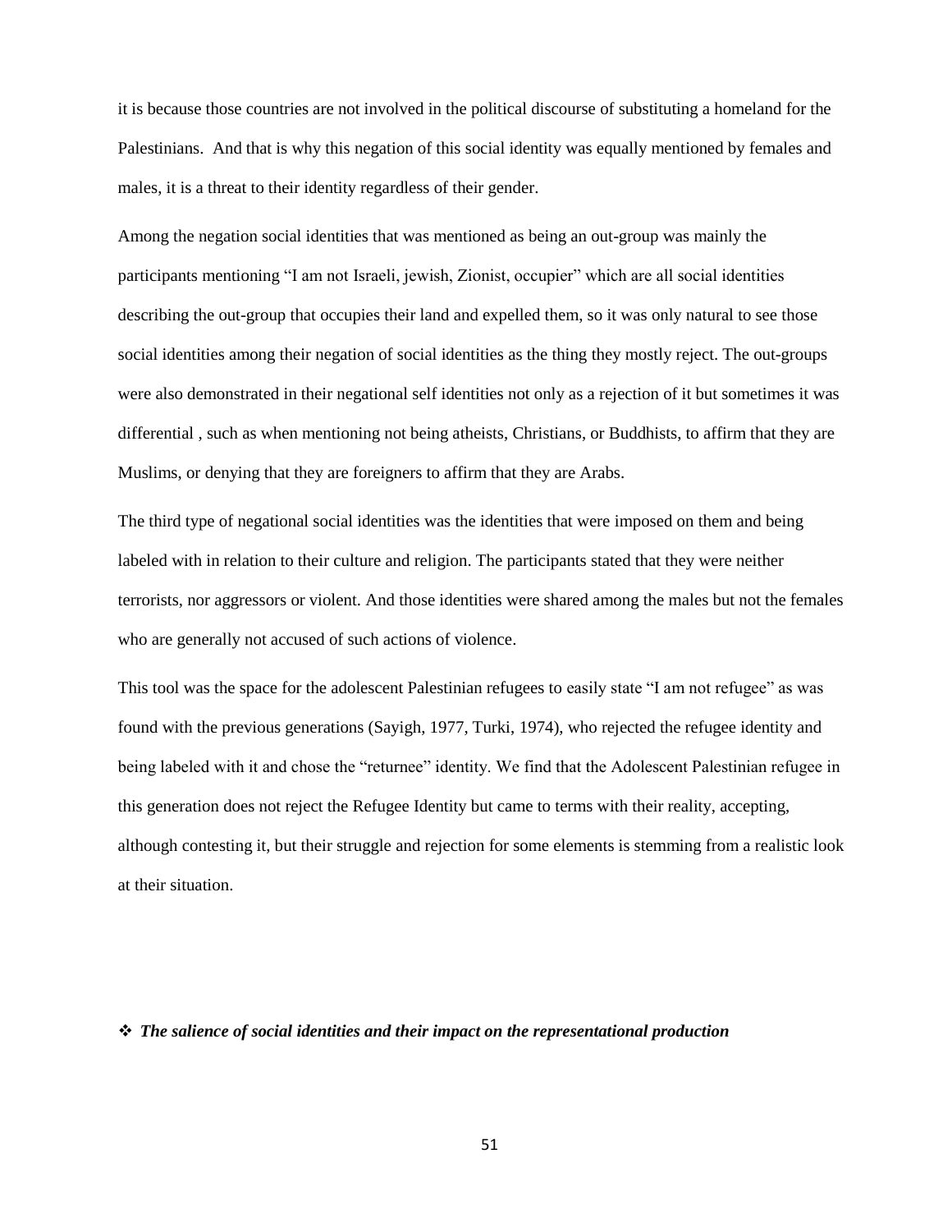it is because those countries are not involved in the political discourse of substituting a homeland for the Palestinians. And that is why this negation of this social identity was equally mentioned by females and males, it is a threat to their identity regardless of their gender.

Among the negation social identities that was mentioned as being an out-group was mainly the participants mentioning "I am not Israeli, jewish, Zionist, occupier" which are all social identities describing the out-group that occupies their land and expelled them, so it was only natural to see those social identities among their negation of social identities as the thing they mostly reject. The out-groups were also demonstrated in their negational self identities not only as a rejection of it but sometimes it was differential , such as when mentioning not being atheists, Christians, or Buddhists, to affirm that they are Muslims, or denying that they are foreigners to affirm that they are Arabs.

The third type of negational social identities was the identities that were imposed on them and being labeled with in relation to their culture and religion. The participants stated that they were neither terrorists, nor aggressors or violent. And those identities were shared among the males but not the females who are generally not accused of such actions of violence.

This tool was the space for the adolescent Palestinian refugees to easily state "I am not refugee" as was found with the previous generations (Sayigh, 1977, Turki, 1974), who rejected the refugee identity and being labeled with it and chose the "returnee" identity. We find that the Adolescent Palestinian refugee in this generation does not reject the Refugee Identity but came to terms with their reality, accepting, although contesting it, but their struggle and rejection for some elements is stemming from a realistic look at their situation.

- ***The salience of social identities and their impact on the representational production***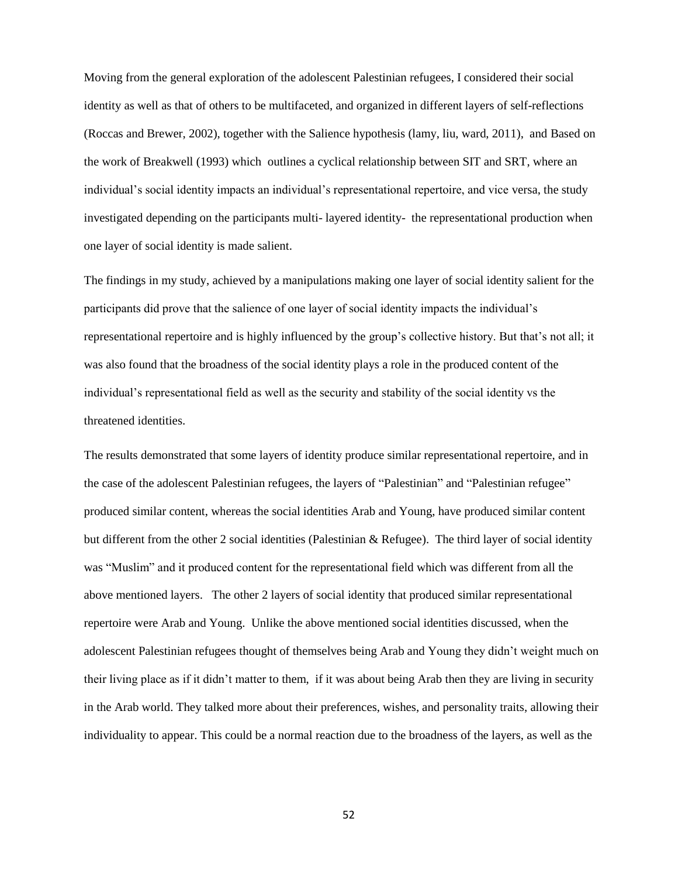Moving from the general exploration of the adolescent Palestinian refugees, I considered their social identity as well as that of others to be multifaceted, and organized in different layers of self-reflections (Roccas and Brewer, 2002), together with the Salience hypothesis (lamy, liu, ward, 2011), and Based on the work of Breakwell (1993) which outlines a cyclical relationship between SIT and SRT, where an individual's social identity impacts an individual's representational repertoire, and vice versa, the study investigated depending on the participants multi- layered identity- the representational production when one layer of social identity is made salient.

The findings in my study, achieved by a manipulations making one layer of social identity salient for the participants did prove that the salience of one layer of social identity impacts the individual's representational repertoire and is highly influenced by the group's collective history. But that's not all; it was also found that the broadness of the social identity plays a role in the produced content of the individual's representational field as well as the security and stability of the social identity vs the threatened identities.

The results demonstrated that some layers of identity produce similar representational repertoire, and in the case of the adolescent Palestinian refugees, the layers of "Palestinian" and "Palestinian refugee" produced similar content, whereas the social identities Arab and Young, have produced similar content but different from the other 2 social identities (Palestinian & Refugee). The third layer of social identity was "Muslim" and it produced content for the representational field which was different from all the above mentioned layers. The other 2 layers of social identity that produced similar representational repertoire were Arab and Young. Unlike the above mentioned social identities discussed, when the adolescent Palestinian refugees thought of themselves being Arab and Young they didn't weight much on their living place as if it didn't matter to them, if it was about being Arab then they are living in security in the Arab world. They talked more about their preferences, wishes, and personality traits, allowing their individuality to appear. This could be a normal reaction due to the broadness of the layers, as well as the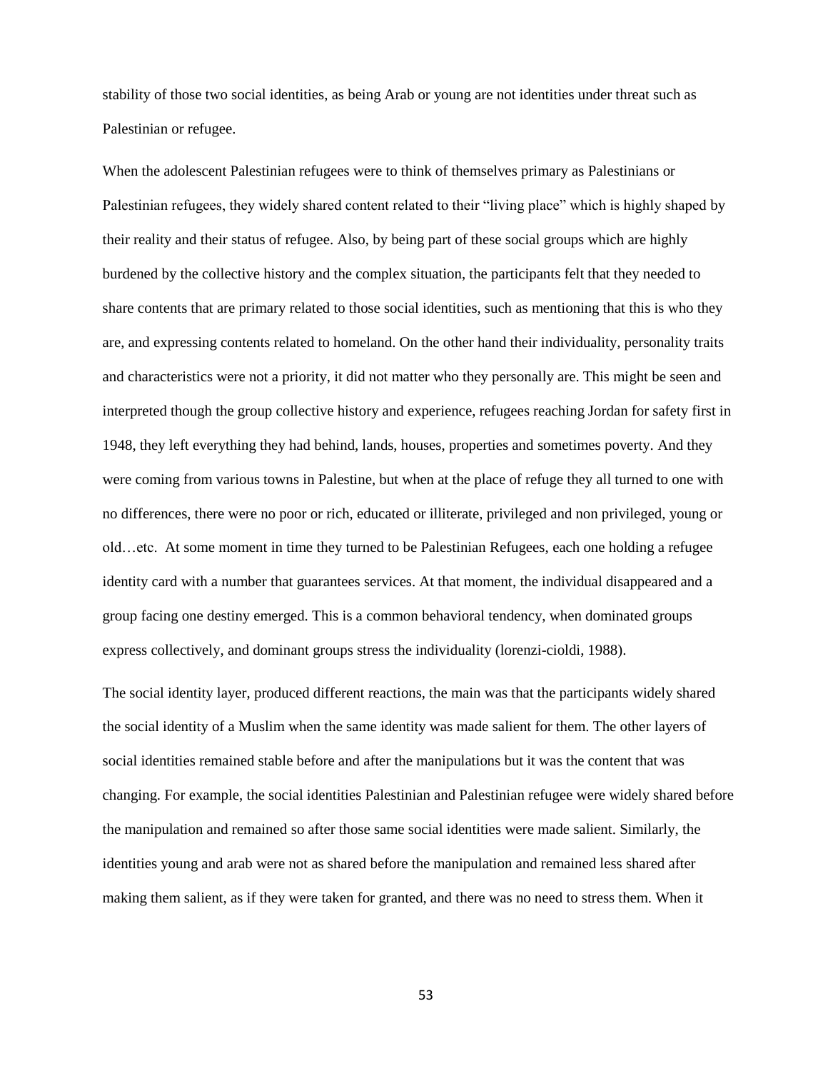stability of those two social identities, as being Arab or young are not identities under threat such as Palestinian or refugee.

When the adolescent Palestinian refugees were to think of themselves primary as Palestinians or Palestinian refugees, they widely shared content related to their "living place" which is highly shaped by their reality and their status of refugee. Also, by being part of these social groups which are highly burdened by the collective history and the complex situation, the participants felt that they needed to share contents that are primary related to those social identities, such as mentioning that this is who they are, and expressing contents related to homeland. On the other hand their individuality, personality traits and characteristics were not a priority, it did not matter who they personally are. This might be seen and interpreted though the group collective history and experience, refugees reaching Jordan for safety first in 1948, they left everything they had behind, lands, houses, properties and sometimes poverty. And they were coming from various towns in Palestine, but when at the place of refuge they all turned to one with no differences, there were no poor or rich, educated or illiterate, privileged and non privileged, young or old…etc. At some moment in time they turned to be Palestinian Refugees, each one holding a refugee identity card with a number that guarantees services. At that moment, the individual disappeared and a group facing one destiny emerged. This is a common behavioral tendency, when dominated groups express collectively, and dominant groups stress the individuality (lorenzi-cioldi, 1988).

The social identity layer, produced different reactions, the main was that the participants widely shared the social identity of a Muslim when the same identity was made salient for them. The other layers of social identities remained stable before and after the manipulations but it was the content that was changing. For example, the social identities Palestinian and Palestinian refugee were widely shared before the manipulation and remained so after those same social identities were made salient. Similarly, the identities young and arab were not as shared before the manipulation and remained less shared after making them salient, as if they were taken for granted, and there was no need to stress them. When it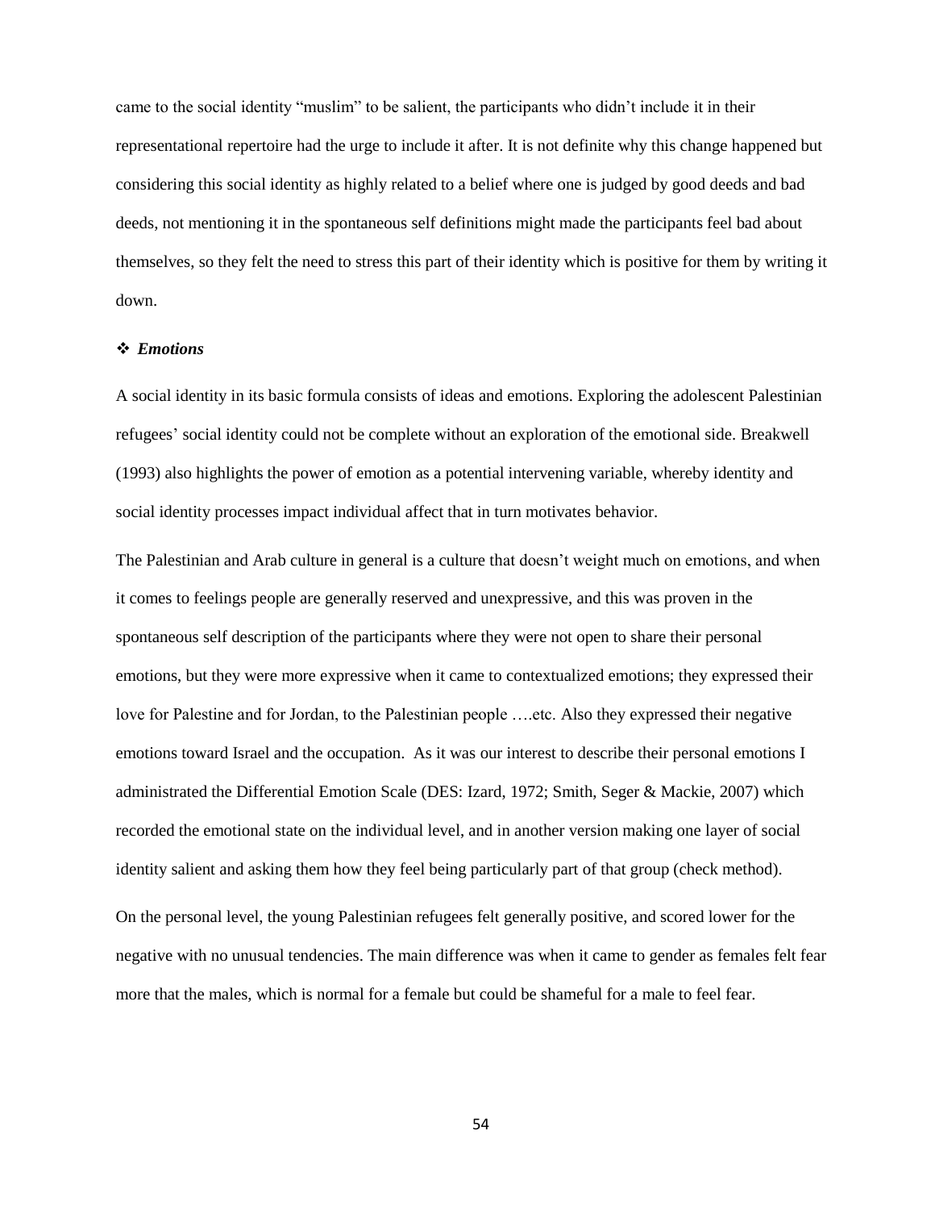came to the social identity “muslim” to be salient, the participants who didn’t include it in their representational repertoire had the urge to include it after. It is not definite why this change happened but considering this social identity as highly related to a belief where one is judged by good deeds and bad deeds, not mentioning it in the spontaneous self definitions might made the participants feel bad about themselves, so they felt the need to stress this part of their identity which is positive for them by writing it down.

### ❖ *Emotions*

A social identity in its basic formula consists of ideas and emotions. Exploring the adolescent Palestinian refugees’ social identity could not be complete without an exploration of the emotional side. Breakwell (1993) also highlights the power of emotion as a potential intervening variable, whereby identity and social identity processes impact individual affect that in turn motivates behavior.

The Palestinian and Arab culture in general is a culture that doesn’t weight much on emotions, and when it comes to feelings people are generally reserved and unexpressive, and this was proven in the spontaneous self description of the participants where they were not open to share their personal emotions, but they were more expressive when it came to contextualized emotions; they expressed their love for Palestine and for Jordan, to the Palestinian people ….etc. Also they expressed their negative emotions toward Israel and the occupation. As it was our interest to describe their personal emotions I administrated the Differential Emotion Scale (DES: Izard, 1972; Smith, Seger & Mackie, 2007) which recorded the emotional state on the individual level, and in another version making one layer of social identity salient and asking them how they feel being particularly part of that group (check method).

On the personal level, the young Palestinian refugees felt generally positive, and scored lower for the negative with no unusual tendencies. The main difference was when it came to gender as females felt fear more that the males, which is normal for a female but could be shameful for a male to feel fear.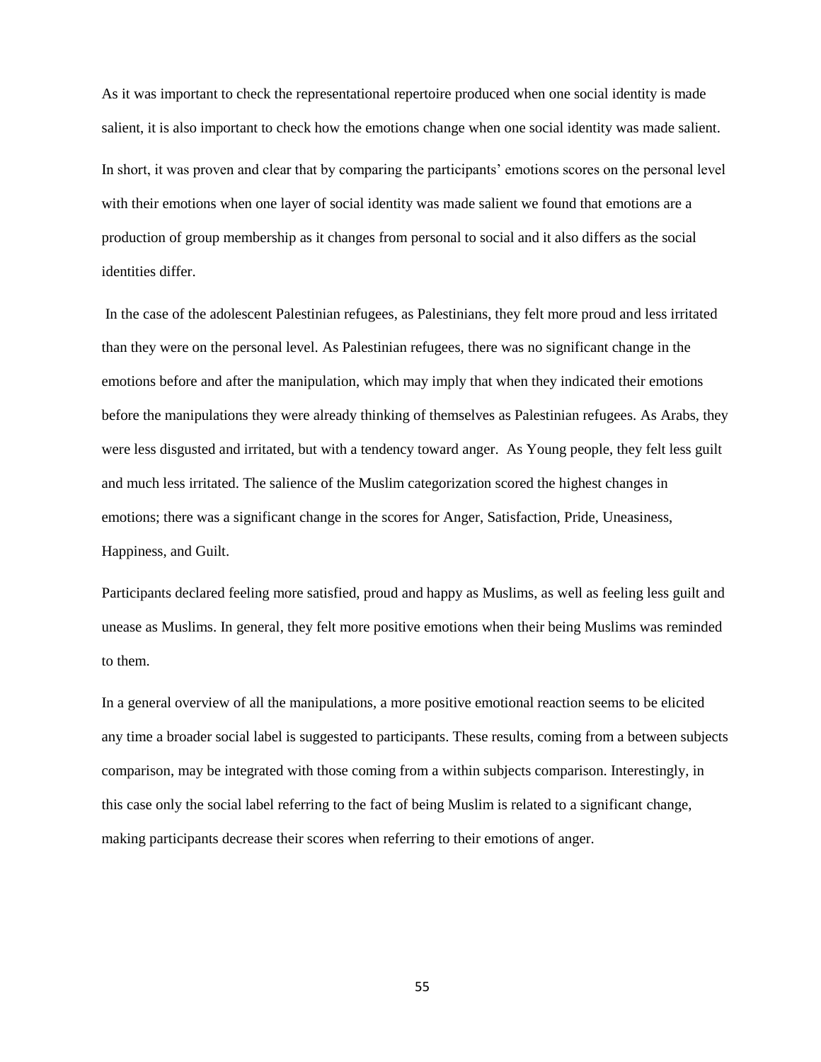As it was important to check the representational repertoire produced when one social identity is made salient, it is also important to check how the emotions change when one social identity was made salient.

In short, it was proven and clear that by comparing the participants' emotions scores on the personal level with their emotions when one layer of social identity was made salient we found that emotions are a production of group membership as it changes from personal to social and it also differs as the social identities differ.

In the case of the adolescent Palestinian refugees, as Palestinians, they felt more proud and less irritated than they were on the personal level. As Palestinian refugees, there was no significant change in the emotions before and after the manipulation, which may imply that when they indicated their emotions before the manipulations they were already thinking of themselves as Palestinian refugees. As Arabs, they were less disgusted and irritated, but with a tendency toward anger. As Young people, they felt less guilt and much less irritated. The salience of the Muslim categorization scored the highest changes in emotions; there was a significant change in the scores for Anger, Satisfaction, Pride, Uneasiness, Happiness, and Guilt.

Participants declared feeling more satisfied, proud and happy as Muslims, as well as feeling less guilt and unease as Muslims. In general, they felt more positive emotions when their being Muslims was reminded to them.

In a general overview of all the manipulations, a more positive emotional reaction seems to be elicited any time a broader social label is suggested to participants. These results, coming from a between subjects comparison, may be integrated with those coming from a within subjects comparison. Interestingly, in this case only the social label referring to the fact of being Muslim is related to a significant change, making participants decrease their scores when referring to their emotions of anger.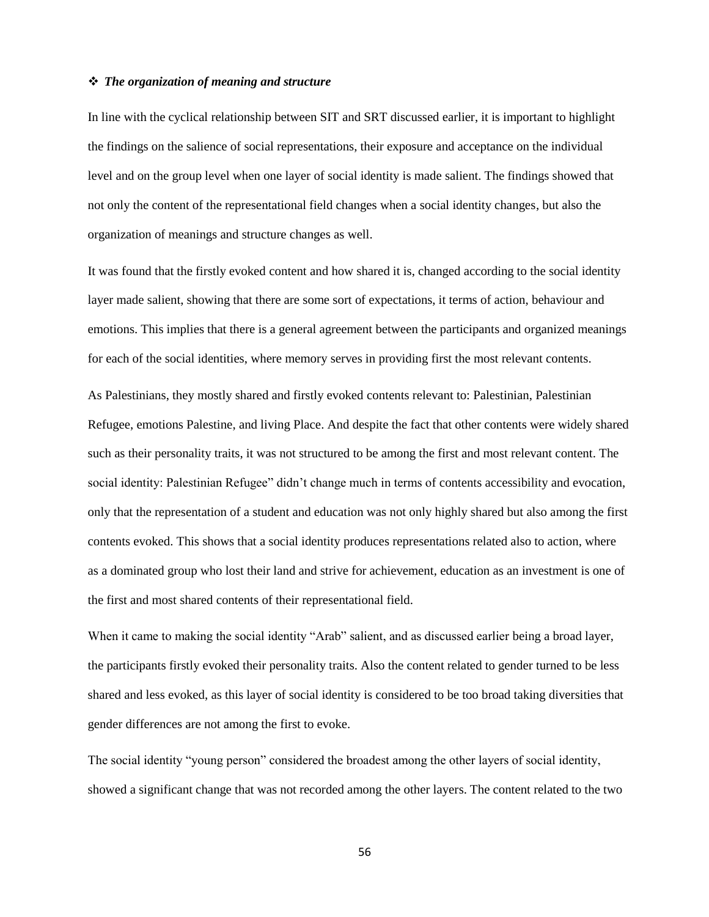❖ ***The organization of meaning and structure***

In line with the cyclical relationship between SIT and SRT discussed earlier, it is important to highlight the findings on the salience of social representations, their exposure and acceptance on the individual level and on the group level when one layer of social identity is made salient. The findings showed that not only the content of the representational field changes when a social identity changes, but also the organization of meanings and structure changes as well.

It was found that the firstly evoked content and how shared it is, changed according to the social identity layer made salient, showing that there are some sort of expectations, it terms of action, behaviour and emotions. This implies that there is a general agreement between the participants and organized meanings for each of the social identities, where memory serves in providing first the most relevant contents.

As Palestinians, they mostly shared and firstly evoked contents relevant to: Palestinian, Palestinian Refugee, emotions Palestine, and living Place. And despite the fact that other contents were widely shared such as their personality traits, it was not structured to be among the first and most relevant content. The social identity: Palestinian Refugee" didn't change much in terms of contents accessibility and evocation, only that the representation of a student and education was not only highly shared but also among the first contents evoked. This shows that a social identity produces representations related also to action, where as a dominated group who lost their land and strive for achievement, education as an investment is one of the first and most shared contents of their representational field.

When it came to making the social identity "Arab" salient, and as discussed earlier being a broad layer, the participants firstly evoked their personality traits. Also the content related to gender turned to be less shared and less evoked, as this layer of social identity is considered to be too broad taking diversities that gender differences are not among the first to evoke.

The social identity "young person" considered the broadest among the other layers of social identity, showed a significant change that was not recorded among the other layers. The content related to the two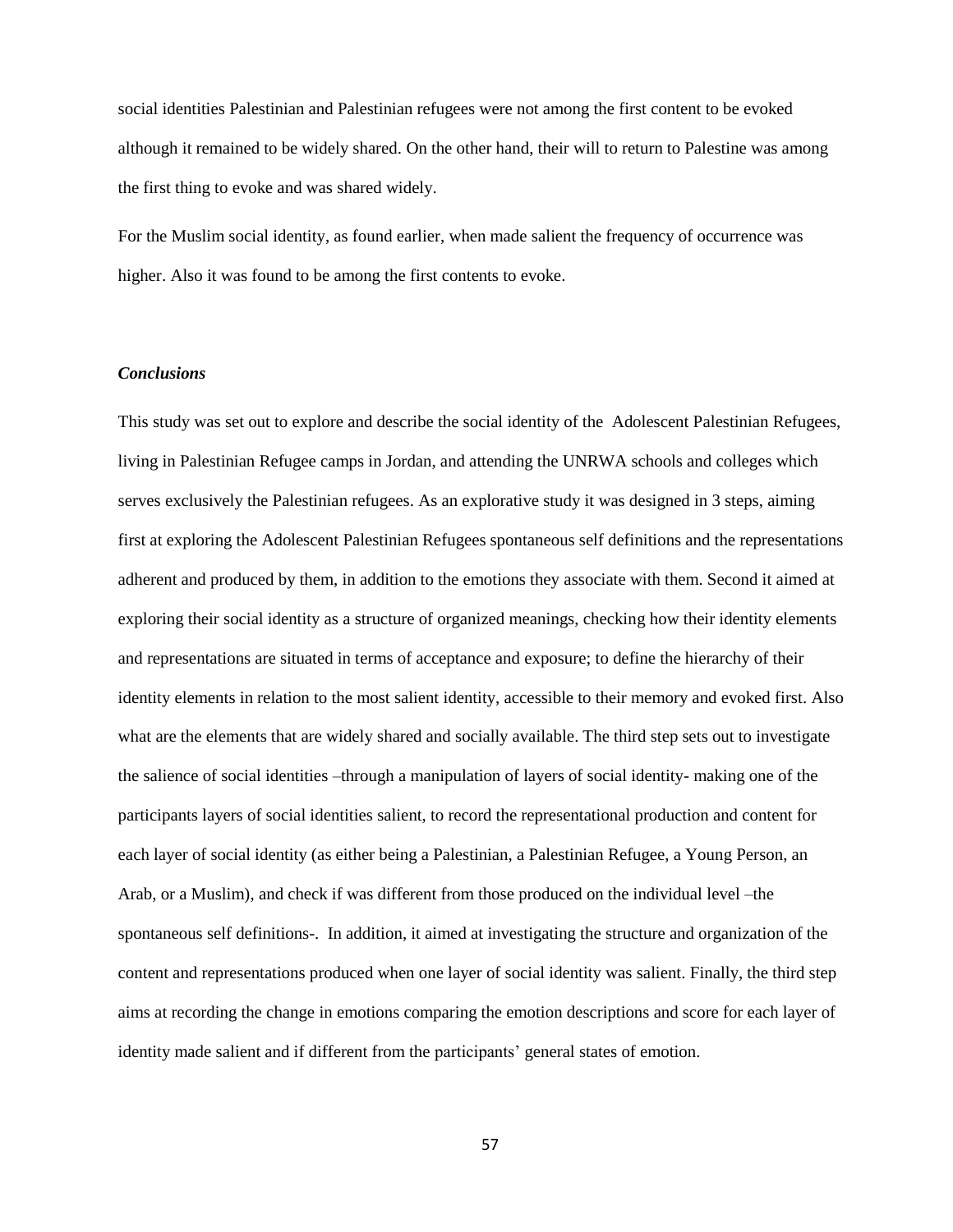social identities Palestinian and Palestinian refugees were not among the first content to be evoked although it remained to be widely shared. On the other hand, their will to return to Palestine was among the first thing to evoke and was shared widely.

For the Muslim social identity, as found earlier, when made salient the frequency of occurrence was higher. Also it was found to be among the first contents to evoke.

### *Conclusions*

This study was set out to explore and describe the social identity of the Adolescent Palestinian Refugees, living in Palestinian Refugee camps in Jordan, and attending the UNRWA schools and colleges which serves exclusively the Palestinian refugees. As an explorative study it was designed in 3 steps, aiming first at exploring the Adolescent Palestinian Refugees spontaneous self definitions and the representations adherent and produced by them, in addition to the emotions they associate with them. Second it aimed at exploring their social identity as a structure of organized meanings, checking how their identity elements and representations are situated in terms of acceptance and exposure; to define the hierarchy of their identity elements in relation to the most salient identity, accessible to their memory and evoked first. Also what are the elements that are widely shared and socially available. The third step sets out to investigate the salience of social identities –through a manipulation of layers of social identity- making one of the participants layers of social identities salient, to record the representational production and content for each layer of social identity (as either being a Palestinian, a Palestinian Refugee, a Young Person, an Arab, or a Muslim), and check if was different from those produced on the individual level –the spontaneous self definitions-. In addition, it aimed at investigating the structure and organization of the content and representations produced when one layer of social identity was salient. Finally, the third step aims at recording the change in emotions comparing the emotion descriptions and score for each layer of identity made salient and if different from the participants' general states of emotion.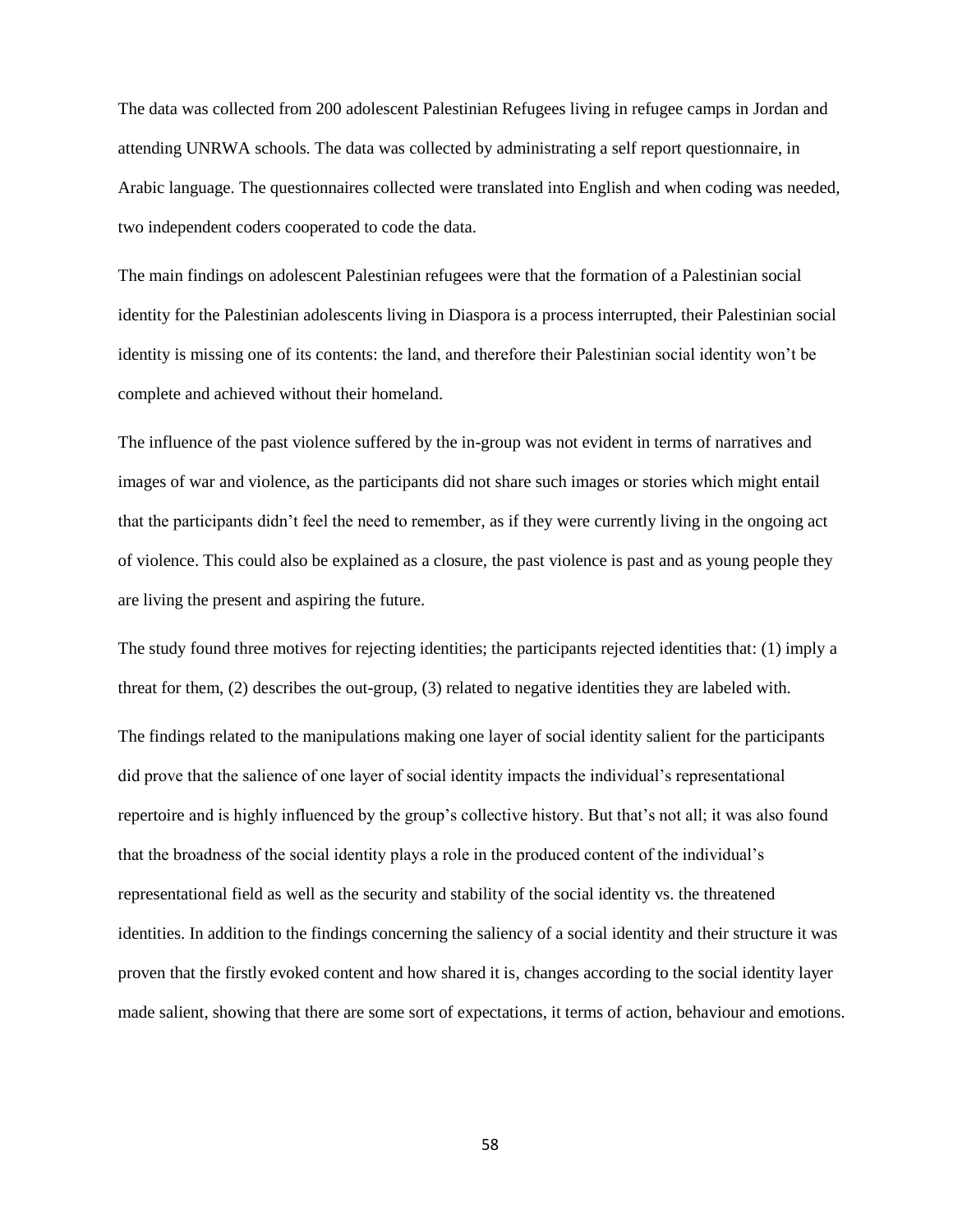The data was collected from 200 adolescent Palestinian Refugees living in refugee camps in Jordan and attending UNRWA schools. The data was collected by administrating a self report questionnaire, in Arabic language. The questionnaires collected were translated into English and when coding was needed, two independent coders cooperated to code the data.

The main findings on adolescent Palestinian refugees were that the formation of a Palestinian social identity for the Palestinian adolescents living in Diaspora is a process interrupted, their Palestinian social identity is missing one of its contents: the land, and therefore their Palestinian social identity won't be complete and achieved without their homeland.

The influence of the past violence suffered by the in-group was not evident in terms of narratives and images of war and violence, as the participants did not share such images or stories which might entail that the participants didn't feel the need to remember, as if they were currently living in the ongoing act of violence. This could also be explained as a closure, the past violence is past and as young people they are living the present and aspiring the future.

The study found three motives for rejecting identities; the participants rejected identities that: (1) imply a threat for them, (2) describes the out-group, (3) related to negative identities they are labeled with.

The findings related to the manipulations making one layer of social identity salient for the participants did prove that the salience of one layer of social identity impacts the individual's representational repertoire and is highly influenced by the group's collective history. But that's not all; it was also found that the broadness of the social identity plays a role in the produced content of the individual's representational field as well as the security and stability of the social identity vs. the threatened identities. In addition to the findings concerning the saliency of a social identity and their structure it was proven that the firstly evoked content and how shared it is, changes according to the social identity layer made salient, showing that there are some sort of expectations, it terms of action, behaviour and emotions.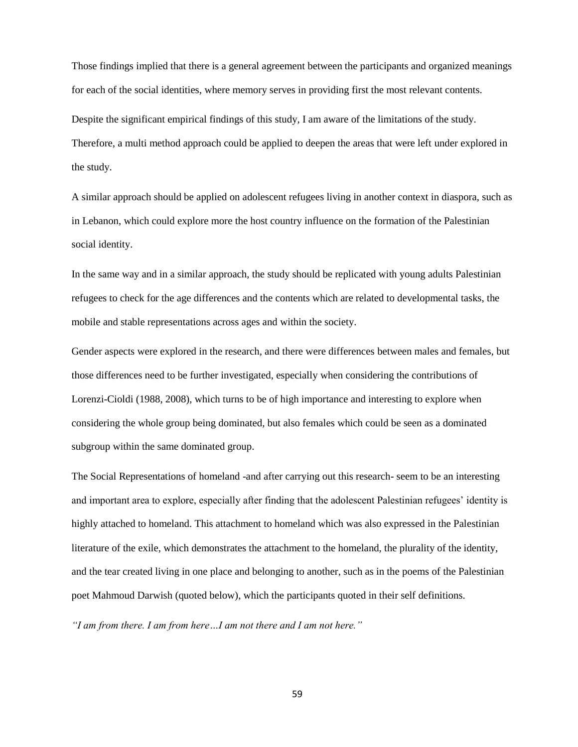Those findings implied that there is a general agreement between the participants and organized meanings for each of the social identities, where memory serves in providing first the most relevant contents.

Despite the significant empirical findings of this study, I am aware of the limitations of the study. Therefore, a multi method approach could be applied to deepen the areas that were left under explored in the study.

A similar approach should be applied on adolescent refugees living in another context in diaspora, such as in Lebanon, which could explore more the host country influence on the formation of the Palestinian social identity.

In the same way and in a similar approach, the study should be replicated with young adults Palestinian refugees to check for the age differences and the contents which are related to developmental tasks, the mobile and stable representations across ages and within the society.

Gender aspects were explored in the research, and there were differences between males and females, but those differences need to be further investigated, especially when considering the contributions of Lorenzi-Cioldi (1988, 2008), which turns to be of high importance and interesting to explore when considering the whole group being dominated, but also females which could be seen as a dominated subgroup within the same dominated group.

The Social Representations of homeland -and after carrying out this research- seem to be an interesting and important area to explore, especially after finding that the adolescent Palestinian refugees' identity is highly attached to homeland. This attachment to homeland which was also expressed in the Palestinian literature of the exile, which demonstrates the attachment to the homeland, the plurality of the identity, and the tear created living in one place and belonging to another, such as in the poems of the Palestinian poet Mahmoud Darwish (quoted below), which the participants quoted in their self definitions.

*"I am from there. I am from here…I am not there and I am not here."*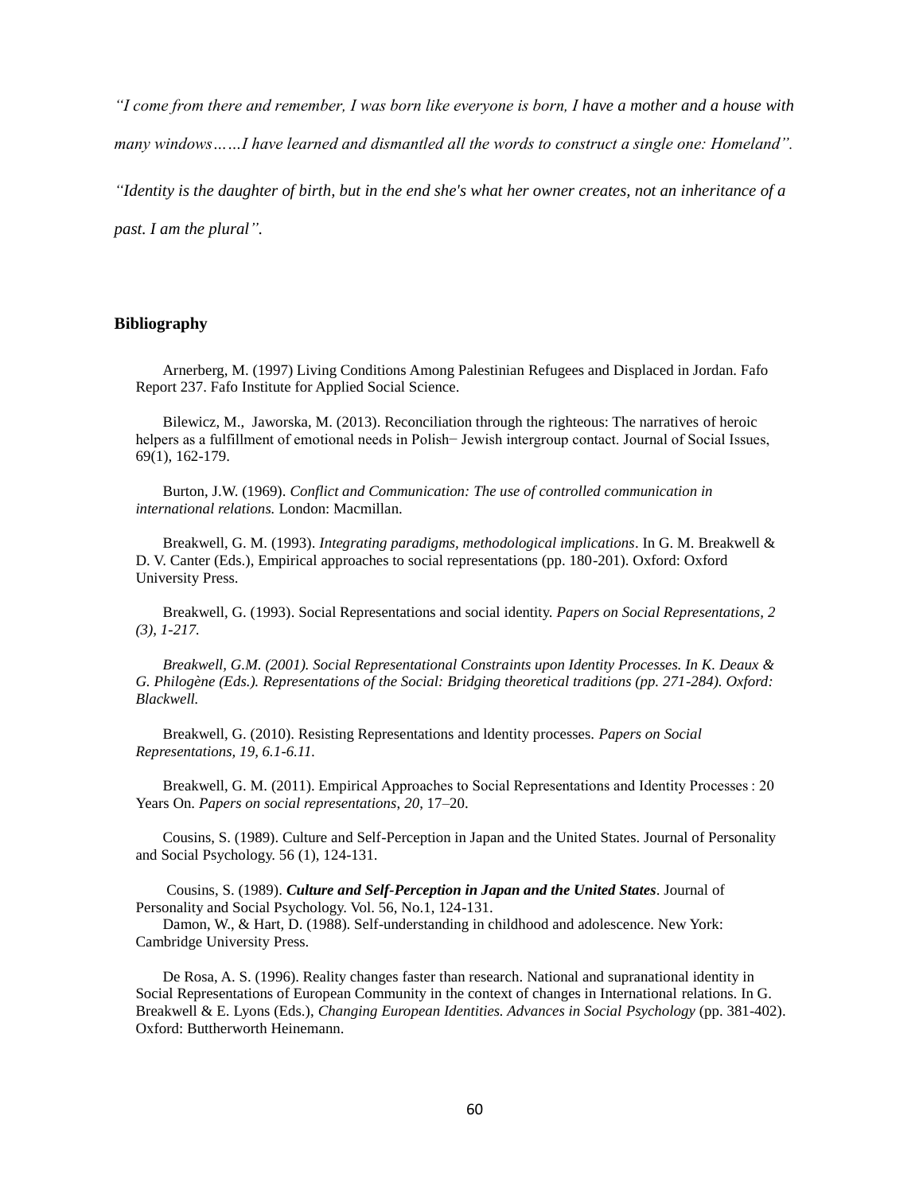*"I come from there and remember, I was born like everyone is born, I have a mother and a house with many windows……I have learned and dismantled all the words to construct a single one: Homeland".*

*"Identity is the daughter of birth, but in the end she's what her owner creates, not an inheritance of a past. I am the plural".*

**Bibliography**

Arnerberg, M. (1997) Living Conditions Among Palestinian Refugees and Displaced in Jordan. Fafo Report 237. Fafo Institute for Applied Social Science.

Bilewicz, M., Jaworska, M. (2013). Reconciliation through the righteous: The narratives of heroic helpers as a fulfillment of emotional needs in Polish− Jewish intergroup contact. Journal of Social Issues, 69(1), 162-179.

Burton, J.W. (1969). *Conflict and Communication: The use of controlled communication in international relations.* London: Macmillan.

Breakwell, G. M. (1993). *Integrating paradigms, methodological implications*. In G. M. Breakwell & D. V. Canter (Eds.), Empirical approaches to social representations (pp. 180-201). Oxford: Oxford University Press.

Breakwell, G. (1993). Social Representations and social identity. *Papers on Social Representations, 2 (3), 1-217.*

*Breakwell, G.M. (2001). Social Representational Constraints upon Identity Processes. In K. Deaux & G. Philogène (Eds.). Representations of the Social: Bridging theoretical traditions (pp. 271-284). Oxford: Blackwell.*

Breakwell, G. (2010). Resisting Representations and ldentity processes. *Papers on Social Representations, 19, 6.1-6.11.*

Breakwell, G. M. (2011). Empirical Approaches to Social Representations and Identity Processes : 20 Years On. *Papers on social representations*, *20*, 17–20.

Cousins, S. (1989). Culture and Self-Perception in Japan and the United States. Journal of Personality and Social Psychology. 56 (1), 124-131.

Cousins, S. (1989). ***Culture and Self-Perception in Japan and the United States***. Journal of Personality and Social Psychology. Vol. 56, No.1, 124-131.

Damon, W., & Hart, D. (1988). Self-understanding in childhood and adolescence. New York: Cambridge University Press.

De Rosa, A. S. (1996). Reality changes faster than research. National and supranational identity in Social Representations of European Community in the context of changes in International relations. In G. Breakwell & E. Lyons (Eds.), *Changing European Identities. Advances in Social Psychology* (pp. 381-402). Oxford: Buttherworth Heinemann.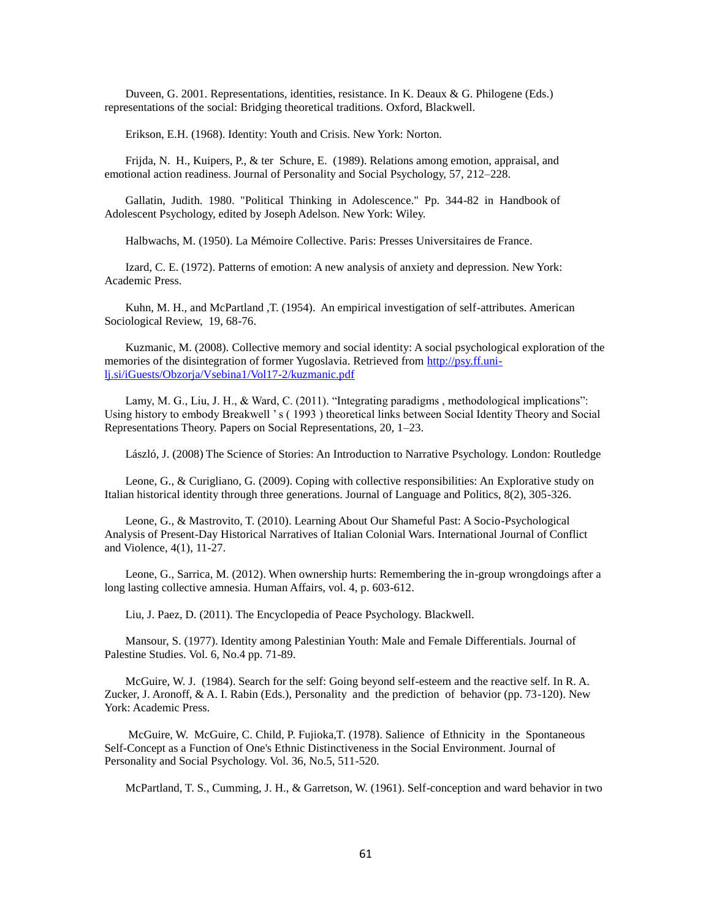Duveen, G. 2001. Representations, identities, resistance. In K. Deaux & G. Philogene (Eds.) representations of the social: Bridging theoretical traditions. Oxford, Blackwell.

Erikson, E.H. (1968). Identity: Youth and Crisis. New York: Norton.

Frijda, N. H., Kuipers, P., & ter Schure, E. (1989). Relations among emotion, appraisal, and emotional action readiness. Journal of Personality and Social Psychology, 57, 212–228.

Gallatin, Judith. 1980. "Political Thinking in Adolescence." Pp. 344-82 in Handbook of Adolescent Psychology, edited by Joseph Adelson. New York: Wiley.

Halbwachs, M. (1950). La Mémoire Collective. Paris: Presses Universitaires de France.

Izard, C. E. (1972). Patterns of emotion: A new analysis of anxiety and depression. New York: Academic Press.

Kuhn, M. H., and McPartland ,T. (1954). An empirical investigation of self-attributes. American Sociological Review, 19, 68-76.

Kuzmanic, M. (2008). Collective memory and social identity: A social psychological exploration of the memories of the disintegration of former Yugoslavia. Retrieved from http://psy.ff.uni-lj.si/iGuests/Obzorja/Vsebina1/Vol17-2/kuzmanic.pdf

Lamy, M. G., Liu, J. H., & Ward, C. (2011). "Integrating paradigms , methodological implications": Using history to embody Breakwell ' s ( 1993 ) theoretical links between Social Identity Theory and Social Representations Theory. Papers on Social Representations, 20, 1–23.

László, J. (2008) The Science of Stories: An Introduction to Narrative Psychology. London: Routledge

Leone, G., & Curigliano, G. (2009). Coping with collective responsibilities: An Explorative study on Italian historical identity through three generations. Journal of Language and Politics, 8(2), 305-326.

Leone, G., & Mastrovito, T. (2010). Learning About Our Shameful Past: A Socio-Psychological Analysis of Present-Day Historical Narratives of Italian Colonial Wars. International Journal of Conflict and Violence, 4(1), 11-27.

Leone, G., Sarrica, M. (2012). When ownership hurts: Remembering the in-group wrongdoings after a long lasting collective amnesia. Human Affairs, vol. 4, p. 603-612.

Liu, J. Paez, D. (2011). The Encyclopedia of Peace Psychology. Blackwell.

Mansour, S. (1977). Identity among Palestinian Youth: Male and Female Differentials. Journal of Palestine Studies. Vol. 6, No.4 pp. 71-89.

McGuire, W. J. (1984). Search for the self: Going beyond self-esteem and the reactive self. In R. A. Zucker, J. Aronoff, & A. I. Rabin (Eds.), Personality and the prediction of behavior (pp. 73-120). New York: Academic Press.

McGuire, W. McGuire, C. Child, P. Fujioka,T. (1978). Salience of Ethnicity in the Spontaneous Self-Concept as a Function of One's Ethnic Distinctiveness in the Social Environment. Journal of Personality and Social Psychology. Vol. 36, No.5, 511-520.

McPartland, T. S., Cumming, J. H., & Garretson, W. (1961). Self-conception and ward behavior in two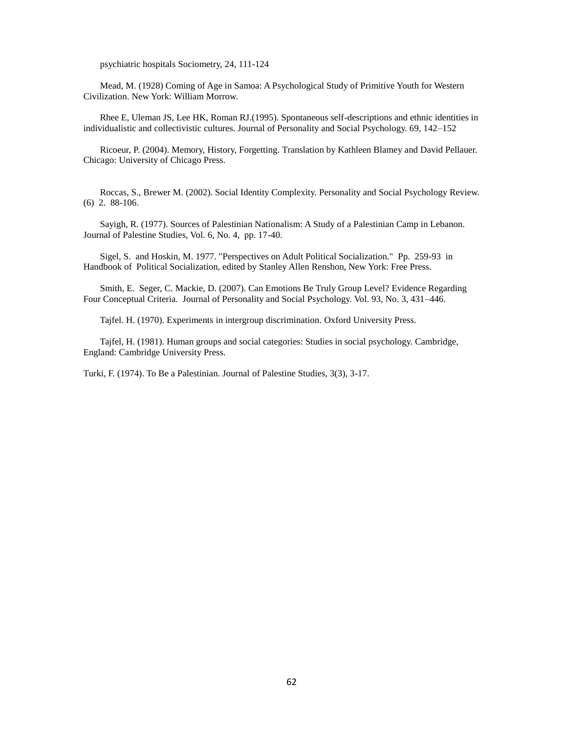psychiatric hospitals Sociometry, 24, 111-124

Mead, M. (1928) Coming of Age in Samoa: A Psychological Study of Primitive Youth for Western Civilization. New York: William Morrow.

Rhee E, Uleman JS, Lee HK, Roman RJ.(1995). Spontaneous self-descriptions and ethnic identities in individualistic and collectivistic cultures. Journal of Personality and Social Psychology. 69, 142–152

Ricoeur, P. (2004). Memory, History, Forgetting. Translation by Kathleen Blamey and David Pellauer. Chicago: University of Chicago Press.

Roccas, S., Brewer M. (2002). Social Identity Complexity. Personality and Social Psychology Review. (6) 2. 88-106.

Sayigh, R. (1977). Sources of Palestinian Nationalism: A Study of a Palestinian Camp in Lebanon. Journal of Palestine Studies, Vol. 6, No. 4, pp. 17-40.

Sigel, S. and Hoskin, M. 1977. "Perspectives on Adult Political Socialization." Pp. 259-93 in Handbook of Political Socialization, edited by Stanley Allen Renshon, New York: Free Press.

Smith, E. Seger, C. Mackie, D. (2007). Can Emotions Be Truly Group Level? Evidence Regarding Four Conceptual Criteria. Journal of Personality and Social Psychology. Vol. 93, No. 3, 431–446.

Tajfel. H. (1970). Experiments in intergroup discrimination. Oxford University Press.

Tajfel, H. (1981). Human groups and social categories: Studies in social psychology. Cambridge, England: Cambridge University Press.

Turki, F. (1974). To Be a Palestinian. Journal of Palestine Studies, 3(3), 3-17.